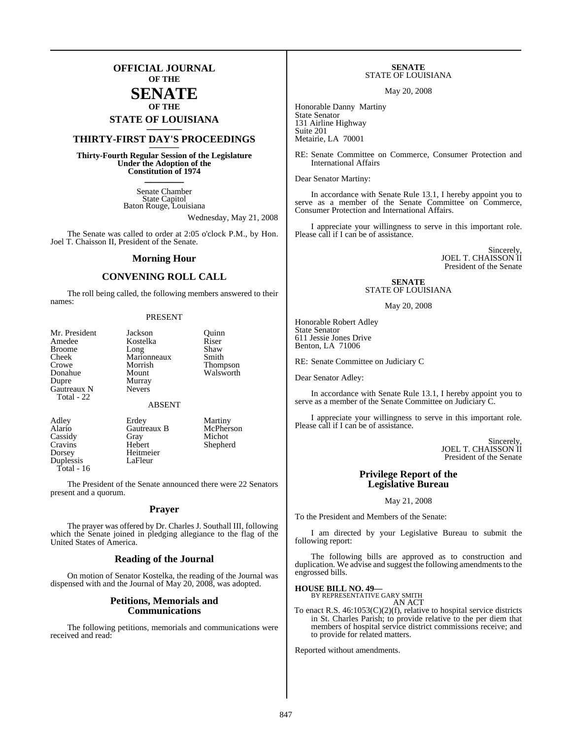# OFFICIAL JOURNAL OF THE SENATE OF THE STATE OF LOUISIANA

## THIRTY-FIRST DAY'S PROCEEDINGS

**Thirty-Fourth Regular Session of the Legislature Under the Adoption of the Constitution of 1974**

Senate Chamber
State Capitol
Baton Rouge, Louisiana

Wednesday, May 21, 2008

The Senate was called to order at 2:05 o'clock P.M., by Hon. Joel T. Chaisson II, President of the Senate.

## Morning Hour

## CONVENING ROLL CALL

The roll being called, the following members answered to their names:

PRESENT

| | | |
|---|---|---|
| Mr. President | Jackson | Quinn |
| Amedee | Kostelka | Riser |
| Broome | Long | Shaw |
| Cheek | Marionneaux | Smith |
| Crowe | Morrish | Thompson |
| Donahue | Mount | Walsworth |
| Dupre | Murray | |
| Gautreaux N | Nevers | |
| Total - 22 | | |

ABSENT

| | | |
|---|---|---|
| Adley | Erdey | Martiny |
| Alario | Gautreaux B | McPherson |
| Cassidy | Gray | Michot |
| Cravins | Hebert | Shepherd |
| Dorsey | Heitmeier | |
| Duplessis | LaFleur | |
| Total - 16 | | |

The President of the Senate announced there were 22 Senators present and a quorum.

## Prayer

The prayer was offered by Dr. Charles J. Southall III, following which the Senate joined in pledging allegiance to the flag of the United States of America.

## Reading of the Journal

On motion of Senator Kostelka, the reading of the Journal was dispensed with and the Journal of May 20, 2008, was adopted.

## Petitions, Memorials and Communications

The following petitions, memorials and communications were received and read:

**SENATE**
STATE OF LOUISIANA

May 20, 2008

Honorable Danny Martiny
State Senator
131 Airline Highway
Suite 201
Metairie, LA 70001

RE: Senate Committee on Commerce, Consumer Protection and International Affairs

Dear Senator Martiny:

In accordance with Senate Rule 13.1, I hereby appoint you to serve as a member of the Senate Committee on Commerce, Consumer Protection and International Affairs.

I appreciate your willingness to serve in this important role. Please call if I can be of assistance.

Sincerely,
JOEL T. CHAISSON II
President of the Senate

**SENATE**
STATE OF LOUISIANA

May 20, 2008

Honorable Robert Adley
State Senator
611 Jessie Jones Drive
Benton, LA 71006

RE: Senate Committee on Judiciary C

Dear Senator Adley:

In accordance with Senate Rule 13.1, I hereby appoint you to serve as a member of the Senate Committee on Judiciary C.

I appreciate your willingness to serve in this important role. Please call if I can be of assistance.

Sincerely,
JOEL T. CHAISSON II
President of the Senate

## Privilege Report of the Legislative Bureau

May 21, 2008

To the President and Members of the Senate:

I am directed by your Legislative Bureau to submit the following report:

The following bills are approved as to construction and duplication. We advise and suggest the following amendments to the engrossed bills.

**HOUSE BILL NO. 49—**
BY REPRESENTATIVE GARY SMITH
AN ACT

To enact R.S. 46:1053(C)(2)(f), relative to hospital service districts in St. Charles Parish; to provide relative to the per diem that members of hospital service district commissions receive; and to provide for related matters.

Reported without amendments.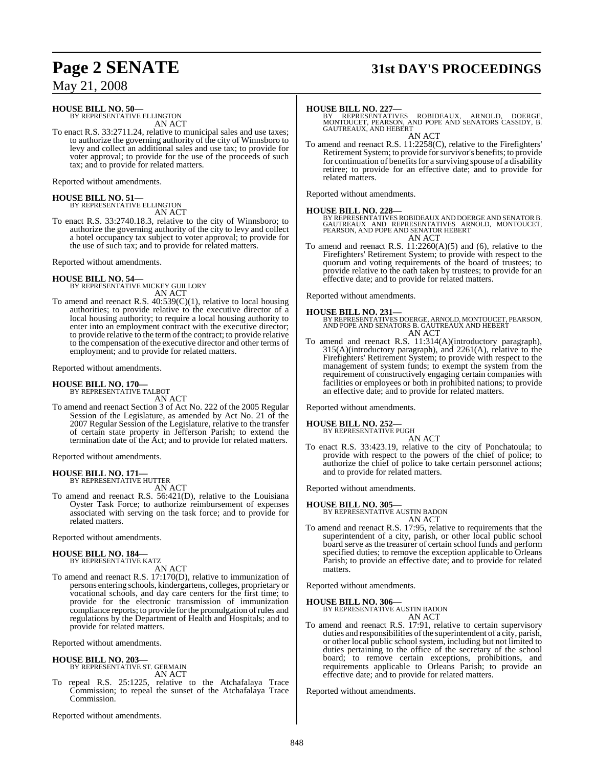**HOUSE BILL NO. 50—**
BY REPRESENTATIVE ELLINGTON
AN ACT

To enact R.S. 33:2711.24, relative to municipal sales and use taxes; to authorize the governing authority of the city of Winnsboro to levy and collect an additional sales and use tax; to provide for voter approval; to provide for the use of the proceeds of such tax; and to provide for related matters.

Reported without amendments.

**HOUSE BILL NO. 51—**
BY REPRESENTATIVE ELLINGTON
AN ACT

To enact R.S. 33:2740.18.3, relative to the city of Winnsboro; to authorize the governing authority of the city to levy and collect a hotel occupancy tax subject to voter approval; to provide for the use of such tax; and to provide for related matters.

Reported without amendments.

**HOUSE BILL NO. 54—**
BY REPRESENTATIVE MICKEY GUILLORY
AN ACT

To amend and reenact R.S. 40:539(C)(1), relative to local housing authorities; to provide relative to the executive director of a local housing authority; to require a local housing authority to enter into an employment contract with the executive director; to provide relative to the term of the contract; to provide relative to the compensation of the executive director and other terms of employment; and to provide for related matters.

Reported without amendments.

**HOUSE BILL NO. 170—**
BY REPRESENTATIVE TALBOT
AN ACT

To amend and reenact Section 3 of Act No. 222 of the 2005 Regular Session of the Legislature, as amended by Act No. 21 of the 2007 Regular Session of the Legislature, relative to the transfer of certain state property in Jefferson Parish; to extend the termination date of the Act; and to provide for related matters.

Reported without amendments.

**HOUSE BILL NO. 171—**
BY REPRESENTATIVE HUTTER
AN ACT

To amend and reenact R.S. 56:421(D), relative to the Louisiana Oyster Task Force; to authorize reimbursement of expenses associated with serving on the task force; and to provide for related matters.

Reported without amendments.

**HOUSE BILL NO. 184—**
BY REPRESENTATIVE KATZ
AN ACT

To amend and reenact R.S. 17:170(D), relative to immunization of persons entering schools, kindergartens, colleges, proprietary or vocational schools, and day care centers for the first time; to provide for the electronic transmission of immunization compliance reports; to provide for the promulgation of rules and regulations by the Department of Health and Hospitals; and to provide for related matters.

Reported without amendments.

**HOUSE BILL NO. 203—**
BY REPRESENTATIVE ST. GERMAIN
AN ACT

To repeal R.S. 25:1225, relative to the Atchafalaya Trace Commission; to repeal the sunset of the Atchafalaya Trace Commission.

Reported without amendments.

**HOUSE BILL NO. 227—**
BY REPRESENTATIVES ROBIDEAUX, ARNOLD, DOERGE, MONTOUCET, PEARSON, AND POPE AND SENATORS CASSIDY, B. GAUTREAUX, AND HEBERT
AN ACT

To amend and reenact R.S. 11:2258(C), relative to the Firefighters' Retirement System; to provide for survivor's benefits; to provide for continuation of benefits for a surviving spouse of a disability retiree; to provide for an effective date; and to provide for related matters.

Reported without amendments.

**HOUSE BILL NO. 228—**
BY REPRESENTATIVES ROBIDEAUX AND DOERGE AND SENATOR B. GAUTREAUX AND REPRESENTATIVES ARNOLD, MONTOUCET, PEARSON, AND POPE AND SENATOR HEBERT
AN ACT

To amend and reenact R.S. 11:2260(A)(5) and (6), relative to the Firefighters' Retirement System; to provide with respect to the quorum and voting requirements of the board of trustees; to provide relative to the oath taken by trustees; to provide for an effective date; and to provide for related matters.

Reported without amendments.

**HOUSE BILL NO. 231—**
BY REPRESENTATIVES DOERGE, ARNOLD, MONTOUCET, PEARSON, AND POPE AND SENATORS B. GAUTREAUX AND HEBERT
AN ACT

To amend and reenact R.S. 11:314(A)(introductory paragraph), 315(A)(introductory paragraph), and 2261(A), relative to the Firefighters' Retirement System; to provide with respect to the management of system funds; to exempt the system from the requirement of constructively engaging certain companies with facilities or employees or both in prohibited nations; to provide an effective date; and to provide for related matters.

Reported without amendments.

**HOUSE BILL NO. 252—**
BY REPRESENTATIVE PUGH
AN ACT

To enact R.S. 33:423.19, relative to the city of Ponchatoula; to provide with respect to the powers of the chief of police; to authorize the chief of police to take certain personnel actions; and to provide for related matters.

Reported without amendments.

**HOUSE BILL NO. 305—**
BY REPRESENTATIVE AUSTIN BADON
AN ACT

To amend and reenact R.S. 17:95, relative to requirements that the superintendent of a city, parish, or other local public school board serve as the treasurer of certain school funds and perform specified duties; to remove the exception applicable to Orleans Parish; to provide an effective date; and to provide for related matters.

Reported without amendments.

**HOUSE BILL NO. 306—**
BY REPRESENTATIVE AUSTIN BADON
AN ACT

To amend and reenact R.S. 17:91, relative to certain supervisory duties and responsibilities of the superintendent of a city, parish, or other local public school system, including but not limited to duties pertaining to the office of the secretary of the school board; to remove certain exceptions, prohibitions, and requirements applicable to Orleans Parish; to provide an effective date; and to provide for related matters.

Reported without amendments.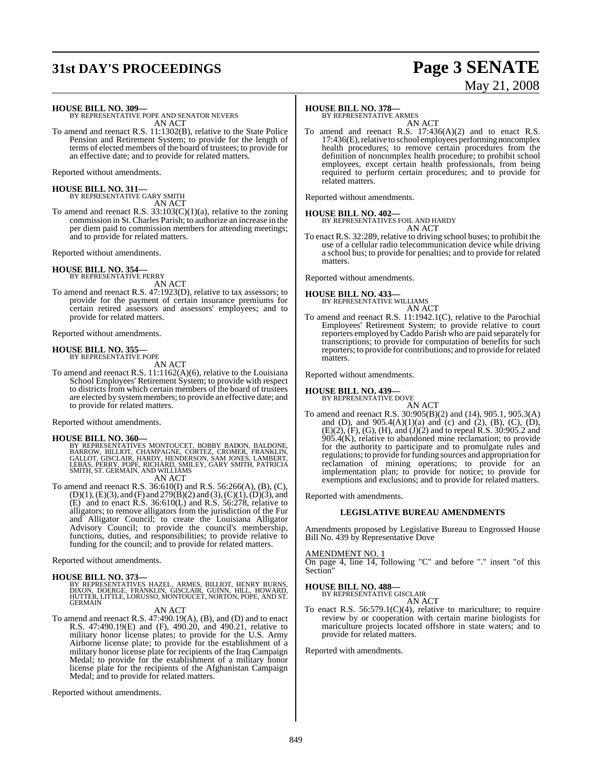**HOUSE BILL NO. 309—**
BY REPRESENTATIVE POPE AND SENATOR NEVERS
AN ACT

To amend and reenact R.S. 11:1302(B), relative to the State Police Pension and Retirement System; to provide for the length of terms of elected members of the board of trustees; to provide for an effective date; and to provide for related matters.

Reported without amendments.

**HOUSE BILL NO. 311—**
BY REPRESENTATIVE GARY SMITH
AN ACT

To amend and reenact R.S. 33:103(C)(1)(a), relative to the zoning commission in St. Charles Parish; to authorize an increase in the per diem paid to commission members for attending meetings; and to provide for related matters.

Reported without amendments.

**HOUSE BILL NO. 354—**
BY REPRESENTATIVE PERRY
AN ACT

To amend and reenact R.S. 47:1923(D), relative to tax assessors; to provide for the payment of certain insurance premiums for certain retired assessors and assessors' employees; and to provide for related matters.

Reported without amendments.

**HOUSE BILL NO. 355—**
BY REPRESENTATIVE POPE
AN ACT

To amend and reenact R.S. 11:1162(A)(6), relative to the Louisiana School Employees' Retirement System; to provide with respect to districts from which certain members of the board of trustees are elected by system members; to provide an effective date; and to provide for related matters.

Reported without amendments.

**HOUSE BILL NO. 360—**
BY REPRESENTATIVES MONTOUCET, BOBBY BADON, BALDONE, BARROW, BILLIOT, CHAMPAGNE, CORTEZ, CROMER, FRANKLIN, GALLOT, GISCLAIR, HARDY, HENDERSON, SAM JONES, LAMBERT, LEBAS, PERRY, POPE, RICHARD, SMILEY, GARY SMITH, PATRICIA SMITH, ST. GERMAIN, AND WILLIAMS
AN ACT

To amend and reenact R.S. 36:610(I) and R.S. 56:266(A), (B), (C), (D)(1), (E)(3), and (F) and 279(B)(2) and (3), (C)(1), (D)(3), and (E) and to enact R.S. 36:610(L) and R.S. 56:278, relative to alligators; to remove alligators from the jurisdiction of the Fur and Alligator Council; to create the Louisiana Alligator Advisory Council; to provide the council's membership, functions, duties, and responsibilities; to provide relative to funding for the council; and to provide for related matters.

Reported without amendments.

**HOUSE BILL NO. 373—**
BY REPRESENTATIVES HAZEL, ARMES, BILLIOT, HENRY BURNS, DIXON, DOERGE, FRANKLIN, GISCLAIR, GUINN, HILL, HOWARD, HUTTER, LITTLE, LORUSSO, MONTOUCET, NORTON, POPE, AND ST. GERMAIN
AN ACT

To amend and reenact R.S. 47:490.19(A), (B), and (D) and to enact R.S. 47:490.19(E) and (F), 490.20, and 490.21, relative to military honor license plates; to provide for the U.S. Army Airborne license plate; to provide for the establishment of a military honor license plate for recipients of the Iraq Campaign Medal; to provide for the establishment of a military honor license plate for the recipients of the Afghanistan Campaign Medal; and to provide for related matters.

Reported without amendments.

**HOUSE BILL NO. 378—**
BY REPRESENTATIVE ARMES
AN ACT

To amend and reenact R.S. 17:436(A)(2) and to enact R.S. 17:436(E), relative to school employees performing noncomplex health procedures; to remove certain procedures from the definition of noncomplex health procedure; to prohibit school employees, except certain health professionals, from being required to perform certain procedures; and to provide for related matters.

Reported without amendments.

**HOUSE BILL NO. 402—**
BY REPRESENTATIVES FOIL AND HARDY
AN ACT

To enact R.S. 32:289, relative to driving school buses; to prohibit the use of a cellular radio telecommunication device while driving a school bus; to provide for penalties; and to provide for related matters.

Reported without amendments.

**HOUSE BILL NO. 433—**
BY REPRESENTATIVE WILLIAMS
AN ACT

To amend and reenact R.S. 11:1942.1(C), relative to the Parochial Employees' Retirement System; to provide relative to court reporters employed by Caddo Parish who are paid separately for transcriptions; to provide for computation of benefits for such reporters; to provide for contributions; and to provide for related matters.

Reported without amendments.

**HOUSE BILL NO. 439—**
BY REPRESENTATIVE DOVE
AN ACT

To amend and reenact R.S. 30:905(B)(2) and (14), 905.1, 905.3(A) and (D), and 905.4(A)(1)(a) and (c) and (2), (B), (C), (D), (E)(2), (F), (G), (H), and (J)(2) and to repeal R.S. 30:905.2 and 905.4(K), relative to abandoned mine reclamation; to provide for the authority to participate and to promulgate rules and regulations; to provide for funding sources and appropriation for reclamation of mining operations; to provide for an implementation plan; to provide for notice; to provide for exemptions and exclusions; and to provide for related matters.

Reported with amendments.

**LEGISLATIVE BUREAU AMENDMENTS**

Amendments proposed by Legislative Bureau to Engrossed House Bill No. 439 by Representative Dove

AMENDMENT NO. 1
On page 4, line 14, following "C" and before "." insert "of this Section"

**HOUSE BILL NO. 488—**
BY REPRESENTATIVE GISCLAIR
AN ACT

To enact R.S. 56:579.1(C)(4), relative to mariculture; to require review by or cooperation with certain marine biologists for mariculture projects located offshore in state waters; and to provide for related matters.

Reported with amendments.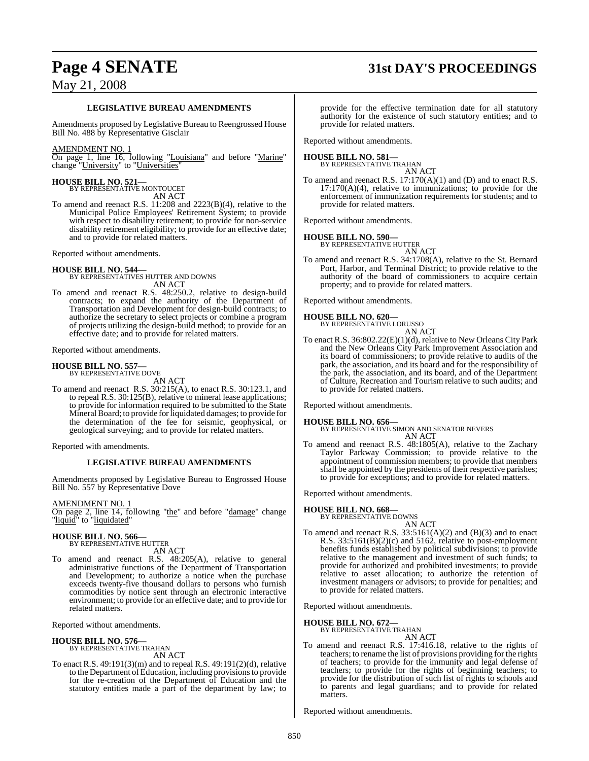### LEGISLATIVE BUREAU AMENDMENTS

Amendments proposed by Legislative Bureau to Reengrossed House Bill No. 488 by Representative Gisclair

AMENDMENT NO. 1

On page 1, line 16, following "Louisiana" and before "Marine" change "University" to "Universities"

**HOUSE BILL NO. 521—**
BY REPRESENTATIVE MONTOUCET

AN ACT

To amend and reenact R.S. 11:208 and 2223(B)(4), relative to the Municipal Police Employees' Retirement System; to provide with respect to disability retirement; to provide for non-service disability retirement eligibility; to provide for an effective date; and to provide for related matters.

Reported without amendments.

**HOUSE BILL NO. 544—**
BY REPRESENTATIVES HUTTER AND DOWNS

AN ACT

To amend and reenact R.S. 48:250.2, relative to design-build contracts; to expand the authority of the Department of Transportation and Development for design-build contracts; to authorize the secretary to select projects or combine a program of projects utilizing the design-build method; to provide for an effective date; and to provide for related matters.

Reported without amendments.

**HOUSE BILL NO. 557—**
BY REPRESENTATIVE DOVE

AN ACT

To amend and reenact R.S. 30:215(A), to enact R.S. 30:123.1, and to repeal R.S. 30:125(B), relative to mineral lease applications; to provide for information required to be submitted to the State Mineral Board; to provide for liquidated damages; to provide for the determination of the fee for seismic, geophysical, or geological surveying; and to provide for related matters.

Reported with amendments.

### LEGISLATIVE BUREAU AMENDMENTS

Amendments proposed by Legislative Bureau to Engrossed House Bill No. 557 by Representative Dove

AMENDMENT NO. 1

On page 2, line 14, following "the" and before "damage" change "liquid" to "liquidated"

**HOUSE BILL NO. 566—**
BY REPRESENTATIVE HUTTER

AN ACT

To amend and reenact R.S. 48:205(A), relative to general administrative functions of the Department of Transportation and Development; to authorize a notice when the purchase exceeds twenty-five thousand dollars to persons who furnish commodities by notice sent through an electronic interactive environment; to provide for an effective date; and to provide for related matters.

Reported without amendments.

**HOUSE BILL NO. 576—**
BY REPRESENTATIVE TRAHAN

AN ACT

To enact R.S. 49:191(3)(m) and to repeal R.S. 49:191(2)(d), relative to the Department of Education, including provisions to provide for the re-creation of the Department of Education and the statutory entities made a part of the department by law; to provide for the effective termination date for all statutory authority for the existence of such statutory entities; and to provide for related matters.

Reported without amendments.

**HOUSE BILL NO. 581—**
BY REPRESENTATIVE TRAHAN

AN ACT

To amend and reenact R.S. 17:170(A)(1) and (D) and to enact R.S. 17:170(A)(4), relative to immunizations; to provide for the enforcement of immunization requirements for students; and to provide for related matters.

Reported without amendments.

**HOUSE BILL NO. 590—**
BY REPRESENTATIVE HUTTER

AN ACT

To amend and reenact R.S. 34:1708(A), relative to the St. Bernard Port, Harbor, and Terminal District; to provide relative to the authority of the board of commissioners to acquire certain property; and to provide for related matters.

Reported without amendments.

**HOUSE BILL NO. 620—**
BY REPRESENTATIVE LORUSSO

AN ACT

To enact R.S. 36:802.22(E)(1)(d), relative to New Orleans City Park and the New Orleans City Park Improvement Association and its board of commissioners; to provide relative to audits of the park, the association, and its board and for the responsibility of the park, the association, and its board, and of the Department of Culture, Recreation and Tourism relative to such audits; and to provide for related matters.

Reported without amendments.

**HOUSE BILL NO. 656—**
BY REPRESENTATIVE SIMON AND SENATOR NEVERS

AN ACT

To amend and reenact R.S. 48:1805(A), relative to the Zachary Taylor Parkway Commission; to provide relative to the appointment of commission members; to provide that members shall be appointed by the presidents of their respective parishes; to provide for exceptions; and to provide for related matters.

Reported without amendments.

**HOUSE BILL NO. 668—**
BY REPRESENTATIVE DOWNS

AN ACT

To amend and reenact R.S. 33:5161(A)(2) and (B)(3) and to enact R.S. 33:5161(B)(2)(c) and 5162, relative to post-employment benefits funds established by political subdivisions; to provide relative to the management and investment of such funds; to provide for authorized and prohibited investments; to provide relative to asset allocation; to authorize the retention of investment managers or advisors; to provide for penalties; and to provide for related matters.

Reported without amendments.

**HOUSE BILL NO. 672—**
BY REPRESENTATIVE TRAHAN

AN ACT

To amend and reenact R.S. 17:416.18, relative to the rights of teachers; to rename the list of provisions providing for the rights of teachers; to provide for the immunity and legal defense of teachers; to provide for the rights of beginning teachers; to provide for the distribution of such list of rights to schools and to parents and legal guardians; and to provide for related matters.

Reported without amendments.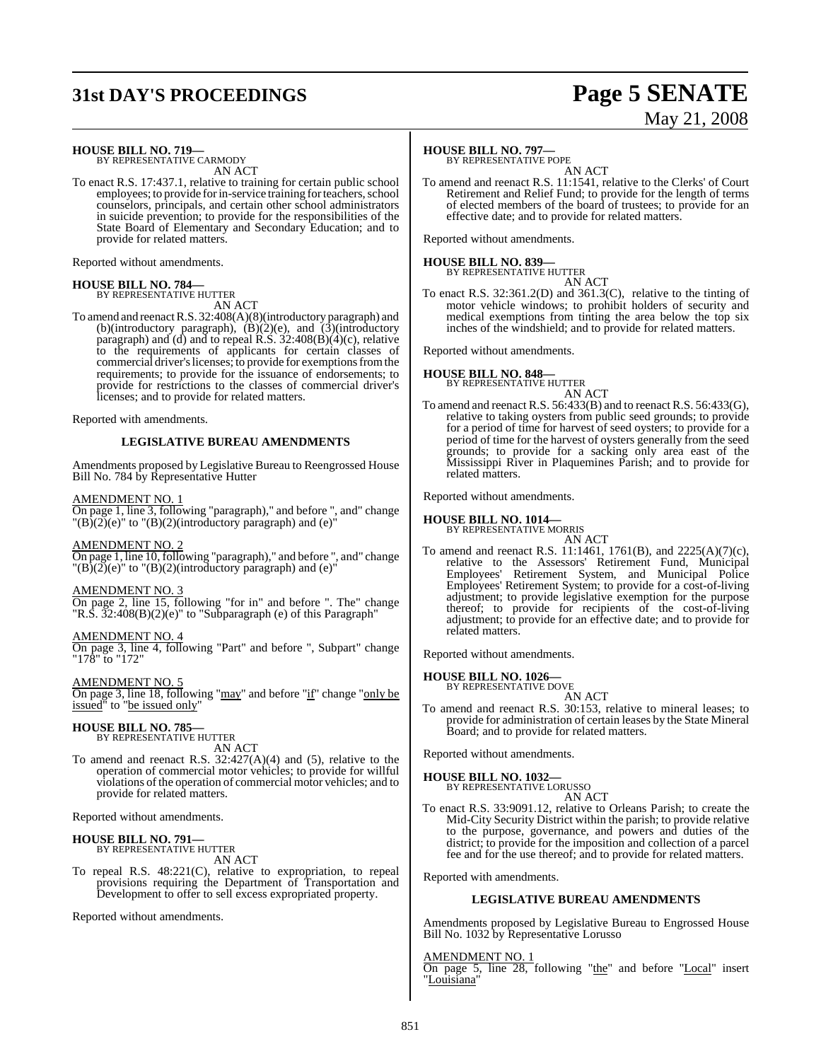**HOUSE BILL NO. 719—**
BY REPRESENTATIVE CARMODY

AN ACT

To enact R.S. 17:437.1, relative to training for certain public school employees; to provide for in-service training for teachers, school counselors, principals, and certain other school administrators in suicide prevention; to provide for the responsibilities of the State Board of Elementary and Secondary Education; and to provide for related matters.

Reported without amendments.

**HOUSE BILL NO. 784—**
BY REPRESENTATIVE HUTTER

AN ACT

To amend and reenact R.S. 32:408(A)(8)(introductory paragraph) and (b)(introductory paragraph), (B)(2)(e), and (3)(introductory paragraph) and (d) and to repeal R.S. 32:408(B)(4)(c), relative to the requirements of applicants for certain classes of commercial driver's licenses; to provide for exemptions from the requirements; to provide for the issuance of endorsements; to provide for restrictions to the classes of commercial driver's licenses; and to provide for related matters.

Reported with amendments.

**LEGISLATIVE BUREAU AMENDMENTS**

Amendments proposed by Legislative Bureau to Reengrossed House Bill No. 784 by Representative Hutter

AMENDMENT NO. 1

On page 1, line 3, following "paragraph)," and before ", and" change "(B)(2)(e)" to "(B)(2)(introductory paragraph) and (e)"

AMENDMENT NO. 2

On page 1, line 10, following "paragraph)," and before ", and" change "(B)(2)(e)" to "(B)(2)(introductory paragraph) and (e)"

AMENDMENT NO. 3

On page 2, line 15, following "for in" and before ". The" change "R.S. 32:408(B)(2)(e)" to "Subparagraph (e) of this Paragraph"

AMENDMENT NO. 4

On page 3, line 4, following "Part" and before ", Subpart" change "178" to "172"

AMENDMENT NO. 5

On page 3, line 18, following "may" and before "if" change "only be issued" to "be issued only"

**HOUSE BILL NO. 785—**
BY REPRESENTATIVE HUTTER

AN ACT

To amend and reenact R.S. 32:427(A)(4) and (5), relative to the operation of commercial motor vehicles; to provide for willful violations of the operation of commercial motor vehicles; and to provide for related matters.

Reported without amendments.

**HOUSE BILL NO. 791—**
BY REPRESENTATIVE HUTTER

AN ACT

To repeal R.S. 48:221(C), relative to expropriation, to repeal provisions requiring the Department of Transportation and Development to offer to sell excess expropriated property.

Reported without amendments.

**HOUSE BILL NO. 797—**
BY REPRESENTATIVE POPE

AN ACT

To amend and reenact R.S. 11:1541, relative to the Clerks' of Court Retirement and Relief Fund; to provide for the length of terms of elected members of the board of trustees; to provide for an effective date; and to provide for related matters.

Reported without amendments.

**HOUSE BILL NO. 839—**
BY REPRESENTATIVE HUTTER

AN ACT

To enact R.S. 32:361.2(D) and 361.3(C), relative to the tinting of motor vehicle windows; to prohibit holders of security and medical exemptions from tinting the area below the top six inches of the windshield; and to provide for related matters.

Reported without amendments.

**HOUSE BILL NO. 848—**
BY REPRESENTATIVE HUTTER

AN ACT

To amend and reenact R.S. 56:433(B) and to reenact R.S. 56:433(G), relative to taking oysters from public seed grounds; to provide for a period of time for harvest of seed oysters; to provide for a period of time for the harvest of oysters generally from the seed grounds; to provide for a sacking only area east of the Mississippi River in Plaquemines Parish; and to provide for related matters.

Reported without amendments.

**HOUSE BILL NO. 1014—**
BY REPRESENTATIVE MORRIS

AN ACT

To amend and reenact R.S. 11:1461, 1761(B), and 2225(A)(7)(c), relative to the Assessors' Retirement Fund, Municipal Employees' Retirement System, and Municipal Police Employees' Retirement System; to provide for a cost-of-living adjustment; to provide legislative exemption for the purpose thereof; to provide for recipients of the cost-of-living adjustment; to provide for an effective date; and to provide for related matters.

Reported without amendments.

**HOUSE BILL NO. 1026—**
BY REPRESENTATIVE DOVE

AN ACT

To amend and reenact R.S. 30:153, relative to mineral leases; to provide for administration of certain leases by the State Mineral Board; and to provide for related matters.

Reported without amendments.

**HOUSE BILL NO. 1032—**
BY REPRESENTATIVE LORUSSO

AN ACT

To enact R.S. 33:9091.12, relative to Orleans Parish; to create the Mid-City Security District within the parish; to provide relative to the purpose, governance, and powers and duties of the district; to provide for the imposition and collection of a parcel fee and for the use thereof; and to provide for related matters.

Reported with amendments.

**LEGISLATIVE BUREAU AMENDMENTS**

Amendments proposed by Legislative Bureau to Engrossed House Bill No. 1032 by Representative Lorusso

AMENDMENT NO. 1

On page 5, line 28, following "the" and before "Local" insert "Louisiana"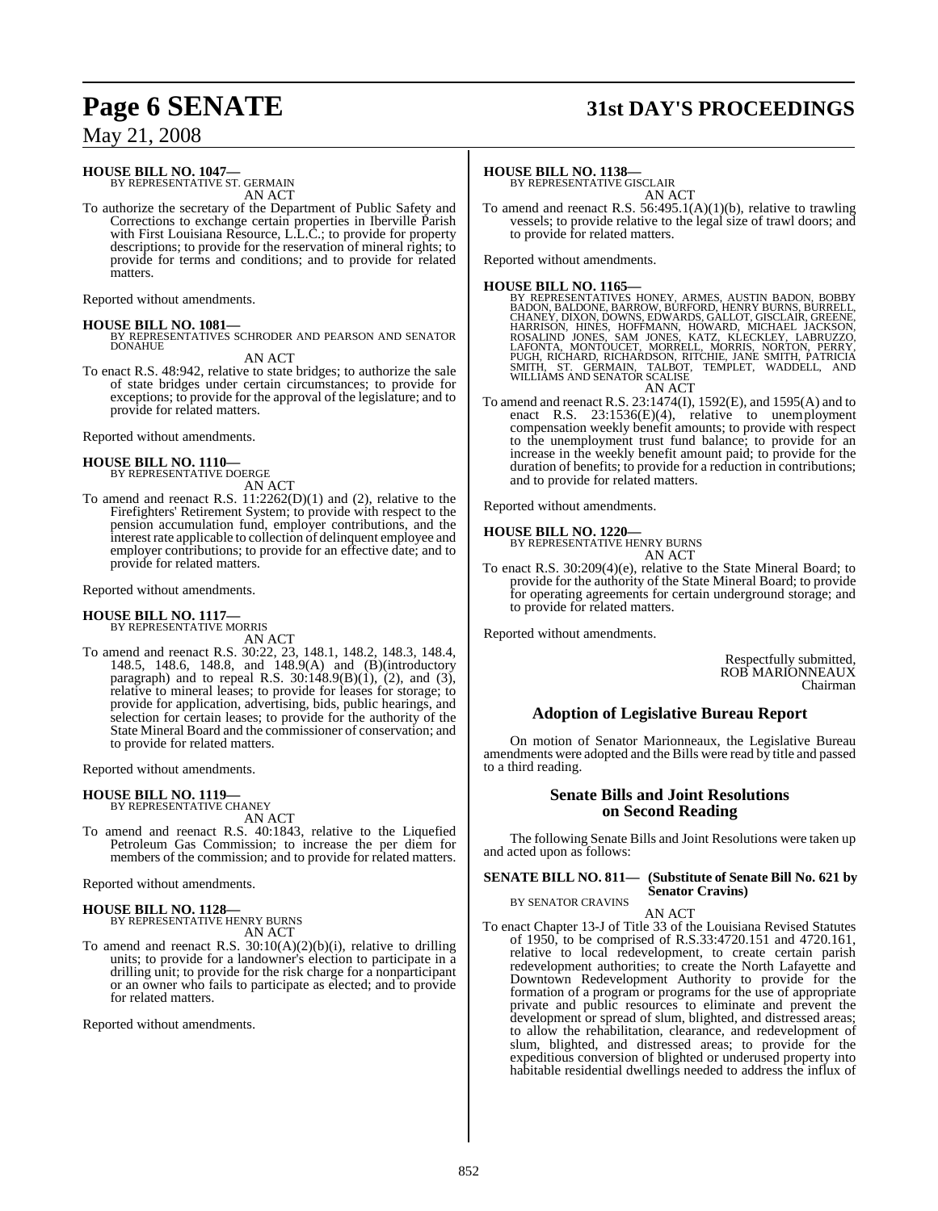**HOUSE BILL NO. 1047—**
BY REPRESENTATIVE ST. GERMAIN

AN ACT

To authorize the secretary of the Department of Public Safety and Corrections to exchange certain properties in Iberville Parish with First Louisiana Resource, L.L.C.; to provide for property descriptions; to provide for the reservation of mineral rights; to provide for terms and conditions; and to provide for related matters.

Reported without amendments.

**HOUSE BILL NO. 1081—**
BY REPRESENTATIVES SCHRODER AND PEARSON AND SENATOR DONAHUE

AN ACT

To enact R.S. 48:942, relative to state bridges; to authorize the sale of state bridges under certain circumstances; to provide for exceptions; to provide for the approval of the legislature; and to provide for related matters.

Reported without amendments.

**HOUSE BILL NO. 1110—**
BY REPRESENTATIVE DOERGE

AN ACT

To amend and reenact R.S. 11:2262(D)(1) and (2), relative to the Firefighters' Retirement System; to provide with respect to the pension accumulation fund, employer contributions, and the interest rate applicable to collection of delinquent employee and employer contributions; to provide for an effective date; and to provide for related matters.

Reported without amendments.

**HOUSE BILL NO. 1117—**
BY REPRESENTATIVE MORRIS

AN ACT

To amend and reenact R.S. 30:22, 23, 148.1, 148.2, 148.3, 148.4, 148.5, 148.6, 148.8, and 148.9(A) and (B)(introductory paragraph) and to repeal R.S. 30:148.9(B)(1), (2), and (3), relative to mineral leases; to provide for leases for storage; to provide for application, advertising, bids, public hearings, and selection for certain leases; to provide for the authority of the State Mineral Board and the commissioner of conservation; and to provide for related matters.

Reported without amendments.

**HOUSE BILL NO. 1119—**
BY REPRESENTATIVE CHANEY

AN ACT

To amend and reenact R.S. 40:1843, relative to the Liquefied Petroleum Gas Commission; to increase the per diem for members of the commission; and to provide for related matters.

Reported without amendments.

**HOUSE BILL NO. 1128—**
BY REPRESENTATIVE HENRY BURNS

AN ACT

To amend and reenact R.S. 30:10(A)(2)(b)(i), relative to drilling units; to provide for a landowner's election to participate in a drilling unit; to provide for the risk charge for a nonparticipant or an owner who fails to participate as elected; and to provide for related matters.

Reported without amendments.

**HOUSE BILL NO. 1138—**
BY REPRESENTATIVE GISCLAIR

AN ACT

To amend and reenact R.S. 56:495.1(A)(1)(b), relative to trawling vessels; to provide relative to the legal size of trawl doors; and to provide for related matters.

Reported without amendments.

**HOUSE BILL NO. 1165—**
BY REPRESENTATIVES HONEY, ARMES, AUSTIN BADON, BOBBY BADON, BALDONE, BARROW, BURFORD, HENRY BURNS, BURRELL, CHANEY, DIXON, DOWNS, EDWARDS, GALLOT, GISCLAIR, GREENE, HARRISON, HINES, HOFFMANN, HOWARD, MICHAEL JACKSON, ROSALIND JONES, SAM JONES, KATZ, KLECKLEY, LABRUZZO, LAFONTA, MONTOUCET, MORRELL, MORRIS, NORTON, PERRY, PUGH, RICHARD, RICHARDSON, RITCHIE, JANE SMITH, PATRICIA SMITH, ST. GERMAIN, TALBOT, TEMPLET, WADDELL, AND WILLIAMS AND SENATOR SCALISE

AN ACT

To amend and reenact R.S. 23:1474(I), 1592(E), and 1595(A) and to enact R.S. 23:1536(E)(4), relative to unemployment compensation weekly benefit amounts; to provide with respect to the unemployment trust fund balance; to provide for an increase in the weekly benefit amount paid; to provide for the duration of benefits; to provide for a reduction in contributions; and to provide for related matters.

Reported without amendments.

**HOUSE BILL NO. 1220—**
BY REPRESENTATIVE HENRY BURNS

AN ACT

To enact R.S. 30:209(4)(e), relative to the State Mineral Board; to provide for the authority of the State Mineral Board; to provide for operating agreements for certain underground storage; and to provide for related matters.

Reported without amendments.

Respectfully submitted,
ROB MARIONNEAUX
Chairman

## Adoption of Legislative Bureau Report

On motion of Senator Marionneaux, the Legislative Bureau amendments were adopted and the Bills were read by title and passed to a third reading.

## Senate Bills and Joint Resolutions on Second Reading

The following Senate Bills and Joint Resolutions were taken up and acted upon as follows:

**SENATE BILL NO. 811— (Substitute of Senate Bill No. 621 by Senator Cravins)**
BY SENATOR CRAVINS

AN ACT

To enact Chapter 13-J of Title 33 of the Louisiana Revised Statutes of 1950, to be comprised of R.S.33:4720.151 and 4720.161, relative to local redevelopment, to create certain parish redevelopment authorities; to create the North Lafayette and Downtown Redevelopment Authority to provide for the formation of a program or programs for the use of appropriate private and public resources to eliminate and prevent the development or spread of slum, blighted, and distressed areas; to allow the rehabilitation, clearance, and redevelopment of slum, blighted, and distressed areas; to provide for the expeditious conversion of blighted or underused property into habitable residential dwellings needed to address the influx of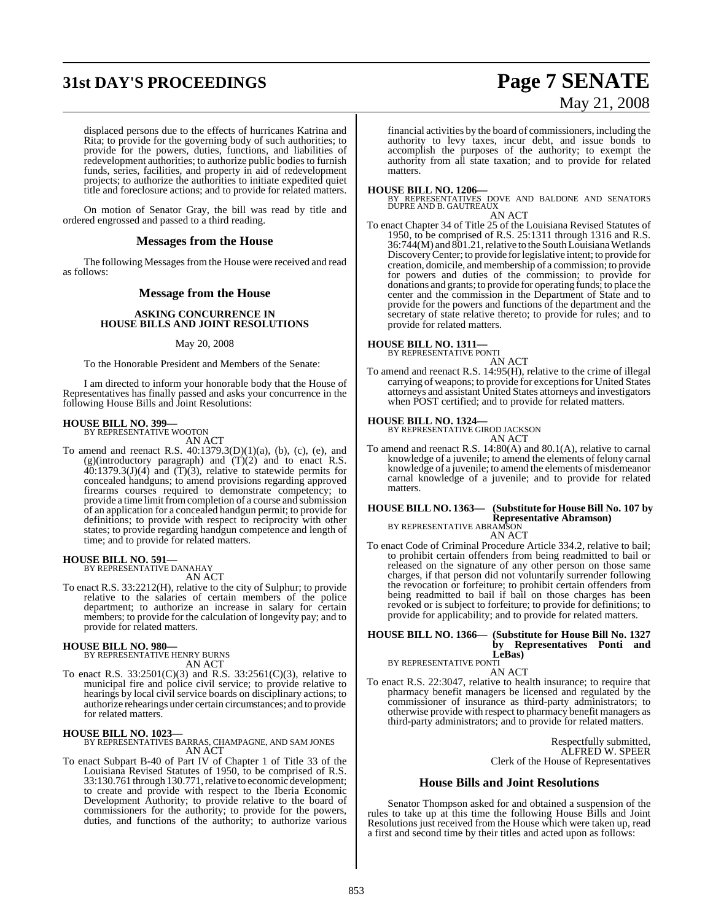displaced persons due to the effects of hurricanes Katrina and Rita; to provide for the governing body of such authorities; to provide for the powers, duties, functions, and liabilities of redevelopment authorities; to authorize public bodies to furnish funds, series, facilities, and property in aid of redevelopment projects; to authorize the authorities to initiate expedited quiet title and foreclosure actions; and to provide for related matters.

On motion of Senator Gray, the bill was read by title and ordered engrossed and passed to a third reading.

## Messages from the House

The following Messages from the House were received and read as follows:

## Message from the House

### ASKING CONCURRENCE IN HOUSE BILLS AND JOINT RESOLUTIONS

May 20, 2008

To the Honorable President and Members of the Senate:

I am directed to inform your honorable body that the House of Representatives has finally passed and asks your concurrence in the following House Bills and Joint Resolutions:

**HOUSE BILL NO. 399—**
BY REPRESENTATIVE WOOTON
AN ACT

To amend and reenact R.S. 40:1379.3(D)(1)(a), (b), (c), (e), and (g)(introductory paragraph) and (T)(2) and to enact R.S. 40:1379.3(J)(4) and (T)(3), relative to statewide permits for concealed handguns; to amend provisions regarding approved firearms courses required to demonstrate competency; to provide a time limit from completion of a course and submission of an application for a concealed handgun permit; to provide for definitions; to provide with respect to reciprocity with other states; to provide regarding handgun competence and length of time; and to provide for related matters.

**HOUSE BILL NO. 591—**
BY REPRESENTATIVE DANAHAY
AN ACT

To enact R.S. 33:2212(H), relative to the city of Sulphur; to provide relative to the salaries of certain members of the police department; to authorize an increase in salary for certain members; to provide for the calculation of longevity pay; and to provide for related matters.

**HOUSE BILL NO. 980—**
BY REPRESENTATIVE HENRY BURNS
AN ACT

To enact R.S. 33:2501(C)(3) and R.S. 33:2561(C)(3), relative to municipal fire and police civil service; to provide relative to hearings by local civil service boards on disciplinary actions; to authorize rehearings under certain circumstances; and to provide for related matters.

**HOUSE BILL NO. 1023—**
BY REPRESENTATIVES BARRAS, CHAMPAGNE, AND SAM JONES
AN ACT

To enact Subpart B-40 of Part IV of Chapter 1 of Title 33 of the Louisiana Revised Statutes of 1950, to be comprised of R.S. 33:130.761 through 130.771, relative to economic development; to create and provide with respect to the Iberia Economic Development Authority; to provide relative to the board of commissioners for the authority; to provide for the powers, duties, and functions of the authority; to authorize various financial activities by the board of commissioners, including the authority to levy taxes, incur debt, and issue bonds to accomplish the purposes of the authority; to exempt the authority from all state taxation; and to provide for related matters.

**HOUSE BILL NO. 1206—**
BY REPRESENTATIVES DOVE AND BALDONE AND SENATORS DUPRE AND B. GAUTREAUX
AN ACT

To enact Chapter 34 of Title 25 of the Louisiana Revised Statutes of 1950, to be comprised of R.S. 25:1311 through 1316 and R.S. 36:744(M) and 801.21, relative to the South Louisiana Wetlands Discovery Center; to provide for legislative intent; to provide for creation, domicile, and membership of a commission; to provide for powers and duties of the commission; to provide for donations and grants; to provide for operating funds; to place the center and the commission in the Department of State and to provide for the powers and functions of the department and the secretary of state relative thereto; to provide for rules; and to provide for related matters.

**HOUSE BILL NO. 1311—**
BY REPRESENTATIVE PONTI
AN ACT

To amend and reenact R.S. 14:95(H), relative to the crime of illegal carrying of weapons; to provide for exceptions for United States attorneys and assistant United States attorneys and investigators when POST certified; and to provide for related matters.

**HOUSE BILL NO. 1324—**
BY REPRESENTATIVE GIROD JACKSON
AN ACT

To amend and reenact R.S. 14:80(A) and 80.1(A), relative to carnal knowledge of a juvenile; to amend the elements of felony carnal knowledge of a juvenile; to amend the elements of misdemeanor carnal knowledge of a juvenile; and to provide for related matters.

**HOUSE BILL NO. 1363— (Substitute for House Bill No. 107 by Representative Abramson)**
BY REPRESENTATIVE ABRAMSON
AN ACT

To enact Code of Criminal Procedure Article 334.2, relative to bail; to prohibit certain offenders from being readmitted to bail or released on the signature of any other person on those same charges, if that person did not voluntarily surrender following the revocation or forfeiture; to prohibit certain offenders from being readmitted to bail if bail on those charges has been revoked or is subject to forfeiture; to provide for definitions; to provide for applicability; and to provide for related matters.

**HOUSE BILL NO. 1366— (Substitute for House Bill No. 1327 by Representatives Ponti and LeBas)**
BY REPRESENTATIVE PONTI
AN ACT

To enact R.S. 22:3047, relative to health insurance; to require that pharmacy benefit managers be licensed and regulated by the commissioner of insurance as third-party administrators; to otherwise provide with respect to pharmacy benefit managers as third-party administrators; and to provide for related matters.

Respectfully submitted,
ALFRED W. SPEER
Clerk of the House of Representatives

## House Bills and Joint Resolutions

Senator Thompson asked for and obtained a suspension of the rules to take up at this time the following House Bills and Joint Resolutions just received from the House which were taken up, read a first and second time by their titles and acted upon as follows: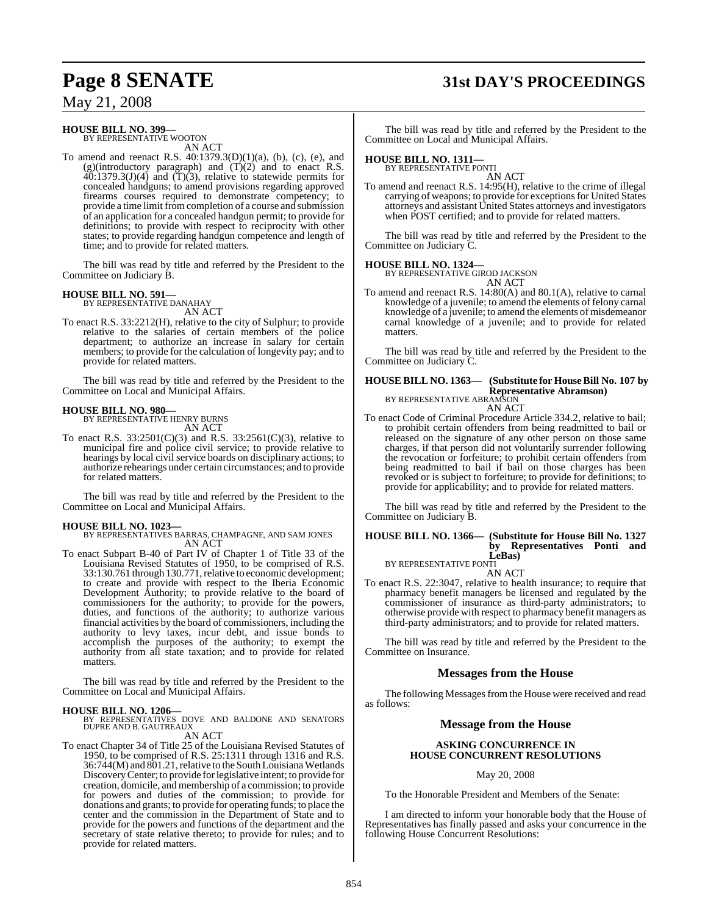**HOUSE BILL NO. 399—**
BY REPRESENTATIVE WOOTON
AN ACT

To amend and reenact R.S. 40:1379.3(D)(1)(a), (b), (c), (e), and (g)(introductory paragraph) and (T)(2) and to enact R.S. 40:1379.3(J)(4) and (T)(3), relative to statewide permits for concealed handguns; to amend provisions regarding approved firearms courses required to demonstrate competency; to provide a time limit from completion of a course and submission of an application for a concealed handgun permit; to provide for definitions; to provide with respect to reciprocity with other states; to provide regarding handgun competence and length of time; and to provide for related matters.

The bill was read by title and referred by the President to the Committee on Judiciary B.

**HOUSE BILL NO. 591—**
BY REPRESENTATIVE DANAHAY
AN ACT

To enact R.S. 33:2212(H), relative to the city of Sulphur; to provide relative to the salaries of certain members of the police department; to authorize an increase in salary for certain members; to provide for the calculation of longevity pay; and to provide for related matters.

The bill was read by title and referred by the President to the Committee on Local and Municipal Affairs.

**HOUSE BILL NO. 980—**
BY REPRESENTATIVE HENRY BURNS
AN ACT

To enact R.S. 33:2501(C)(3) and R.S. 33:2561(C)(3), relative to municipal fire and police civil service; to provide relative to hearings by local civil service boards on disciplinary actions; to authorize rehearings under certain circumstances; and to provide for related matters.

The bill was read by title and referred by the President to the Committee on Local and Municipal Affairs.

**HOUSE BILL NO. 1023—**
BY REPRESENTATIVES BARRAS, CHAMPAGNE, AND SAM JONES
AN ACT

To enact Subpart B-40 of Part IV of Chapter 1 of Title 33 of the Louisiana Revised Statutes of 1950, to be comprised of R.S. 33:130.761 through 130.771, relative to economic development; to create and provide with respect to the Iberia Economic Development Authority; to provide relative to the board of commissioners for the authority; to provide for the powers, duties, and functions of the authority; to authorize various financial activities by the board of commissioners, including the authority to levy taxes, incur debt, and issue bonds to accomplish the purposes of the authority; to exempt the authority from all state taxation; and to provide for related matters.

The bill was read by title and referred by the President to the Committee on Local and Municipal Affairs.

**HOUSE BILL NO. 1206—**
BY REPRESENTATIVES DOVE AND BALDONE AND SENATORS DUPRE AND B. GAUTREAUX
AN ACT

To enact Chapter 34 of Title 25 of the Louisiana Revised Statutes of 1950, to be comprised of R.S. 25:1311 through 1316 and R.S. 36:744(M) and 801.21, relative to the South Louisiana Wetlands Discovery Center; to provide for legislative intent; to provide for creation, domicile, and membership of a commission; to provide for powers and duties of the commission; to provide for donations and grants; to provide for operating funds; to place the center and the commission in the Department of State and to provide for the powers and functions of the department and the secretary of state relative thereto; to provide for rules; and to provide for related matters.

The bill was read by title and referred by the President to the Committee on Local and Municipal Affairs.

**HOUSE BILL NO. 1311—**
BY REPRESENTATIVE PONTI
AN ACT

To amend and reenact R.S. 14:95(H), relative to the crime of illegal carrying of weapons; to provide for exceptions for United States attorneys and assistant United States attorneys and investigators when POST certified; and to provide for related matters.

The bill was read by title and referred by the President to the Committee on Judiciary C.

**HOUSE BILL NO. 1324—**
BY REPRESENTATIVE GIROD JACKSON
AN ACT

To amend and reenact R.S. 14:80(A) and 80.1(A), relative to carnal knowledge of a juvenile; to amend the elements of felony carnal knowledge of a juvenile; to amend the elements of misdemeanor carnal knowledge of a juvenile; and to provide for related matters.

The bill was read by title and referred by the President to the Committee on Judiciary C.

**HOUSE BILL NO. 1363— (Substitute for House Bill No. 107 by Representative Abramson)**
BY REPRESENTATIVE ABRAMSON
AN ACT

To enact Code of Criminal Procedure Article 334.2, relative to bail; to prohibit certain offenders from being readmitted to bail or released on the signature of any other person on those same charges, if that person did not voluntarily surrender following the revocation or forfeiture; to prohibit certain offenders from being readmitted to bail if bail on those charges has been revoked or is subject to forfeiture; to provide for definitions; to provide for applicability; and to provide for related matters.

The bill was read by title and referred by the President to the Committee on Judiciary B.

**HOUSE BILL NO. 1366— (Substitute for House Bill No. 1327 by Representatives Ponti and LeBas)**
BY REPRESENTATIVE PONTI
AN ACT

To enact R.S. 22:3047, relative to health insurance; to require that pharmacy benefit managers be licensed and regulated by the commissioner of insurance as third-party administrators; to otherwise provide with respect to pharmacy benefit managers as third-party administrators; and to provide for related matters.

The bill was read by title and referred by the President to the Committee on Insurance.

## Messages from the House

The following Messages from the House were received and read as follows:

## Message from the House

**ASKING CONCURRENCE IN HOUSE CONCURRENT RESOLUTIONS**

May 20, 2008

To the Honorable President and Members of the Senate:

I am directed to inform your honorable body that the House of Representatives has finally passed and asks your concurrence in the following House Concurrent Resolutions: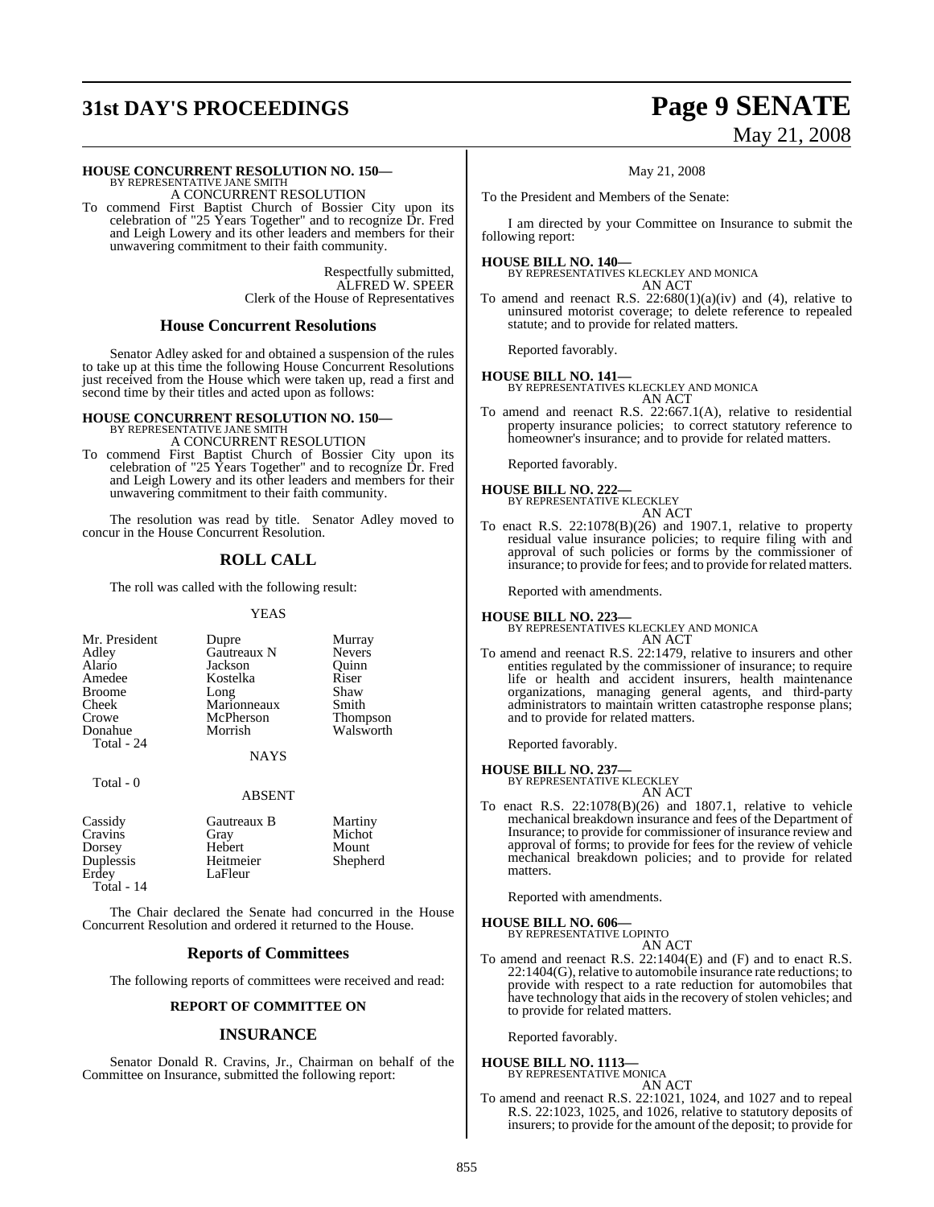**HOUSE CONCURRENT RESOLUTION NO. 150—**
BY REPRESENTATIVE JANE SMITH
A CONCURRENT RESOLUTION

To commend First Baptist Church of Bossier City upon its celebration of "25 Years Together" and to recognize Dr. Fred and Leigh Lowery and its other leaders and members for their unwavering commitment to their faith community.

Respectfully submitted,
ALFRED W. SPEER
Clerk of the House of Representatives

## House Concurrent Resolutions

Senator Adley asked for and obtained a suspension of the rules to take up at this time the following House Concurrent Resolutions just received from the House which were taken up, read a first and second time by their titles and acted upon as follows:

**HOUSE CONCURRENT RESOLUTION NO. 150—**
BY REPRESENTATIVE JANE SMITH
A CONCURRENT RESOLUTION

To commend First Baptist Church of Bossier City upon its celebration of "25 Years Together" and to recognize Dr. Fred and Leigh Lowery and its other leaders and members for their unwavering commitment to their faith community.

The resolution was read by title. Senator Adley moved to concur in the House Concurrent Resolution.

## ROLL CALL

The roll was called with the following result:

YEAS

| | | |
|---|---|---|
| Mr. President | Dupre | Murray |
| Adley | Gautreaux N | Nevers |
| Alario | Jackson | Quinn |
| Amedee | Kostelka | Riser |
| Broome | Long | Shaw |
| Cheek | Marionneaux | Smith |
| Crowe | McPherson | Thompson |
| Donahue | Morrish | Walsworth |

Total - 24

NAYS

Total - 0

ABSENT

| | | |
|---|---|---|
| Cassidy | Gautreaux B | Martiny |
| Cravins | Gray | Michot |
| Dorsey | Hebert | Mount |
| Duplessis | Heitmeier | Shepherd |
| Erdey | LaFleur | |

Total - 14

The Chair declared the Senate had concurred in the House Concurrent Resolution and ordered it returned to the House.

## Reports of Committees

The following reports of committees were received and read:

### REPORT OF COMMITTEE ON

### INSURANCE

Senator Donald R. Cravins, Jr., Chairman on behalf of the Committee on Insurance, submitted the following report:

May 21, 2008

To the President and Members of the Senate:

I am directed by your Committee on Insurance to submit the following report:

**HOUSE BILL NO. 140—**
BY REPRESENTATIVES KLECKLEY AND MONICA
AN ACT

To amend and reenact R.S. 22:680(1)(a)(iv) and (4), relative to uninsured motorist coverage; to delete reference to repealed statute; and to provide for related matters.

Reported favorably.

**HOUSE BILL NO. 141—**
BY REPRESENTATIVES KLECKLEY AND MONICA
AN ACT

To amend and reenact R.S. 22:667.1(A), relative to residential property insurance policies; to correct statutory reference to homeowner's insurance; and to provide for related matters.

Reported favorably.

**HOUSE BILL NO. 222—**
BY REPRESENTATIVE KLECKLEY
AN ACT

To enact R.S. 22:1078(B)(26) and 1907.1, relative to property residual value insurance policies; to require filing with and approval of such policies or forms by the commissioner of insurance; to provide for fees; and to provide for related matters.

Reported with amendments.

**HOUSE BILL NO. 223—**
BY REPRESENTATIVES KLECKLEY AND MONICA
AN ACT

To amend and reenact R.S. 22:1479, relative to insurers and other entities regulated by the commissioner of insurance; to require life or health and accident insurers, health maintenance organizations, managing general agents, and third-party administrators to maintain written catastrophe response plans; and to provide for related matters.

Reported favorably.

**HOUSE BILL NO. 237—**
BY REPRESENTATIVE KLECKLEY
AN ACT

To enact R.S. 22:1078(B)(26) and 1807.1, relative to vehicle mechanical breakdown insurance and fees of the Department of Insurance; to provide for commissioner of insurance review and approval of forms; to provide for fees for the review of vehicle mechanical breakdown policies; and to provide for related matters.

Reported with amendments.

**HOUSE BILL NO. 606—**
BY REPRESENTATIVE LOPINTO
AN ACT

To amend and reenact R.S. 22:1404(E) and (F) and to enact R.S. 22:1404(G), relative to automobile insurance rate reductions; to provide with respect to a rate reduction for automobiles that have technology that aids in the recovery of stolen vehicles; and to provide for related matters.

Reported favorably.

**HOUSE BILL NO. 1113—**
BY REPRESENTATIVE MONICA
AN ACT

To amend and reenact R.S. 22:1021, 1024, and 1027 and to repeal R.S. 22:1023, 1025, and 1026, relative to statutory deposits of insurers; to provide for the amount of the deposit; to provide for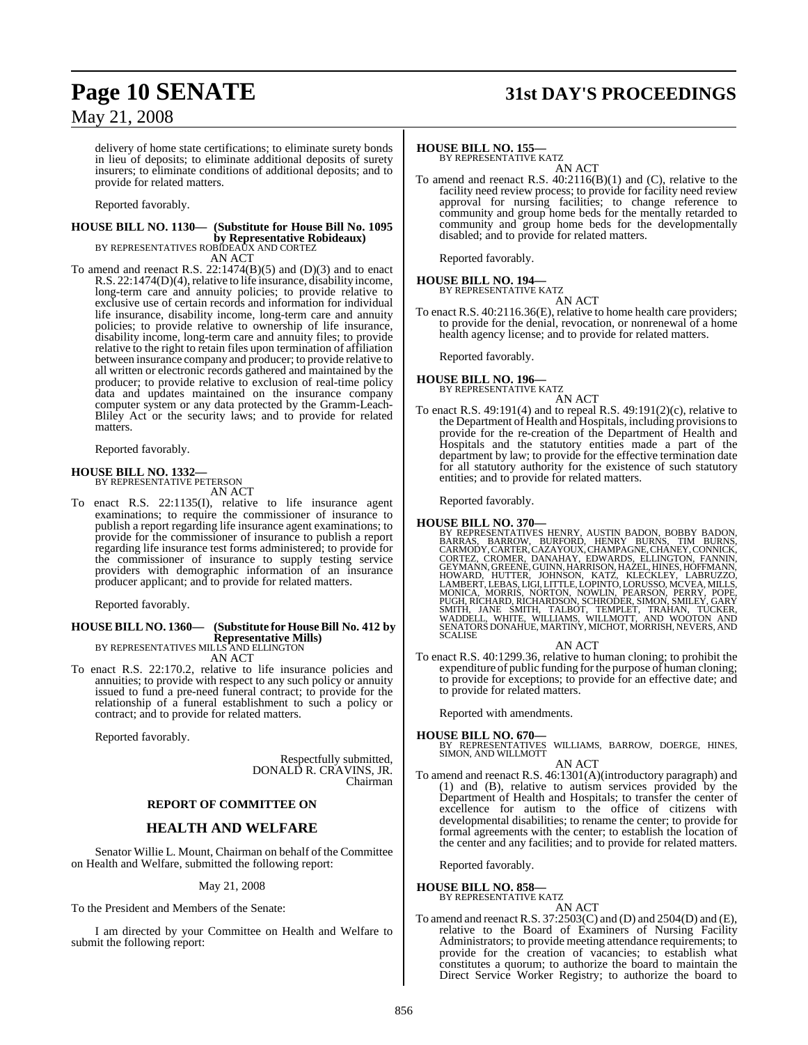delivery of home state certifications; to eliminate surety bonds in lieu of deposits; to eliminate additional deposits of surety insurers; to eliminate conditions of additional deposits; and to provide for related matters.

Reported favorably.

**HOUSE BILL NO. 1130— (Substitute for House Bill No. 1095 by Representative Robideaux)**
BY REPRESENTATIVES ROBIDEAUX AND CORTEZ

AN ACT

To amend and reenact R.S. 22:1474(B)(5) and (D)(3) and to enact R.S. 22:1474(D)(4), relative to life insurance, disability income, long-term care and annuity policies; to provide relative to exclusive use of certain records and information for individual life insurance, disability income, long-term care and annuity policies; to provide relative to ownership of life insurance, disability income, long-term care and annuity files; to provide relative to the right to retain files upon termination of affiliation between insurance company and producer; to provide relative to all written or electronic records gathered and maintained by the producer; to provide relative to exclusion of real-time policy data and updates maintained on the insurance company computer system or any data protected by the Gramm-Leach-Bliley Act or the security laws; and to provide for related matters.

Reported favorably.

**HOUSE BILL NO. 1332—**
BY REPRESENTATIVE PETERSON

AN ACT

To enact R.S. 22:1135(I), relative to life insurance agent examinations; to require the commissioner of insurance to publish a report regarding life insurance agent examinations; to provide for the commissioner of insurance to publish a report regarding life insurance test forms administered; to provide for the commissioner of insurance to supply testing service providers with demographic information of an insurance producer applicant; and to provide for related matters.

Reported favorably.

**HOUSE BILL NO. 1360— (Substitute for House Bill No. 412 by Representative Mills)**
BY REPRESENTATIVES MILLS AND ELLINGTON

AN ACT

To enact R.S. 22:170.2, relative to life insurance policies and annuities; to provide with respect to any such policy or annuity issued to fund a pre-need funeral contract; to provide for the relationship of a funeral establishment to such a policy or contract; and to provide for related matters.

Reported favorably.

Respectfully submitted,
DONALD R. CRAVINS, JR.
Chairman

## REPORT OF COMMITTEE ON

## HEALTH AND WELFARE

Senator Willie L. Mount, Chairman on behalf of the Committee on Health and Welfare, submitted the following report:

May 21, 2008

To the President and Members of the Senate:

I am directed by your Committee on Health and Welfare to submit the following report:

**HOUSE BILL NO. 155—**
BY REPRESENTATIVE KATZ

AN ACT

To amend and reenact R.S. 40:2116(B)(1) and (C), relative to the facility need review process; to provide for facility need review approval for nursing facilities; to change reference to community and group home beds for the mentally retarded to community and group home beds for the developmentally disabled; and to provide for related matters.

Reported favorably.

**HOUSE BILL NO. 194—**
BY REPRESENTATIVE KATZ

AN ACT

To enact R.S. 40:2116.36(E), relative to home health care providers; to provide for the denial, revocation, or nonrenewal of a home health agency license; and to provide for related matters.

Reported favorably.

**HOUSE BILL NO. 196—**
BY REPRESENTATIVE KATZ

AN ACT

To enact R.S. 49:191(4) and to repeal R.S. 49:191(2)(c), relative to the Department of Health and Hospitals, including provisions to provide for the re-creation of the Department of Health and Hospitals and the statutory entities made a part of the department by law; to provide for the effective termination date for all statutory authority for the existence of such statutory entities; and to provide for related matters.

Reported favorably.

**HOUSE BILL NO. 370—**
BY REPRESENTATIVES HENRY, AUSTIN BADON, BOBBY BADON, BARRAS, BARROW, BURFORD, HENRY BURNS, TIM BURNS, CARMODY, CARTER, CAZAYOUX, CHAMPAGNE, CHANEY, CONNICK, CORTEZ, CROMER, DANAHAY, EDWARDS, ELLINGTON, FANNIN, GEYMANN, GREENE, GUINN, HARRISON, HAZEL, HINES, HOFFMANN, HOWARD, HUTTER, JOHNSON, KATZ, KLECKLEY, LABRUZZO, LAMBERT, LEBAS, LIGI, LITTLE, LOPINTO, LORUSSO, MCVEA, MILLS, MONICA, MORRIS, NORTON, NOWLIN, PEARSON, PERRY, POPE, PUGH, RICHARD, RICHARDSON, SCHRODER, SIMON, SMILEY, GARY SMITH, JANE SMITH, TALBOT, TEMPLET, TRAHAN, TUCKER, WADDELL, WHITE, WILLIAMS, WILLMOTT, AND WOOTON AND SENATORS DONAHUE, MARTINY, MICHOT, MORRISH, NEVERS, AND SCALISE

AN ACT

To enact R.S. 40:1299.36, relative to human cloning; to prohibit the expenditure of public funding for the purpose of human cloning; to provide for exceptions; to provide for an effective date; and to provide for related matters.

Reported with amendments.

**HOUSE BILL NO. 670—**
BY REPRESENTATIVES WILLIAMS, BARROW, DOERGE, HINES, SIMON, AND WILLMOTT

AN ACT

To amend and reenact R.S. 46:1301(A)(introductory paragraph) and (1) and (B), relative to autism services provided by the Department of Health and Hospitals; to transfer the center of excellence for autism to the office of citizens with developmental disabilities; to rename the center; to provide for formal agreements with the center; to establish the location of the center and any facilities; and to provide for related matters.

Reported favorably.

**HOUSE BILL NO. 858—**
BY REPRESENTATIVE KATZ

AN ACT

To amend and reenact R.S. 37:2503(C) and (D) and 2504(D) and (E), relative to the Board of Examiners of Nursing Facility Administrators; to provide meeting attendance requirements; to provide for the creation of vacancies; to establish what constitutes a quorum; to authorize the board to maintain the Direct Service Worker Registry; to authorize the board to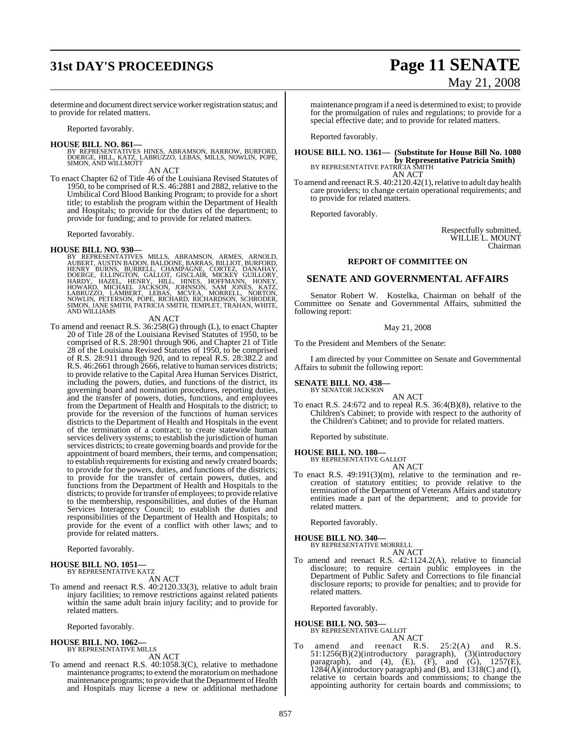determine and document direct service worker registration status; and to provide for related matters.

Reported favorably.

**HOUSE BILL NO. 861—**
BY REPRESENTATIVES HINES, ABRAMSON, BARROW, BURFORD, DOERGE, HILL, KATZ, LABRUZZO, LEBAS, MILLS, NOWLIN, POPE, SIMON, AND WILLMOTT

AN ACT

To enact Chapter 62 of Title 46 of the Louisiana Revised Statutes of 1950, to be comprised of R.S. 46:2881 and 2882, relative to the Umbilical Cord Blood Banking Program; to provide for a short title; to establish the program within the Department of Health and Hospitals; to provide for the duties of the department; to provide for funding; and to provide for related matters.

Reported favorably.

**HOUSE BILL NO. 930—**
BY REPRESENTATIVES MILLS, ABRAMSON, ARMES, ARNOLD, AUBERT, AUSTIN BADON, BALDONE, BARRAS, BILLIOT, BURFORD, HENRY BURNS, BURRELL, CHAMPAGNE, CORTEZ, DANAHAY, DOERGE, ELLINGTON, GALLOT, GISCLAIR, MICKEY GUILLORY, HARDY, HAZEL, HENRY, HILL, HINES, HOFFMANN, HONEY, HOWARD, MICHAEL JACKSON, JOHNSON, SAM JONES, KATZ, LABRUZZO, LAMBERT, LEBAS, MCVEA, MORRELL, NORTON, NOWLIN, PETERSON, POPE, RICHARD, RICHARDSON, SCHRODER, SIMON, JANE SMITH, PATRICIA SMITH, TEMPLET, TRAHAN, WHITE, AND WILLIAMS

AN ACT

To amend and reenact R.S. 36:258(G) through (L), to enact Chapter 20 of Title 28 of the Louisiana Revised Statutes of 1950, to be comprised of R.S. 28:901 through 906, and Chapter 21 of Title 28 of the Louisiana Revised Statutes of 1950, to be comprised of R.S. 28:911 through 920, and to repeal R.S. 28:382.2 and R.S. 46:2661 through 2666, relative to human services districts; to provide relative to the Capital Area Human Services District, including the powers, duties, and functions of the district, its governing board and nomination procedures, reporting duties, and the transfer of powers, duties, functions, and employees from the Department of Health and Hospitals to the district; to provide for the reversion of the functions of human services districts to the Department of Health and Hospitals in the event of the termination of a contract; to create statewide human services delivery systems; to establish the jurisdiction of human services districts; to create governing boards and provide for the appointment of board members, their terms, and compensation; to establish requirements for existing and newly created boards; to provide for the powers, duties, and functions of the districts; to provide for the transfer of certain powers, duties, and functions from the Department of Health and Hospitals to the districts; to provide for transfer of employees; to provide relative to the membership, responsibilities, and duties of the Human Services Interagency Council; to establish the duties and responsibilities of the Department of Health and Hospitals; to provide for the event of a conflict with other laws; and to provide for related matters.

Reported favorably.

**HOUSE BILL NO. 1051—**
BY REPRESENTATIVE KATZ

AN ACT

To amend and reenact R.S. 40:2120.33(3), relative to adult brain injury facilities; to remove restrictions against related patients within the same adult brain injury facility; and to provide for related matters.

Reported favorably.

**HOUSE BILL NO. 1062—**
BY REPRESENTATIVE MILLS

AN ACT

To amend and reenact R.S. 40:1058.3(C), relative to methadone maintenance programs; to extend the moratorium on methadone maintenance programs; to provide that the Department of Health and Hospitals may license a new or additional methadone maintenance program if a need is determined to exist; to provide for the promulgation of rules and regulations; to provide for a special effective date; and to provide for related matters.

Reported favorably.

**HOUSE BILL NO. 1361— (Substitute for House Bill No. 1080 by Representative Patricia Smith)**
BY REPRESENTATIVE PATRICIA SMITH

AN ACT

To amend and reenact R.S. 40:2120.42(1), relative to adult day health care providers; to change certain operational requirements; and to provide for related matters.

Reported favorably.

Respectfully submitted,
WILLIE L. MOUNT
Chairman

**REPORT OF COMMITTEE ON**

## SENATE AND GOVERNMENTAL AFFAIRS

Senator Robert W. Kostelka, Chairman on behalf of the Committee on Senate and Governmental Affairs, submitted the following report:

May 21, 2008

To the President and Members of the Senate:

I am directed by your Committee on Senate and Governmental Affairs to submit the following report:

**SENATE BILL NO. 438—**
BY SENATOR JACKSON

AN ACT

To enact R.S. 24:672 and to repeal R.S. 36:4(B)(8), relative to the Children's Cabinet; to provide with respect to the authority of the Children's Cabinet; and to provide for related matters.

Reported by substitute.

**HOUSE BILL NO. 180—**
BY REPRESENTATIVE GALLOT

AN ACT

To enact R.S. 49:191(3)(m), relative to the termination and re-creation of statutory entities; to provide relative to the termination of the Department of Veterans Affairs and statutory entities made a part of the department; and to provide for related matters.

Reported favorably.

**HOUSE BILL NO. 340—**
BY REPRESENTATIVE MORRELL

AN ACT

To amend and reenact R.S. 42:1124.2(A), relative to financial disclosure; to require certain public employees in the Department of Public Safety and Corrections to file financial disclosure reports; to provide for penalties; and to provide for related matters.

Reported favorably.

**HOUSE BILL NO. 503—**
BY REPRESENTATIVE GALLOT

AN ACT

To amend and reenact R.S. 25:2(A) and R.S. 51:1256(B)(2)(introductory paragraph), (3)(introductory paragraph), and (4), (E), (F), and (G), 1257(E), 1284(A)(introductory paragraph) and (B), and 1318(C) and (I), relative to certain boards and commissions; to change the appointing authority for certain boards and commissions; to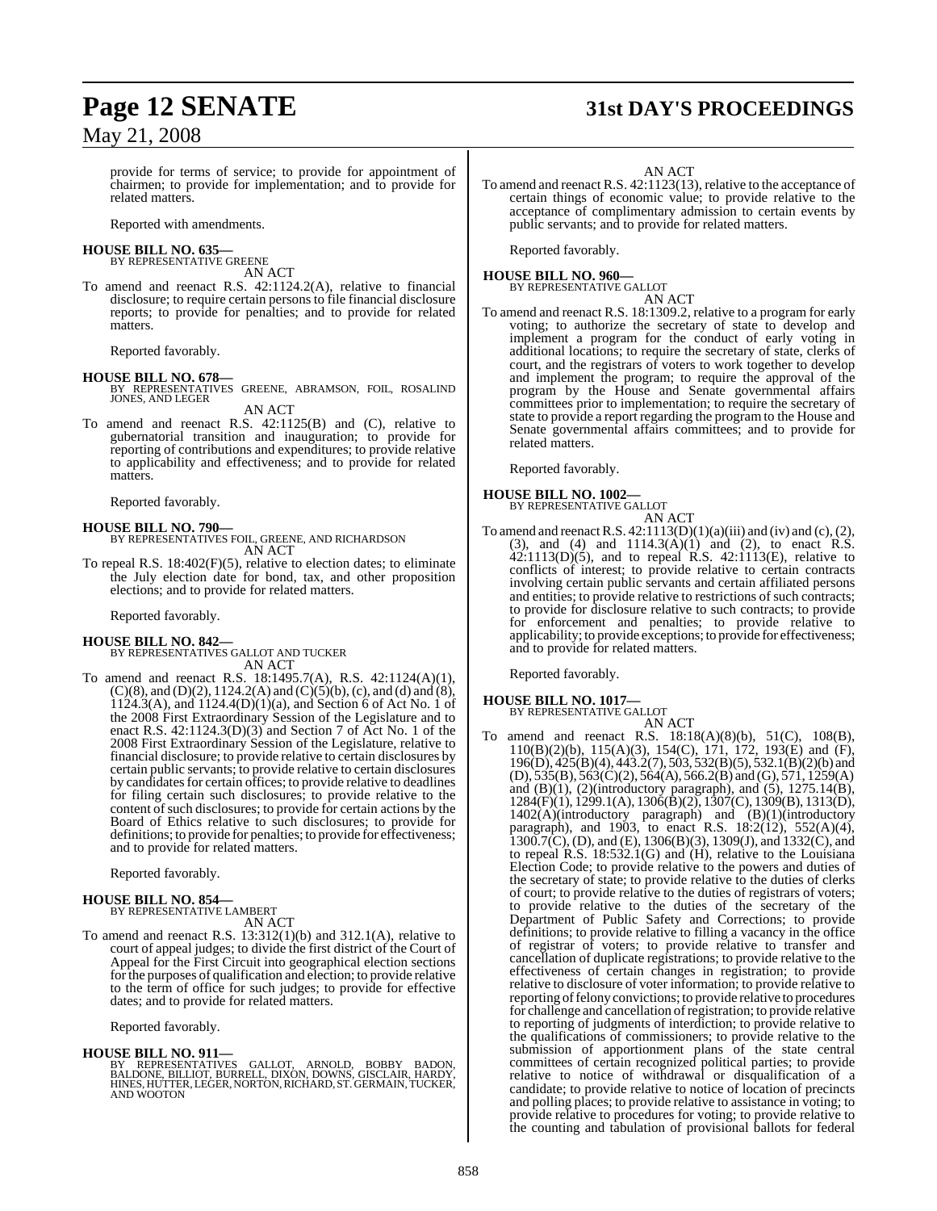provide for terms of service; to provide for appointment of chairmen; to provide for implementation; and to provide for related matters.

Reported with amendments.

**HOUSE BILL NO. 635—**
BY REPRESENTATIVE GREENE
AN ACT

To amend and reenact R.S. 42:1124.2(A), relative to financial disclosure; to require certain persons to file financial disclosure reports; to provide for penalties; and to provide for related matters.

Reported favorably.

**HOUSE BILL NO. 678—**
BY REPRESENTATIVES GREENE, ABRAMSON, FOIL, ROSALIND JONES, AND LEGER
AN ACT

To amend and reenact R.S. 42:1125(B) and (C), relative to gubernatorial transition and inauguration; to provide for reporting of contributions and expenditures; to provide relative to applicability and effectiveness; and to provide for related matters.

Reported favorably.

**HOUSE BILL NO. 790—**
BY REPRESENTATIVES FOIL, GREENE, AND RICHARDSON
AN ACT

To repeal R.S. 18:402(F)(5), relative to election dates; to eliminate the July election date for bond, tax, and other proposition elections; and to provide for related matters.

Reported favorably.

**HOUSE BILL NO. 842—**
BY REPRESENTATIVES GALLOT AND TUCKER
AN ACT

To amend and reenact R.S. 18:1495.7(A), R.S. 42:1124(A)(1), (C)(8), and (D)(2), 1124.2(A) and (C)(5)(b), (c), and (d) and (8), 1124.3(A), and 1124.4(D)(1)(a), and Section 6 of Act No. 1 of the 2008 First Extraordinary Session of the Legislature and to enact R.S. 42:1124.3(D)(3) and Section 7 of Act No. 1 of the 2008 First Extraordinary Session of the Legislature, relative to financial disclosure; to provide relative to certain disclosures by certain public servants; to provide relative to certain disclosures by candidates for certain offices; to provide relative to deadlines for filing certain such disclosures; to provide relative to the content of such disclosures; to provide for certain actions by the Board of Ethics relative to such disclosures; to provide for definitions; to provide for penalties; to provide for effectiveness; and to provide for related matters.

Reported favorably.

**HOUSE BILL NO. 854—**
BY REPRESENTATIVE LAMBERT
AN ACT

To amend and reenact R.S. 13:312(1)(b) and 312.1(A), relative to court of appeal judges; to divide the first district of the Court of Appeal for the First Circuit into geographical election sections for the purposes of qualification and election; to provide relative to the term of office for such judges; to provide for effective dates; and to provide for related matters.

Reported favorably.

**HOUSE BILL NO. 911—**
BY REPRESENTATIVES GALLOT, ARNOLD, BOBBY BADON, BALDONE, BILLIOT, BURRELL, DIXON, DOWNS, GISCLAIR, HARDY, HINES, HUTTER, LEGER, NORTON, RICHARD, ST. GERMAIN, TUCKER, AND WOOTON
AN ACT

To amend and reenact R.S. 42:1123(13), relative to the acceptance of certain things of economic value; to provide relative to the acceptance of complimentary admission to certain events by public servants; and to provide for related matters.

Reported favorably.

**HOUSE BILL NO. 960—**
BY REPRESENTATIVE GALLOT
AN ACT

To amend and reenact R.S. 18:1309.2, relative to a program for early voting; to authorize the secretary of state to develop and implement a program for the conduct of early voting in additional locations; to require the secretary of state, clerks of court, and the registrars of voters to work together to develop and implement the program; to require the approval of the program by the House and Senate governmental affairs committees prior to implementation; to require the secretary of state to provide a report regarding the program to the House and Senate governmental affairs committees; and to provide for related matters.

Reported favorably.

**HOUSE BILL NO. 1002—**
BY REPRESENTATIVE GALLOT
AN ACT

To amend and reenact R.S. 42:1113(D)(1)(a)(iii) and (iv) and (c), (2), (3), and (4) and 1114.3(A)(1) and (2), to enact R.S. 42:1113(D)(5), and to repeal R.S. 42:1113(E), relative to conflicts of interest; to provide relative to certain contracts involving certain public servants and certain affiliated persons and entities; to provide relative to restrictions of such contracts; to provide for disclosure relative to such contracts; to provide for enforcement and penalties; to provide relative to applicability; to provide exceptions; to provide for effectiveness; and to provide for related matters.

Reported favorably.

**HOUSE BILL NO. 1017—**
BY REPRESENTATIVE GALLOT
AN ACT

To amend and reenact R.S. 18:18(A)(8)(b), 51(C), 108(B), 110(B)(2)(b), 115(A)(3), 154(C), 171, 172, 193(E) and (F), 196(D), 425(B)(4), 443.2(7), 503, 532(B)(5), 532.1(B)(2)(b) and (D), 535(B), 563(C)(2), 564(A), 566.2(B) and (G), 571, 1259(A) and (B)(1), (2)(introductory paragraph), and (5), 1275.14(B), 1284(F)(1), 1299.1(A), 1306(B)(2), 1307(C), 1309(B), 1313(D), 1402(A)(introductory paragraph) and (B)(1)(introductory paragraph), and 1903, to enact R.S. 18:2(12), 552(A)(4), 1300.7(C), (D), and (E), 1306(B)(3), 1309(J), and 1332(C), and to repeal R.S. 18:532.1(G) and (H), relative to the Louisiana Election Code; to provide relative to the powers and duties of the secretary of state; to provide relative to the duties of clerks of court; to provide relative to the duties of registrars of voters; to provide relative to the duties of the secretary of the Department of Public Safety and Corrections; to provide definitions; to provide relative to filling a vacancy in the office of registrar of voters; to provide relative to transfer and cancellation of duplicate registrations; to provide relative to the effectiveness of certain changes in registration; to provide relative to disclosure of voter information; to provide relative to reporting of felony convictions; to provide relative to procedures for challenge and cancellation of registration; to provide relative to reporting of judgments of interdiction; to provide relative to the qualifications of commissioners; to provide relative to the submission of apportionment plans of the state central committees of certain recognized political parties; to provide relative to notice of withdrawal or disqualification of a candidate; to provide relative to notice of location of precincts and polling places; to provide relative to assistance in voting; to provide relative to procedures for voting; to provide relative to the counting and tabulation of provisional ballots for federal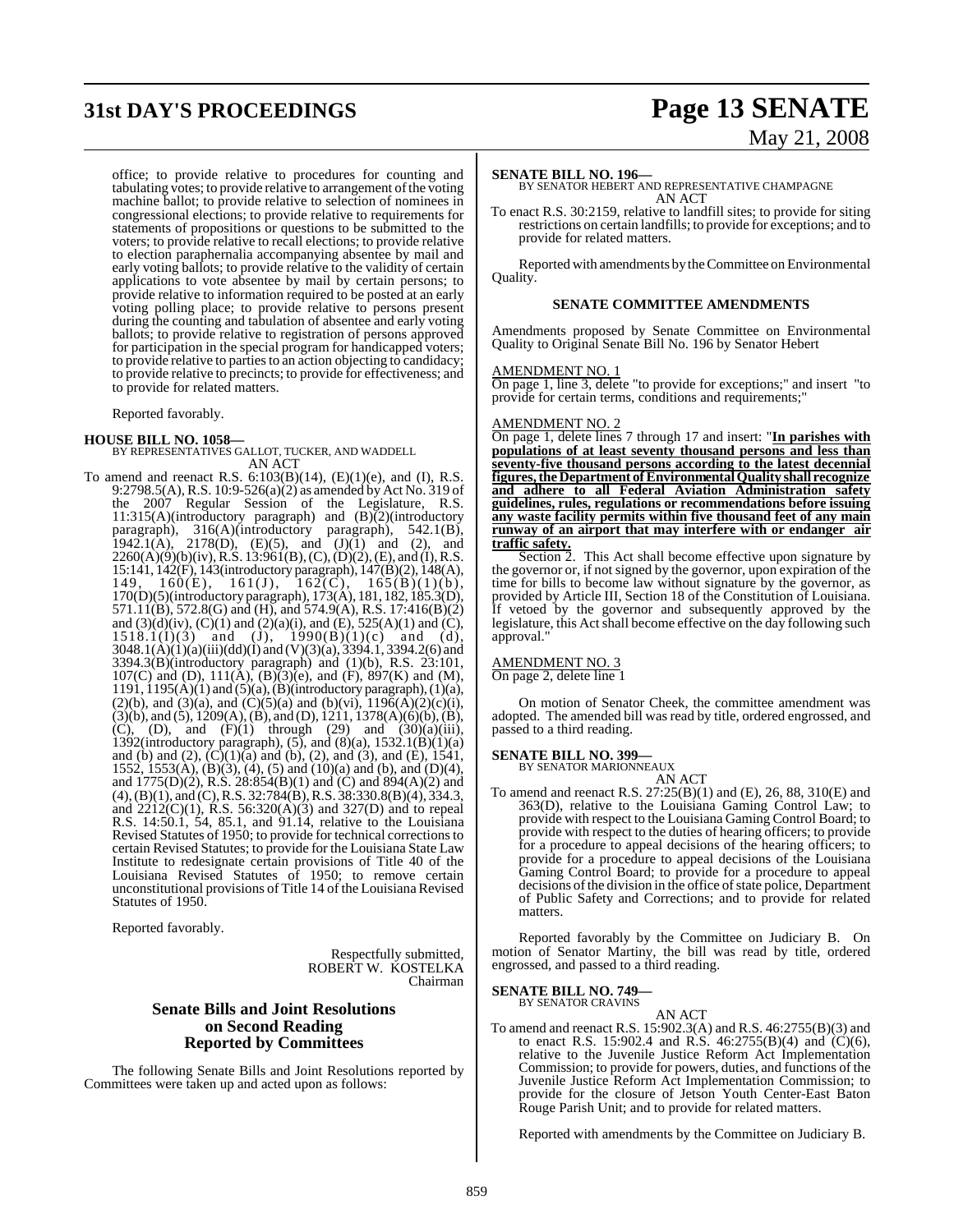office; to provide relative to procedures for counting and tabulating votes; to provide relative to arrangement of the voting machine ballot; to provide relative to selection of nominees in congressional elections; to provide relative to requirements for statements of propositions or questions to be submitted to the voters; to provide relative to recall elections; to provide relative to election paraphernalia accompanying absentee by mail and early voting ballots; to provide relative to the validity of certain applications to vote absentee by mail by certain persons; to provide relative to information required to be posted at an early voting polling place; to provide relative to persons present during the counting and tabulation of absentee and early voting ballots; to provide relative to registration of persons approved for participation in the special program for handicapped voters; to provide relative to parties to an action objecting to candidacy; to provide relative to precincts; to provide for effectiveness; and to provide for related matters.

Reported favorably.

**HOUSE BILL NO. 1058—**
BY REPRESENTATIVES GALLOT, TUCKER, AND WADDELL
AN ACT

To amend and reenact R.S. 6:103(B)(14), (E)(1)(e), and (I), R.S. 9:2798.5(A), R.S. 10:9-526(a)(2) as amended by Act No. 319 of the 2007 Regular Session of the Legislature, R.S. 11:315(A)(introductory paragraph) and (B)(2)(introductory paragraph), 316(A)(introductory paragraph), 542.1(B), 1942.1(A), 2178(D), (E)(5), and (J)(1) and (2), and 2260(A)(9)(b)(iv), R.S. 13:961(B), (C), (D)(2), (E), and (I), R.S. 15:141, 142(F), 143(introductory paragraph), 147(B)(2), 148(A), 149, 160(E), 161(J), 162(C), 165(B)(1)(b), 170(D)(5)(introductory paragraph), 173(A), 181, 182, 185.3(D), 571.11(B), 572.8(G) and (H), and 574.9(A), R.S. 17:416(B)(2) and (3)(d)(iv), (C)(1) and (2)(a)(i), and (E), 525(A)(1) and (C), 1518.1(I)(3) and (J), 1990(B)(1)(c) and (d), 3048.1(A)(1)(a)(iii)(dd)(I) and (V)(3)(a), 3394.1, 3394.2(6) and 3394.3(B)(introductory paragraph) and (1)(b), R.S. 23:101, 107(C) and (D), 111(A), (B)(3)(e), and (F), 897(K) and (M), 1191, 1195(A)(1) and (5)(a), (B)(introductory paragraph), (1)(a), (2)(b), and (3)(a), and (C)(5)(a) and (b)(vi), 1196(A)(2)(c)(i), (3)(b), and (5), 1209(A), (B), and (D), 1211, 1378(A)(6)(b), (B), (C), (D), and (F)(1) through (29) and (30)(a)(iii), 1392(introductory paragraph), (5), and (8)(a), 1532.1(B)(1)(a) and (b) and (2), (C)(1)(a) and (b), (2), and (3), and (E), 1541, 1552, 1553(A), (B)(3), (4), (5) and (10)(a) and (b), and (D)(4), and 1775(D)(2), R.S. 28:854(B)(1) and (C) and 894(A)(2) and (4), (B)(1), and (C), R.S. 32:784(B), R.S. 38:330.8(B)(4), 334.3, and 2212(C)(1), R.S. 56:320(A)(3) and 327(D) and to repeal R.S. 14:50.1, 54, 85.1, and 91.14, relative to the Louisiana Revised Statutes of 1950; to provide for technical corrections to certain Revised Statutes; to provide for the Louisiana State Law Institute to redesignate certain provisions of Title 40 of the Louisiana Revised Statutes of 1950; to remove certain unconstitutional provisions of Title 14 of the Louisiana Revised Statutes of 1950.

Reported favorably.

Respectfully submitted,
ROBERT W. KOSTELKA
Chairman

## Senate Bills and Joint Resolutions on Second Reading Reported by Committees

The following Senate Bills and Joint Resolutions reported by Committees were taken up and acted upon as follows:

**SENATE BILL NO. 196—**
BY SENATOR HEBERT AND REPRESENTATIVE CHAMPAGNE
AN ACT

To enact R.S. 30:2159, relative to landfill sites; to provide for siting restrictions on certain landfills; to provide for exceptions; and to provide for related matters.

Reported with amendments by the Committee on Environmental Quality.

### SENATE COMMITTEE AMENDMENTS

Amendments proposed by Senate Committee on Environmental Quality to Original Senate Bill No. 196 by Senator Hebert

AMENDMENT NO. 1
On page 1, line 3, delete "to provide for exceptions;" and insert "to provide for certain terms, conditions and requirements;"

AMENDMENT NO. 2
On page 1, delete lines 7 through 17 and insert: "**In parishes with populations of at least seventy thousand persons and less than seventy-five thousand persons according to the latest decennial figures, the Department of Environmental Quality shall recognize and adhere to all Federal Aviation Administration safety guidelines, rules, regulations or recommendations before issuing any waste facility permits within five thousand feet of any main runway of an airport that may interfere with or endanger air traffic safety.**

Section 2. This Act shall become effective upon signature by the governor or, if not signed by the governor, upon expiration of the time for bills to become law without signature by the governor, as provided by Article III, Section 18 of the Constitution of Louisiana. If vetoed by the governor and subsequently approved by the legislature, this Act shall become effective on the day following such approval."

AMENDMENT NO. 3
On page 2, delete line 1

On motion of Senator Cheek, the committee amendment was adopted. The amended bill was read by title, ordered engrossed, and passed to a third reading.

**SENATE BILL NO. 399—**
BY SENATOR MARIONNEAUX
AN ACT

To amend and reenact R.S. 27:25(B)(1) and (E), 26, 88, 310(E) and 363(D), relative to the Louisiana Gaming Control Law; to provide with respect to the Louisiana Gaming Control Board; to provide with respect to the duties of hearing officers; to provide for a procedure to appeal decisions of the hearing officers; to provide for a procedure to appeal decisions of the Louisiana Gaming Control Board; to provide for a procedure to appeal decisions of the division in the office of state police, Department of Public Safety and Corrections; and to provide for related matters.

Reported favorably by the Committee on Judiciary B. On motion of Senator Martiny, the bill was read by title, ordered engrossed, and passed to a third reading.

**SENATE BILL NO. 749—**
BY SENATOR CRAVINS
AN ACT

To amend and reenact R.S. 15:902.3(A) and R.S. 46:2755(B)(3) and to enact R.S. 15:902.4 and R.S. 46:2755(B)(4) and (C)(6), relative to the Juvenile Justice Reform Act Implementation Commission; to provide for powers, duties, and functions of the Juvenile Justice Reform Act Implementation Commission; to provide for the closure of Jetson Youth Center-East Baton Rouge Parish Unit; and to provide for related matters.

Reported with amendments by the Committee on Judiciary B.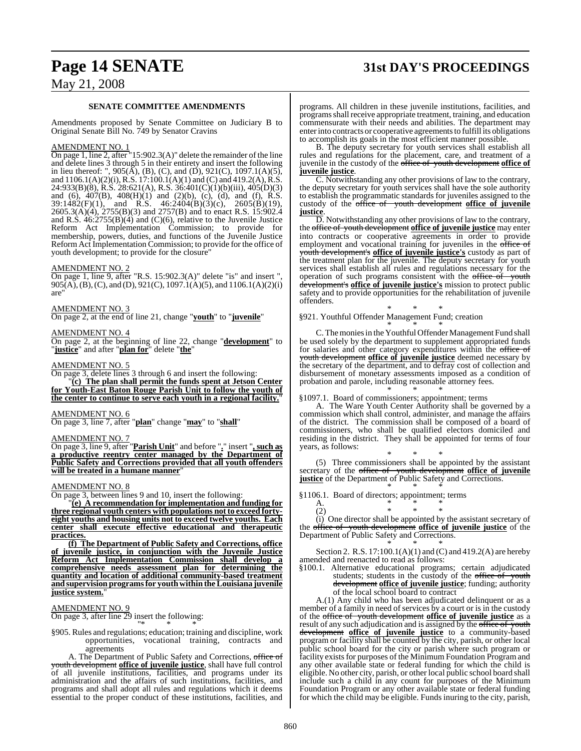**SENATE COMMITTEE AMENDMENTS**

Amendments proposed by Senate Committee on Judiciary B to Original Senate Bill No. 749 by Senator Cravins

AMENDMENT NO. 1

On page 1, line 2, after "15:902.3(A)" delete the remainder of the line and delete lines 3 through 5 in their entirety and insert the following in lieu thereof: ", 905(A), (B), (C), and (D), 921(C), 1097.1(A)(5), and 1106.1(A)(2)(i), R.S. 17:100.1(A)(1) and (C) and 419.2(A), R.S. 24:933(B)(8), R.S. 28:621(A), R.S. 36:401(C)(1)(b)(iii), 405(D)(3) and (6), 407(B), 408(H)(1) and (2)(b), (c), (d), and (f), R.S. 39:1482(F)(1), and R.S. 46:2404(B)(3)(c), 2605(B)(19), 2605.3(A)(4), 2755(B)(3) and 2757(B) and to enact R.S. 15:902.4 and R.S. 46:2755(B)(4) and (C)(6), relative to the Juvenile Justice Reform Act Implementation Commission; to provide for membership, powers, duties, and functions of the Juvenile Justice Reform Act Implementation Commission; to provide for the office of youth development; to provide for the closure"

AMENDMENT NO. 2

On page 1, line 9, after "R.S. 15:902.3(A)" delete "is" and insert ", 905(A), (B), (C), and (D), 921(C), 1097.1(A)(5), and 1106.1(A)(2)(i) are"

AMENDMENT NO. 3

On page 2, at the end of line 21, change "**youth**" to "**juvenile**"

AMENDMENT NO. 4

On page 2, at the beginning of line 22, change "**development**" to "**justice**" and after "**plan for**" delete "**the**"

AMENDMENT NO. 5

On page 3, delete lines 3 through 6 and insert the following:

"**(c) The plan shall permit the funds spent at Jetson Center for Youth-East Baton Rouge Parish Unit to follow the youth of the center to continue to serve each youth in a regional facility.**"

AMENDMENT NO. 6

On page 3, line 7, after "**plan**" change "**may**" to "**shall**"

AMENDMENT NO. 7

On page 3, line 9, after "**Parish Unit**" and before "**.**" insert "**, such as a productive reentry center managed by the Department of Public Safety and Corrections provided that all youth offenders will be treated in a humane manner**"

AMENDMENT NO. 8

On page 3, between lines 9 and 10, insert the following:

"**(e) A recommendation for implementation and funding for three regional youth centers with populations not to exceed forty-eight youths and housing units not to exceed twelve youths. Each center shall execute effective educational and therapeutic practices.**

**(f) The Department of Public Safety and Corrections, office of juvenile justice, in conjunction with the Juvenile Justice Reform Act Implementation Commission shall develop a comprehensive needs assessment plan for determining the quantity and location of additional community-based treatment and supervision programs for youth within the Louisiana juvenile justice system.**"

AMENDMENT NO. 9

On page 3, after line 29 insert the following:

"* * *

§905. Rules and regulations; education; training and discipline, work opportunities, vocational training, contracts and agreements

A. The Department of Public Safety and Corrections, ~~office of youth development~~ **office of juvenile justice**, shall have full control of all juvenile institutions, facilities, and programs under its administration and the affairs of such institutions, facilities, and programs and shall adopt all rules and regulations which it deems essential to the proper conduct of these institutions, facilities, and programs. All children in these juvenile institutions, facilities, and programs shall receive appropriate treatment, training, and education commensurate with their needs and abilities. The department may enter into contracts or cooperative agreements to fulfill its obligations to accomplish its goals in the most efficient manner possible.

B. The deputy secretary for youth services shall establish all rules and regulations for the placement, care, and treatment of a juvenile in the custody of the ~~office of youth development~~ **office of juvenile justice**.

C. Notwithstanding any other provisions of law to the contrary, the deputy secretary for youth services shall have the sole authority to establish the programmatic standards for juveniles assigned to the custody of the ~~office of youth development~~ **office of juvenile justice**.

D. Notwithstanding any other provisions of law to the contrary, the ~~office of youth development~~ **office of juvenile justice** may enter into contracts or cooperative agreements in order to provide employment and vocational training for juveniles in the ~~office of youth development's~~ **office of juvenile justice's** custody as part of the treatment plan for the juvenile. The deputy secretary for youth services shall establish all rules and regulations necessary for the operation of such programs consistent with the ~~office of youth development's~~ **office of juvenile justice's** mission to protect public safety and to provide opportunities for the rehabilitation of juvenile offenders.

\* \* \*

§921. Youthful Offender Management Fund; creation

\* \* \*

C. The monies in the Youthful Offender Management Fund shall be used solely by the department to supplement appropriated funds for salaries and other category expenditures within the ~~office of youth development~~ **office of juvenile justice** deemed necessary by the secretary of the department, and to defray cost of collection and disbursement of monetary assessments imposed as a condition of probation and parole, including reasonable attorney fees.

\* \* \*

§1097.1. Board of commissioners; appointment; terms

A. The Ware Youth Center Authority shall be governed by a commission which shall control, administer, and manage the affairs of the district. The commission shall be composed of a board of commissioners, who shall be qualified electors domiciled and residing in the district. They shall be appointed for terms of four years, as follows:

\* \* \*

(5) Three commissioners shall be appointed by the assistant secretary of the ~~office of youth development~~ **office of juvenile justice** of the Department of Public Safety and Corrections.

\* \* \*

§1106.1. Board of directors; appointment; terms

A. \* \* \*

(2) \* \* \*

(i) One director shall be appointed by the assistant secretary of the ~~office of youth development~~ **office of juvenile justice** of the Department of Public Safety and Corrections.

\* \* \*

Section 2. R.S. 17:100.1(A)(1) and (C) and 419.2(A) are hereby amended and reenacted to read as follows:

§100.1. Alternative educational programs; certain adjudicated students; students in the custody of the ~~office of youth development~~ **office of juvenile justice**; funding; authority of the local school board to contract

A.(1) Any child who has been adjudicated delinquent or as a member of a family in need of services by a court or is in the custody of the ~~office of youth development~~ **office of juvenile justice** as a result of any such adjudication and is assigned by the ~~office of youth development~~ **office of juvenile justice** to a community-based program or facility shall be counted by the city, parish, or other local public school board for the city or parish where such program or facility exists for purposes of the Minimum Foundation Program and any other available state or federal funding for which the child is eligible. No other city, parish, or other local public school board shall include such a child in any count for purposes of the Minimum Foundation Program or any other available state or federal funding for which the child may be eligible. Funds inuring to the city, parish,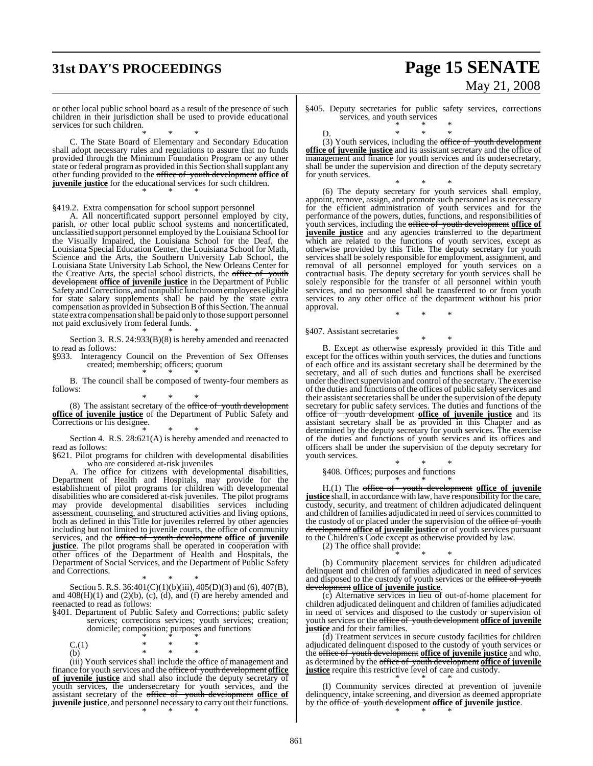or other local public school board as a result of the presence of such children in their jurisdiction shall be used to provide educational services for such children.

\* \* \*

C. The State Board of Elementary and Secondary Education shall adopt necessary rules and regulations to assure that no funds provided through the Minimum Foundation Program or any other state or federal program as provided in this Section shall supplant any other funding provided to the ~~office of youth development~~ **office of juvenile justice** for the educational services for such children.

\* \* \*

§419.2. Extra compensation for school support personnel

A. All noncertificated support personnel employed by city, parish, or other local public school systems and noncertificated, unclassified support personnel employed by the Louisiana School for the Visually Impaired, the Louisiana School for the Deaf, the Louisiana Special Education Center, the Louisiana School for Math, Science and the Arts, the Southern University Lab School, the Louisiana State University Lab School, the New Orleans Center for the Creative Arts, the special school districts, the ~~office of youth development~~ **office of juvenile justice** in the Department of Public Safety and Corrections, and nonpublic lunchroom employees eligible for state salary supplements shall be paid by the state extra compensation as provided in Subsection B of this Section. The annual state extra compensation shall be paid only to those support personnel not paid exclusively from federal funds.

\* \* \*

Section 3. R.S. 24:933(B)(8) is hereby amended and reenacted to read as follows:

§933. Interagency Council on the Prevention of Sex Offenses created; membership; officers; quorum

\* \* \*

B. The council shall be composed of twenty-four members as follows:

\* \* \*

(8) The assistant secretary of the ~~office of youth development~~ **office of juvenile justice** of the Department of Public Safety and Corrections or his designee.

\* \* \*

Section 4. R.S. 28:621(A) is hereby amended and reenacted to read as follows:

§621. Pilot programs for children with developmental disabilities who are considered at-risk juveniles

A. The office for citizens with developmental disabilities, Department of Health and Hospitals, may provide for the establishment of pilot programs for children with developmental disabilities who are considered at-risk juveniles. The pilot programs may provide developmental disabilities services including assessment, counseling, and structured activities and living options, both as defined in this Title for juveniles referred by other agencies including but not limited to juvenile courts, the office of community services, and the ~~office of youth development~~ **office of juvenile justice**. The pilot programs shall be operated in cooperation with other offices of the Department of Health and Hospitals, the Department of Social Services, and the Department of Public Safety and Corrections.

\* \* \*

Section 5. R.S. 36:401(C)(1)(b)(iii), 405(D)(3) and (6), 407(B), and 408(H)(1) and (2)(b), (c), (d), and (f) are hereby amended and reenacted to read as follows:

§401. Department of Public Safety and Corrections; public safety services; corrections services; youth services; creation; domicile; composition; purposes and functions

\* \* \*

C.(1) \* \* \*

(b) \* \* \*

(iii) Youth services shall include the office of management and finance for youth services and the ~~office of youth development~~ **office of juvenile justice** and shall also include the deputy secretary of youth services, the undersecretary for youth services, and the assistant secretary of the ~~office of youth development~~ **office of juvenile justice**, and personnel necessary to carry out their functions.

\* \* \*

§405. Deputy secretaries for public safety services, corrections services, and youth services

\* \* \*

D. \* \* \*

(3) Youth services, including the ~~office of youth development~~ **office of juvenile justice** and its assistant secretary and the office of management and finance for youth services and its undersecretary, shall be under the supervision and direction of the deputy secretary for youth services.

\* \* \*

(6) The deputy secretary for youth services shall employ, appoint, remove, assign, and promote such personnel as is necessary for the efficient administration of youth services and for the performance of the powers, duties, functions, and responsibilities of youth services, including the ~~office of youth development~~ **office of juvenile justice** and any agencies transferred to the department which are related to the functions of youth services, except as otherwise provided by this Title. The deputy secretary for youth services shall be solely responsible for employment, assignment, and removal of all personnel employed for youth services on a contractual basis. The deputy secretary for youth services shall be solely responsible for the transfer of all personnel within youth services, and no personnel shall be transferred to or from youth services to any other office of the department without his prior approval.

\* \* \*

§407. Assistant secretaries

\* \* \*

B. Except as otherwise expressly provided in this Title and except for the offices within youth services, the duties and functions of each office and its assistant secretary shall be determined by the secretary, and all of such duties and functions shall be exercised under the direct supervision and control of the secretary. The exercise of the duties and functions of the offices of public safety services and their assistant secretaries shall be under the supervision of the deputy secretary for public safety services. The duties and functions of the ~~office of youth development~~ **office of juvenile justice** and its assistant secretary shall be as provided in this Chapter and as determined by the deputy secretary for youth services. The exercise of the duties and functions of youth services and its offices and officers shall be under the supervision of the deputy secretary for youth services.

\* \* \*

§408. Offices; purposes and functions

\* \* \*

H.(1) The ~~office of youth development~~ **office of juvenile justice** shall, in accordance with law, have responsibility for the care, custody, security, and treatment of children adjudicated delinquent and children of families adjudicated in need of services committed to the custody of or placed under the supervision of the ~~office of youth development~~ **office of juvenile justice** or of youth services pursuant to the Children's Code except as otherwise provided by law.

(2) The office shall provide:

\* \* \*

(b) Community placement services for children adjudicated delinquent and children of families adjudicated in need of services and disposed to the custody of youth services or the ~~office of youth development~~ **office of juvenile justice**.

(c) Alternative services in lieu of out-of-home placement for children adjudicated delinquent and children of families adjudicated in need of services and disposed to the custody or supervision of youth services or the ~~office of youth development~~ **office of juvenile justice** and for their families.

(d) Treatment services in secure custody facilities for children adjudicated delinquent disposed to the custody of youth services or the ~~office of youth development~~ **office of juvenile justice** and who, as determined by the ~~office of youth development~~ **office of juvenile justice** require this restrictive level of care and custody.

\* \* \*

(f) Community services directed at prevention of juvenile delinquency, intake screening, and diversion as deemed appropriate by the ~~office of youth development~~ **office of juvenile justice**.

\* \* \*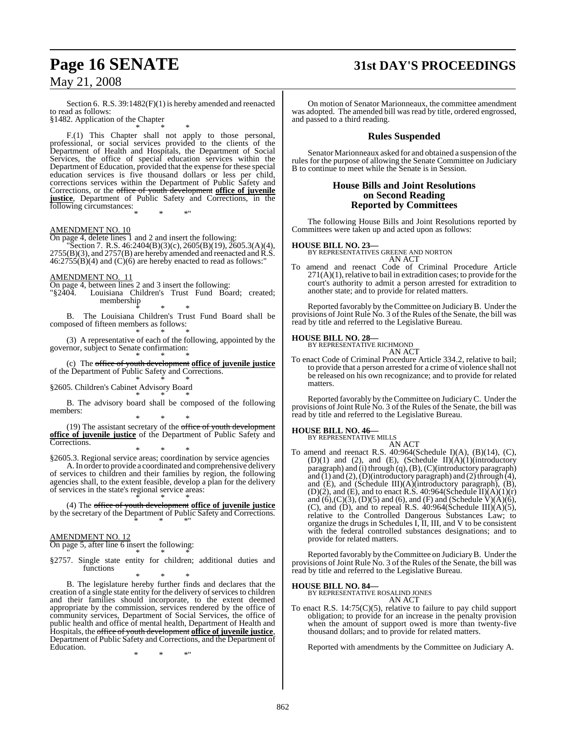Section 6. R.S. 39:1482(F)(1) is hereby amended and reenacted to read as follows:

§1482. Application of the Chapter

\* \* \*

F.(1) This Chapter shall not apply to those personal, professional, or social services provided to the clients of the Department of Health and Hospitals, the Department of Social Services, the office of special education services within the Department of Education, provided that the expense for these special education services is five thousand dollars or less per child, corrections services within the Department of Public Safety and Corrections, or the ~~office of youth development~~ **office of juvenile justice**, Department of Public Safety and Corrections, in the following circumstances:

\* \* \*"

AMENDMENT NO. 10

On page 4, delete lines 1 and 2 and insert the following:

"Section 7. R.S. 46:2404(B)(3)(c), 2605(B)(19), 2605.3(A)(4), 2755(B)(3), and 2757(B) are hereby amended and reenacted and R.S. 46:2755(B)(4) and (C)(6) are hereby enacted to read as follows:"

AMENDMENT NO. 11

On page 4, between lines 2 and 3 insert the following:

"§2404. Louisiana Children's Trust Fund Board; created; membership

\* \* \*

B. The Louisiana Children's Trust Fund Board shall be composed of fifteen members as follows:

\* \* \*

(3) A representative of each of the following, appointed by the governor, subject to Senate confirmation:

\* \* \*

(c) The ~~office of youth development~~ **office of juvenile justice** of the Department of Public Safety and Corrections.

\* \* \*

§2605. Children's Cabinet Advisory Board

\* \* \*

B. The advisory board shall be composed of the following members:

\* \* \*

(19) The assistant secretary of the ~~office of youth development~~ **office of juvenile justice** of the Department of Public Safety and Corrections.

\* \* \*

§2605.3. Regional service areas; coordination by service agencies

A. In order to provide a coordinated and comprehensive delivery of services to children and their families by region, the following agencies shall, to the extent feasible, develop a plan for the delivery of services in the state's regional service areas:

\* \* \*

(4) The ~~office of youth development~~ **office of juvenile justice** by the secretary of the Department of Public Safety and Corrections.

\* \* \*"

AMENDMENT NO. 12

On page 5, after line 6 insert the following:

" \* \* \*

§2757. Single state entity for children; additional duties and functions

\* \* \*

B. The legislature hereby further finds and declares that the creation of a single state entity for the delivery of services to children and their families should incorporate, to the extent deemed appropriate by the commission, services rendered by the office of community services, Department of Social Services, the office of public health and office of mental health, Department of Health and Hospitals, the ~~office of youth development~~ **office of juvenile justice**, Department of Public Safety and Corrections, and the Department of Education.

\* \* \*"

On motion of Senator Marionneaux, the committee amendment was adopted. The amended bill was read by title, ordered engrossed, and passed to a third reading.

## Rules Suspended

Senator Marionneaux asked for and obtained a suspension of the rules for the purpose of allowing the Senate Committee on Judiciary B to continue to meet while the Senate is in Session.

## House Bills and Joint Resolutions on Second Reading Reported by Committees

The following House Bills and Joint Resolutions reported by Committees were taken up and acted upon as follows:

**HOUSE BILL NO. 23—**
BY REPRESENTATIVES GREENE AND NORTON
AN ACT

To amend and reenact Code of Criminal Procedure Article 271(A)(1), relative to bail in extradition cases; to provide for the court's authority to admit a person arrested for extradition to another state; and to provide for related matters.

Reported favorably by the Committee on Judiciary B. Under the provisions of Joint Rule No. 3 of the Rules of the Senate, the bill was read by title and referred to the Legislative Bureau.

**HOUSE BILL NO. 28—**
BY REPRESENTATIVE RICHMOND
AN ACT

To enact Code of Criminal Procedure Article 334.2, relative to bail; to provide that a person arrested for a crime of violence shall not be released on his own recognizance; and to provide for related matters.

Reported favorably by the Committee on Judiciary C. Under the provisions of Joint Rule No. 3 of the Rules of the Senate, the bill was read by title and referred to the Legislative Bureau.

**HOUSE BILL NO. 46—**
BY REPRESENTATIVE MILLS
AN ACT

To amend and reenact R.S. 40:964(Schedule I)(A), (B)(14), (C), (D)(1) and (2), and (E), (Schedule II)(A)(1)(introductory paragraph) and (i) through (q), (B), (C)(introductory paragraph) and (1) and (2), (D)(introductory paragraph) and (2) through (4), and (E), and (Schedule III)(A)(introductory paragraph), (B), (D)(2), and (E), and to enact R.S. 40:964(Schedule II)(A)(1)(r) and (6),(C)(3), (D)(5) and (6), and (F) and (Schedule V)(A)(6), (C), and (D), and to repeal R.S. 40:964(Schedule III)(A)(5), relative to the Controlled Dangerous Substances Law; to organize the drugs in Schedules I, II, III, and V to be consistent with the federal controlled substances designations; and to provide for related matters.

Reported favorably by the Committee on Judiciary B. Under the provisions of Joint Rule No. 3 of the Rules of the Senate, the bill was read by title and referred to the Legislative Bureau.

**HOUSE BILL NO. 84—**
BY REPRESENTATIVE ROSALIND JONES
AN ACT

To enact R.S. 14:75(C)(5), relative to failure to pay child support obligation; to provide for an increase in the penalty provision when the amount of support owed is more than twenty-five thousand dollars; and to provide for related matters.

Reported with amendments by the Committee on Judiciary A.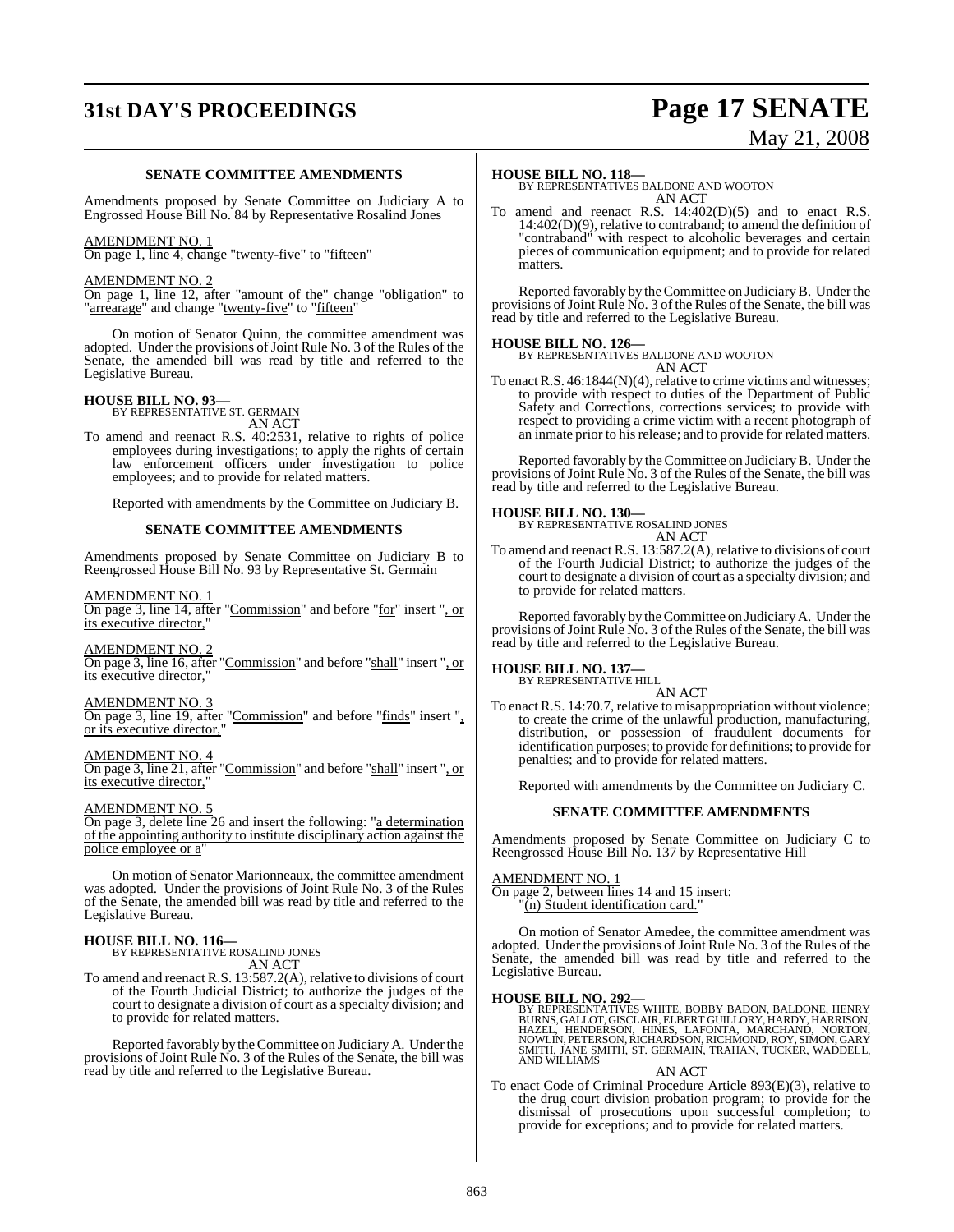**SENATE COMMITTEE AMENDMENTS**

Amendments proposed by Senate Committee on Judiciary A to Engrossed House Bill No. 84 by Representative Rosalind Jones

AMENDMENT NO. 1
On page 1, line 4, change "twenty-five" to "fifteen"

AMENDMENT NO. 2
On page 1, line 12, after "amount of the" change "obligation" to "arrearage" and change "twenty-five" to "fifteen"

On motion of Senator Quinn, the committee amendment was adopted. Under the provisions of Joint Rule No. 3 of the Rules of the Senate, the amended bill was read by title and referred to the Legislative Bureau.

**HOUSE BILL NO. 93—**
BY REPRESENTATIVE ST. GERMAIN
AN ACT
To amend and reenact R.S. 40:2531, relative to rights of police employees during investigations; to apply the rights of certain law enforcement officers under investigation to police employees; and to provide for related matters.

Reported with amendments by the Committee on Judiciary B.

**SENATE COMMITTEE AMENDMENTS**

Amendments proposed by Senate Committee on Judiciary B to Reengrossed House Bill No. 93 by Representative St. Germain

AMENDMENT NO. 1
On page 3, line 14, after "Commission" and before "for" insert ", or its executive director,"

AMENDMENT NO. 2
On page 3, line 16, after "Commission" and before "shall" insert ", or its executive director,"

AMENDMENT NO. 3
On page 3, line 19, after "Commission" and before "finds" insert ", or its executive director,"

AMENDMENT NO. 4
On page 3, line 21, after "Commission" and before "shall" insert ", or its executive director,"

AMENDMENT NO. 5
On page 3, delete line 26 and insert the following: "a determination of the appointing authority to institute disciplinary action against the police employee or a"

On motion of Senator Marionneaux, the committee amendment was adopted. Under the provisions of Joint Rule No. 3 of the Rules of the Senate, the amended bill was read by title and referred to the Legislative Bureau.

**HOUSE BILL NO. 116—**
BY REPRESENTATIVE ROSALIND JONES
AN ACT
To amend and reenact R.S. 13:587.2(A), relative to divisions of court of the Fourth Judicial District; to authorize the judges of the court to designate a division of court as a specialty division; and to provide for related matters.

Reported favorably by the Committee on Judiciary A. Under the provisions of Joint Rule No. 3 of the Rules of the Senate, the bill was read by title and referred to the Legislative Bureau.

**HOUSE BILL NO. 118—**
BY REPRESENTATIVES BALDONE AND WOOTON
AN ACT
To amend and reenact R.S. 14:402(D)(5) and to enact R.S. 14:402(D)(9), relative to contraband; to amend the definition of "contraband" with respect to alcoholic beverages and certain pieces of communication equipment; and to provide for related matters.

Reported favorably by the Committee on Judiciary B. Under the provisions of Joint Rule No. 3 of the Rules of the Senate, the bill was read by title and referred to the Legislative Bureau.

**HOUSE BILL NO. 126—**
BY REPRESENTATIVES BALDONE AND WOOTON
AN ACT
To enact R.S. 46:1844(N)(4), relative to crime victims and witnesses; to provide with respect to duties of the Department of Public Safety and Corrections, corrections services; to provide with respect to providing a crime victim with a recent photograph of an inmate prior to his release; and to provide for related matters.

Reported favorably by the Committee on Judiciary B. Under the provisions of Joint Rule No. 3 of the Rules of the Senate, the bill was read by title and referred to the Legislative Bureau.

**HOUSE BILL NO. 130—**
BY REPRESENTATIVE ROSALIND JONES
AN ACT
To amend and reenact R.S. 13:587.2(A), relative to divisions of court of the Fourth Judicial District; to authorize the judges of the court to designate a division of court as a specialty division; and to provide for related matters.

Reported favorably by the Committee on Judiciary A. Under the provisions of Joint Rule No. 3 of the Rules of the Senate, the bill was read by title and referred to the Legislative Bureau.

**HOUSE BILL NO. 137—**
BY REPRESENTATIVE HILL
AN ACT
To enact R.S. 14:70.7, relative to misappropriation without violence; to create the crime of the unlawful production, manufacturing, distribution, or possession of fraudulent documents for identification purposes; to provide for definitions; to provide for penalties; and to provide for related matters.

Reported with amendments by the Committee on Judiciary C.

**SENATE COMMITTEE AMENDMENTS**

Amendments proposed by Senate Committee on Judiciary C to Reengrossed House Bill No. 137 by Representative Hill

AMENDMENT NO. 1
On page 2, between lines 14 and 15 insert:
"(n) Student identification card."

On motion of Senator Amedee, the committee amendment was adopted. Under the provisions of Joint Rule No. 3 of the Rules of the Senate, the amended bill was read by title and referred to the Legislative Bureau.

**HOUSE BILL NO. 292—**
BY REPRESENTATIVES WHITE, BOBBY BADON, BALDONE, HENRY BURNS, GALLOT, GISCLAIR, ELBERT GUILLORY, HARDY, HARRISON, HAZEL, HENDERSON, HINES, LAFONTA, MARCHAND, NORTON, NOWLIN, PETERSON, RICHARDSON, RICHMOND, ROY, SIMON, GARY SMITH, JANE SMITH, ST. GERMAIN, TRAHAN, TUCKER, WADDELL, AND WILLIAMS
AN ACT
To enact Code of Criminal Procedure Article 893(E)(3), relative to the drug court division probation program; to provide for the dismissal of prosecutions upon successful completion; to provide for exceptions; and to provide for related matters.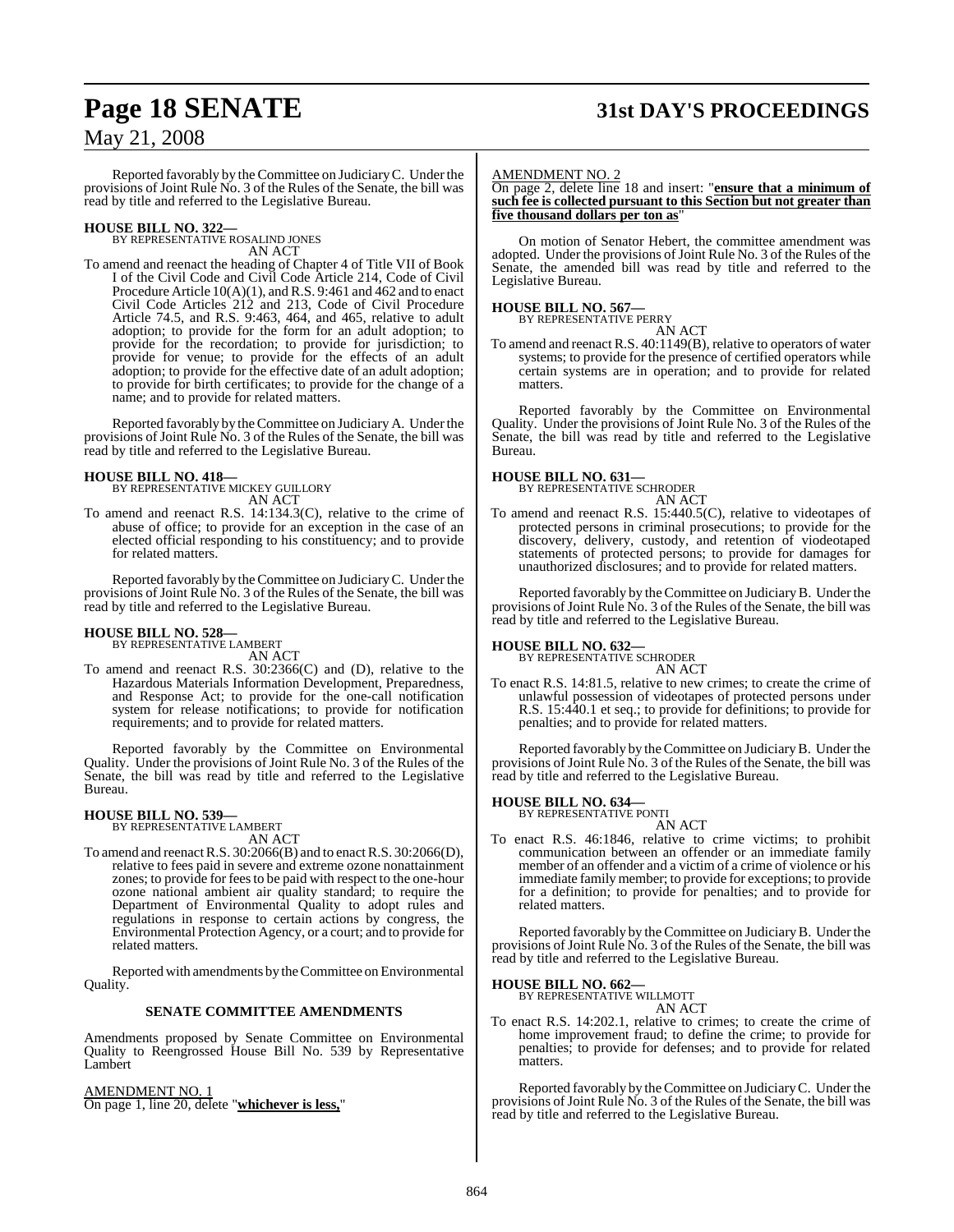Reported favorably by the Committee on Judiciary C. Under the provisions of Joint Rule No. 3 of the Rules of the Senate, the bill was read by title and referred to the Legislative Bureau.

**HOUSE BILL NO. 322—**
BY REPRESENTATIVE ROSALIND JONES
AN ACT

To amend and reenact the heading of Chapter 4 of Title VII of Book I of the Civil Code and Civil Code Article 214, Code of Civil Procedure Article 10(A)(1), and R.S. 9:461 and 462 and to enact Civil Code Articles 212 and 213, Code of Civil Procedure Article 74.5, and R.S. 9:463, 464, and 465, relative to adult adoption; to provide for the form for an adult adoption; to provide for the recordation; to provide for jurisdiction; to provide for venue; to provide for the effects of an adult adoption; to provide for the effective date of an adult adoption; to provide for birth certificates; to provide for the change of a name; and to provide for related matters.

Reported favorably by the Committee on Judiciary A. Under the provisions of Joint Rule No. 3 of the Rules of the Senate, the bill was read by title and referred to the Legislative Bureau.

**HOUSE BILL NO. 418—**
BY REPRESENTATIVE MICKEY GUILLORY
AN ACT

To amend and reenact R.S. 14:134.3(C), relative to the crime of abuse of office; to provide for an exception in the case of an elected official responding to his constituency; and to provide for related matters.

Reported favorably by the Committee on Judiciary C. Under the provisions of Joint Rule No. 3 of the Rules of the Senate, the bill was read by title and referred to the Legislative Bureau.

**HOUSE BILL NO. 528—**
BY REPRESENTATIVE LAMBERT
AN ACT

To amend and reenact R.S. 30:2366(C) and (D), relative to the Hazardous Materials Information Development, Preparedness, and Response Act; to provide for the one-call notification system for release notifications; to provide for notification requirements; and to provide for related matters.

Reported favorably by the Committee on Environmental Quality. Under the provisions of Joint Rule No. 3 of the Rules of the Senate, the bill was read by title and referred to the Legislative Bureau.

**HOUSE BILL NO. 539—**
BY REPRESENTATIVE LAMBERT
AN ACT

To amend and reenact R.S. 30:2066(B) and to enact R.S. 30:2066(D), relative to fees paid in severe and extreme ozone nonattainment zones; to provide for fees to be paid with respect to the one-hour ozone national ambient air quality standard; to require the Department of Environmental Quality to adopt rules and regulations in response to certain actions by congress, the Environmental Protection Agency, or a court; and to provide for related matters.

Reported with amendments by the Committee on Environmental Quality.

**SENATE COMMITTEE AMENDMENTS**

Amendments proposed by Senate Committee on Environmental Quality to Reengrossed House Bill No. 539 by Representative Lambert

AMENDMENT NO. 1
On page 1, line 20, delete "**whichever is less,**"

AMENDMENT NO. 2
On page 2, delete line 18 and insert: "**ensure that a minimum of such fee is collected pursuant to this Section but not greater than five thousand dollars per ton as**"

On motion of Senator Hebert, the committee amendment was adopted. Under the provisions of Joint Rule No. 3 of the Rules of the Senate, the amended bill was read by title and referred to the Legislative Bureau.

**HOUSE BILL NO. 567—**
BY REPRESENTATIVE PERRY
AN ACT

To amend and reenact R.S. 40:1149(B), relative to operators of water systems; to provide for the presence of certified operators while certain systems are in operation; and to provide for related matters.

Reported favorably by the Committee on Environmental Quality. Under the provisions of Joint Rule No. 3 of the Rules of the Senate, the bill was read by title and referred to the Legislative Bureau.

**HOUSE BILL NO. 631—**
BY REPRESENTATIVE SCHRODER
AN ACT

To amend and reenact R.S. 15:440.5(C), relative to videotapes of protected persons in criminal prosecutions; to provide for the discovery, delivery, custody, and retention of viodeotaped statements of protected persons; to provide for damages for unauthorized disclosures; and to provide for related matters.

Reported favorably by the Committee on Judiciary B. Under the provisions of Joint Rule No. 3 of the Rules of the Senate, the bill was read by title and referred to the Legislative Bureau.

**HOUSE BILL NO. 632—**
BY REPRESENTATIVE SCHRODER
AN ACT

To enact R.S. 14:81.5, relative to new crimes; to create the crime of unlawful possession of videotapes of protected persons under R.S. 15:440.1 et seq.; to provide for definitions; to provide for penalties; and to provide for related matters.

Reported favorably by the Committee on Judiciary B. Under the provisions of Joint Rule No. 3 of the Rules of the Senate, the bill was read by title and referred to the Legislative Bureau.

**HOUSE BILL NO. 634—**
BY REPRESENTATIVE PONTI
AN ACT

To enact R.S. 46:1846, relative to crime victims; to prohibit communication between an offender or an immediate family member of an offender and a victim of a crime of violence or his immediate family member; to provide for exceptions; to provide for a definition; to provide for penalties; and to provide for related matters.

Reported favorably by the Committee on Judiciary B. Under the provisions of Joint Rule No. 3 of the Rules of the Senate, the bill was read by title and referred to the Legislative Bureau.

**HOUSE BILL NO. 662—**
BY REPRESENTATIVE WILLMOTT
AN ACT

To enact R.S. 14:202.1, relative to crimes; to create the crime of home improvement fraud; to define the crime; to provide for penalties; to provide for defenses; and to provide for related matters.

Reported favorably by the Committee on Judiciary C. Under the provisions of Joint Rule No. 3 of the Rules of the Senate, the bill was read by title and referred to the Legislative Bureau.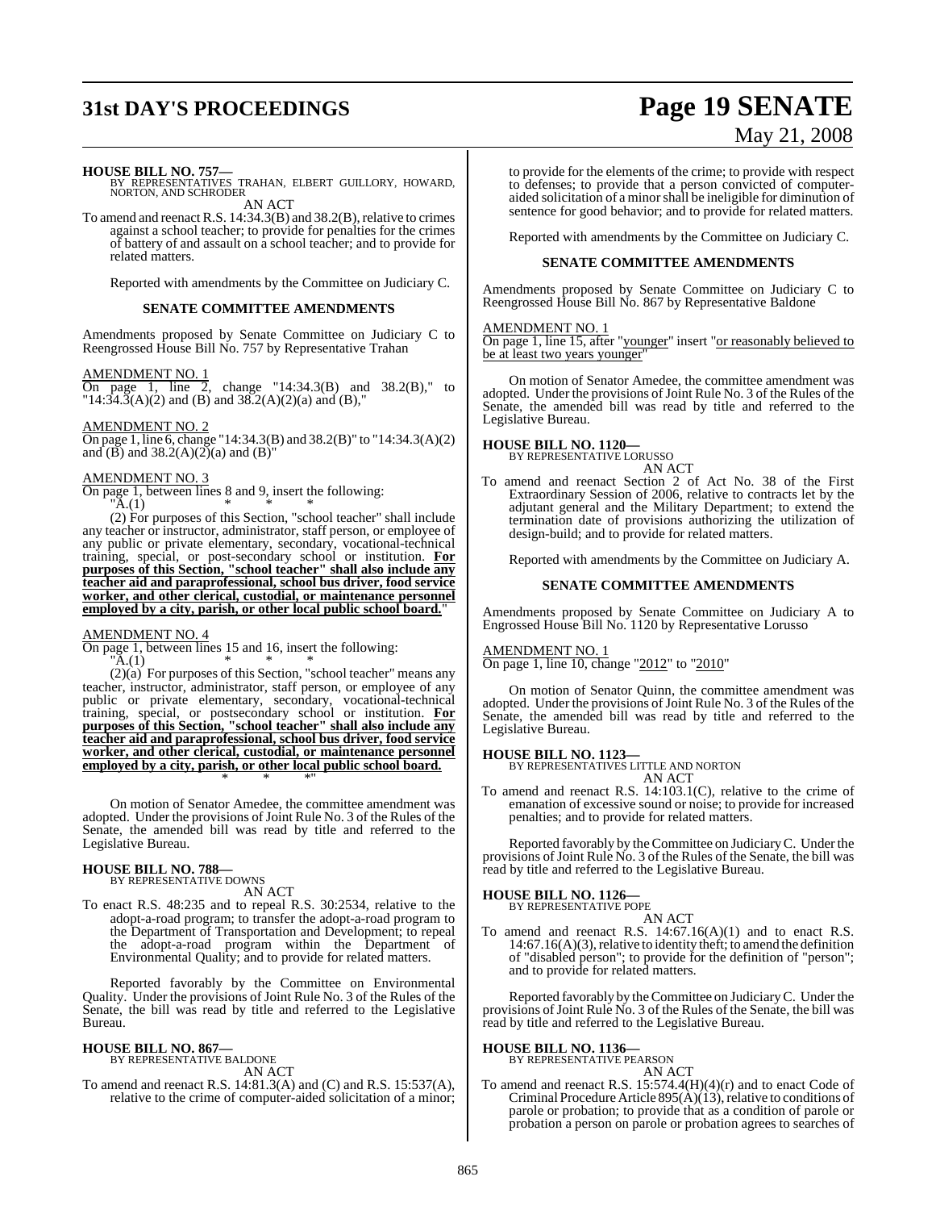**HOUSE BILL NO. 757—**
BY REPRESENTATIVES TRAHAN, ELBERT GUILLORY, HOWARD, NORTON, AND SCHRODER

AN ACT

To amend and reenact R.S. 14:34.3(B) and 38.2(B), relative to crimes against a school teacher; to provide for penalties for the crimes of battery of and assault on a school teacher; and to provide for related matters.

Reported with amendments by the Committee on Judiciary C.

**SENATE COMMITTEE AMENDMENTS**

Amendments proposed by Senate Committee on Judiciary C to Reengrossed House Bill No. 757 by Representative Trahan

AMENDMENT NO. 1

On page 1, line 2, change "14:34.3(B) and 38.2(B)," to "14:34.3(A)(2) and (B) and 38.2(A)(2)(a) and (B),"

AMENDMENT NO. 2

On page 1, line 6, change "14:34.3(B) and 38.2(B)" to "14:34.3(A)(2) and (B) and 38.2(A)(2)(a) and (B)"

AMENDMENT NO. 3

On page 1, between lines 8 and 9, insert the following:

"A.(1) * * *

(2) For purposes of this Section, "school teacher" shall include any teacher or instructor, administrator, staff person, or employee of any public or private elementary, secondary, vocational-technical training, special, or post-secondary school or institution. **For purposes of this Section, "school teacher" shall also include any teacher aid and paraprofessional, school bus driver, food service worker, and other clerical, custodial, or maintenance personnel employed by a city, parish, or other local public school board.**"

AMENDMENT NO. 4

On page 1, between lines 15 and 16, insert the following:

"A.(1) * * *

(2)(a) For purposes of this Section, "school teacher" means any teacher, instructor, administrator, staff person, or employee of any public or private elementary, secondary, vocational-technical training, special, or postsecondary school or institution. **For purposes of this Section, "school teacher" shall also include any teacher aid and paraprofessional, school bus driver, food service worker, and other clerical, custodial, or maintenance personnel employed by a city, parish, or other local public school board.**

\* \* \*"

On motion of Senator Amedee, the committee amendment was adopted. Under the provisions of Joint Rule No. 3 of the Rules of the Senate, the amended bill was read by title and referred to the Legislative Bureau.

**HOUSE BILL NO. 788—**
BY REPRESENTATIVE DOWNS

AN ACT

To enact R.S. 48:235 and to repeal R.S. 30:2534, relative to the adopt-a-road program; to transfer the adopt-a-road program to the Department of Transportation and Development; to repeal the adopt-a-road program within the Department of Environmental Quality; and to provide for related matters.

Reported favorably by the Committee on Environmental Quality. Under the provisions of Joint Rule No. 3 of the Rules of the Senate, the bill was read by title and referred to the Legislative Bureau.

**HOUSE BILL NO. 867—**
BY REPRESENTATIVE BALDONE

AN ACT

To amend and reenact R.S. 14:81.3(A) and (C) and R.S. 15:537(A), relative to the crime of computer-aided solicitation of a minor; to provide for the elements of the crime; to provide with respect to defenses; to provide that a person convicted of computer-aided solicitation of a minor shall be ineligible for diminution of sentence for good behavior; and to provide for related matters.

Reported with amendments by the Committee on Judiciary C.

**SENATE COMMITTEE AMENDMENTS**

Amendments proposed by Senate Committee on Judiciary C to Reengrossed House Bill No. 867 by Representative Baldone

AMENDMENT NO. 1

On page 1, line 15, after "younger" insert "or reasonably believed to be at least two years younger"

On motion of Senator Amedee, the committee amendment was adopted. Under the provisions of Joint Rule No. 3 of the Rules of the Senate, the amended bill was read by title and referred to the Legislative Bureau.

**HOUSE BILL NO. 1120—**
BY REPRESENTATIVE LORUSSO

AN ACT

To amend and reenact Section 2 of Act No. 38 of the First Extraordinary Session of 2006, relative to contracts let by the adjutant general and the Military Department; to extend the termination date of provisions authorizing the utilization of design-build; and to provide for related matters.

Reported with amendments by the Committee on Judiciary A.

**SENATE COMMITTEE AMENDMENTS**

Amendments proposed by Senate Committee on Judiciary A to Engrossed House Bill No. 1120 by Representative Lorusso

AMENDMENT NO. 1

On page 1, line 10, change "2012" to "2010"

On motion of Senator Quinn, the committee amendment was adopted. Under the provisions of Joint Rule No. 3 of the Rules of the Senate, the amended bill was read by title and referred to the Legislative Bureau.

**HOUSE BILL NO. 1123—**
BY REPRESENTATIVES LITTLE AND NORTON

AN ACT

To amend and reenact R.S. 14:103.1(C), relative to the crime of emanation of excessive sound or noise; to provide for increased penalties; and to provide for related matters.

Reported favorably by the Committee on Judiciary C. Under the provisions of Joint Rule No. 3 of the Rules of the Senate, the bill was read by title and referred to the Legislative Bureau.

**HOUSE BILL NO. 1126—**
BY REPRESENTATIVE POPE

AN ACT

To amend and reenact R.S. 14:67.16(A)(1) and to enact R.S. 14:67.16(A)(3), relative to identity theft; to amend the definition of "disabled person"; to provide for the definition of "person"; and to provide for related matters.

Reported favorably by the Committee on Judiciary C. Under the provisions of Joint Rule No. 3 of the Rules of the Senate, the bill was read by title and referred to the Legislative Bureau.

**HOUSE BILL NO. 1136—**
BY REPRESENTATIVE PEARSON

AN ACT

To amend and reenact R.S. 15:574.4(H)(4)(r) and to enact Code of Criminal Procedure Article 895(A)(13), relative to conditions of parole or probation; to provide that as a condition of parole or probation a person on parole or probation agrees to searches of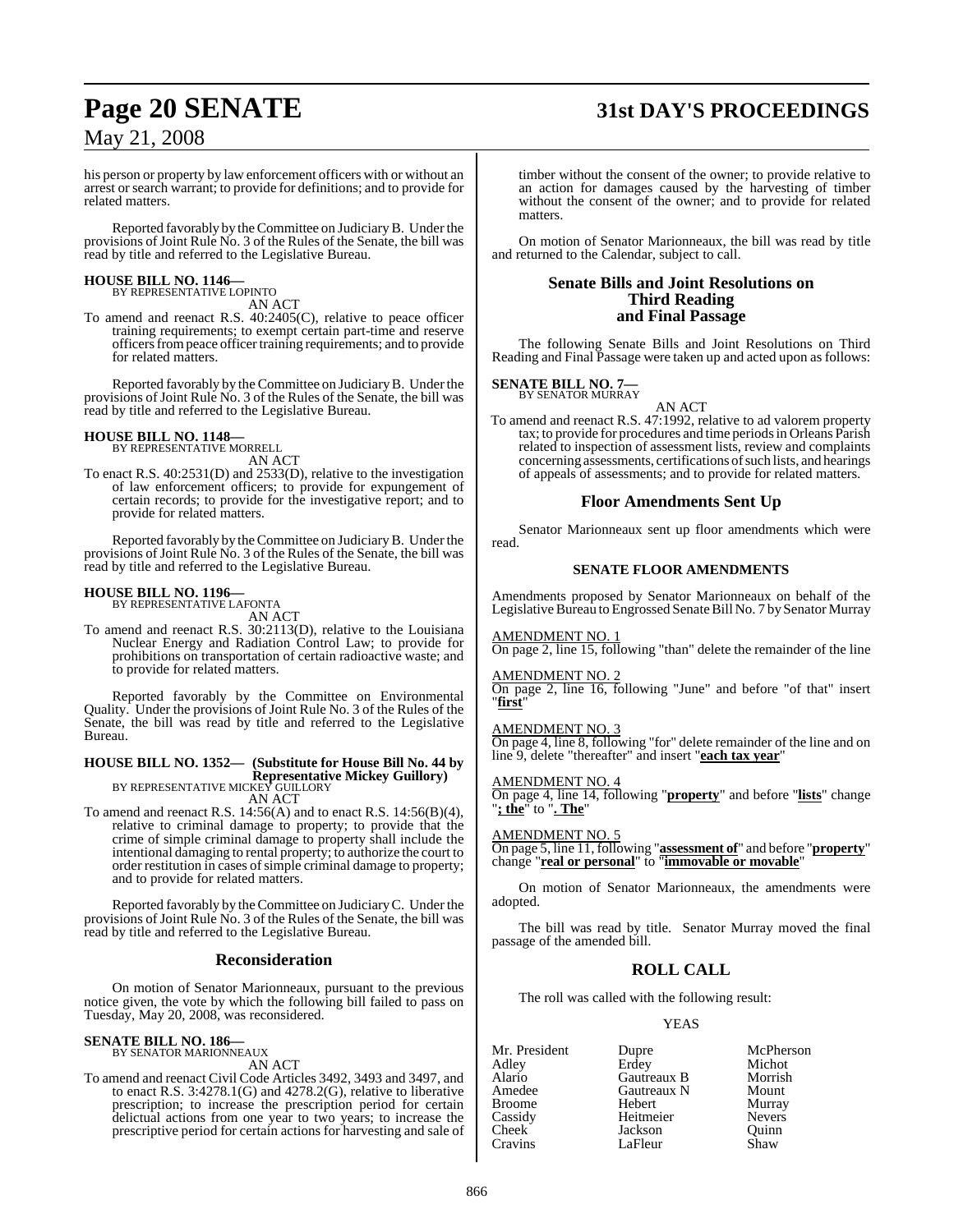his person or property by law enforcement officers with or without an arrest or search warrant; to provide for definitions; and to provide for related matters.

Reported favorably by the Committee on Judiciary B. Under the provisions of Joint Rule No. 3 of the Rules of the Senate, the bill was read by title and referred to the Legislative Bureau.

**HOUSE BILL NO. 1146—**
BY REPRESENTATIVE LOPINTO
AN ACT

To amend and reenact R.S. 40:2405(C), relative to peace officer training requirements; to exempt certain part-time and reserve officers from peace officer training requirements; and to provide for related matters.

Reported favorably by the Committee on Judiciary B. Under the provisions of Joint Rule No. 3 of the Rules of the Senate, the bill was read by title and referred to the Legislative Bureau.

**HOUSE BILL NO. 1148—**
BY REPRESENTATIVE MORRELL
AN ACT

To enact R.S. 40:2531(D) and 2533(D), relative to the investigation of law enforcement officers; to provide for expungement of certain records; to provide for the investigative report; and to provide for related matters.

Reported favorably by the Committee on Judiciary B. Under the provisions of Joint Rule No. 3 of the Rules of the Senate, the bill was read by title and referred to the Legislative Bureau.

**HOUSE BILL NO. 1196—**
BY REPRESENTATIVE LAFONTA
AN ACT

To amend and reenact R.S. 30:2113(D), relative to the Louisiana Nuclear Energy and Radiation Control Law; to provide for prohibitions on transportation of certain radioactive waste; and to provide for related matters.

Reported favorably by the Committee on Environmental Quality. Under the provisions of Joint Rule No. 3 of the Rules of the Senate, the bill was read by title and referred to the Legislative Bureau.

**HOUSE BILL NO. 1352— (Substitute for House Bill No. 44 by Representative Mickey Guillory)**
BY REPRESENTATIVE MICKEY GUILLORY
AN ACT

To amend and reenact R.S. 14:56(A) and to enact R.S. 14:56(B)(4), relative to criminal damage to property; to provide that the crime of simple criminal damage to property shall include the intentional damaging to rental property; to authorize the court to order restitution in cases of simple criminal damage to property; and to provide for related matters.

Reported favorably by the Committee on Judiciary C. Under the provisions of Joint Rule No. 3 of the Rules of the Senate, the bill was read by title and referred to the Legislative Bureau.

## Reconsideration

On motion of Senator Marionneaux, pursuant to the previous notice given, the vote by which the following bill failed to pass on Tuesday, May 20, 2008, was reconsidered.

**SENATE BILL NO. 186—**
BY SENATOR MARIONNEAUX
AN ACT

To amend and reenact Civil Code Articles 3492, 3493 and 3497, and to enact R.S. 3:4278.1(G) and 4278.2(G), relative to liberative prescription; to increase the prescription period for certain delictual actions from one year to two years; to increase the prescriptive period for certain actions for harvesting and sale of timber without the consent of the owner; to provide relative to an action for damages caused by the harvesting of timber without the consent of the owner; and to provide for related matters.

On motion of Senator Marionneaux, the bill was read by title and returned to the Calendar, subject to call.

## Senate Bills and Joint Resolutions on Third Reading and Final Passage

The following Senate Bills and Joint Resolutions on Third Reading and Final Passage were taken up and acted upon as follows:

**SENATE BILL NO. 7—**
BY SENATOR MURRAY
AN ACT

To amend and reenact R.S. 47:1992, relative to ad valorem property tax; to provide for procedures and time periods in Orleans Parish related to inspection of assessment lists, review and complaints concerning assessments, certifications of such lists, and hearings of appeals of assessments; and to provide for related matters.

## Floor Amendments Sent Up

Senator Marionneaux sent up floor amendments which were read.

### SENATE FLOOR AMENDMENTS

Amendments proposed by Senator Marionneaux on behalf of the Legislative Bureau to Engrossed Senate Bill No. 7 by Senator Murray

AMENDMENT NO. 1
On page 2, line 15, following "than" delete the remainder of the line

AMENDMENT NO. 2
On page 2, line 16, following "June" and before "of that" insert "**first**"

AMENDMENT NO. 3
On page 4, line 8, following "for" delete remainder of the line and on line 9, delete "thereafter" and insert "**each tax year**"

AMENDMENT NO. 4
On page 4, line 14, following "**property**" and before "**lists**" change "**; the**" to "**. The**"

AMENDMENT NO. 5
On page 5, line 11, following "**assessment of**" and before "**property**" change "**real or personal**" to "**immovable or movable**"

On motion of Senator Marionneaux, the amendments were adopted.

The bill was read by title. Senator Murray moved the final passage of the amended bill.

## ROLL CALL

The roll was called with the following result:

YEAS

| | | |
|---|---|---|
| Mr. President | Dupre | McPherson |
| Adley | Erdey | Michot |
| Alario | Gautreaux B | Morrish |
| Amedee | Gautreaux N | Mount |
| Broome | Hebert | Murray |
| Cassidy | Heitmeier | Nevers |
| Cheek | Jackson | Quinn |
| Cravins | LaFleur | Shaw |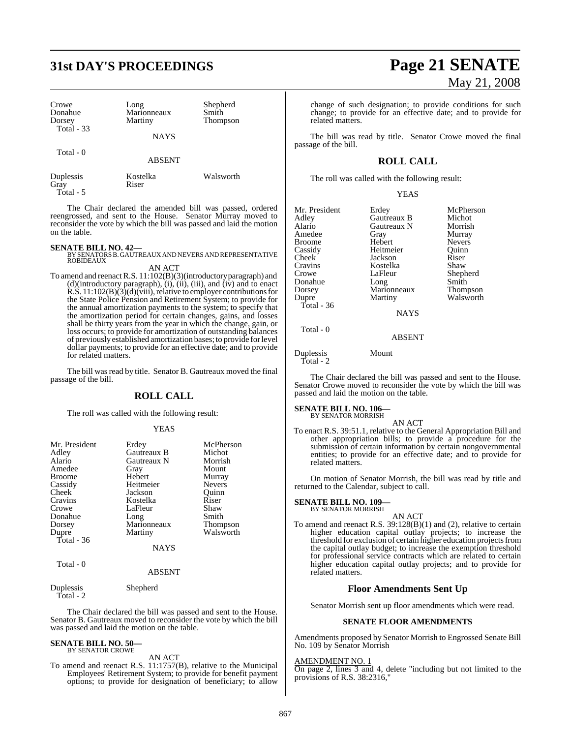| Crowe | Long | Shepherd |
|---|---|---|
| Donahue | Marionneaux | Smith |
| Dorsey | Martiny | Thompson |
| Total - 33 | | |

NAYS

Total - 0

ABSENT

| Duplessis | Kostelka | Walsworth |
|---|---|---|
| Gray | Riser | |
| Total - 5 | | |

The Chair declared the amended bill was passed, ordered reengrossed, and sent to the House. Senator Murray moved to reconsider the vote by which the bill was passed and laid the motion on the table.

**SENATE BILL NO. 42—**
BY SENATORS B. GAUTREAUX AND NEVERS AND REPRESENTATIVE ROBIDEAUX

AN ACT

To amend and reenact R.S. 11:102(B)(3)(introductory paragraph) and (d)(introductory paragraph), (i), (ii), (iii), and (iv) and to enact R.S. 11:102(B)(3)(d)(viii), relative to employer contributions for the State Police Pension and Retirement System; to provide for the annual amortization payments to the system; to specify that the amortization period for certain changes, gains, and losses shall be thirty years from the year in which the change, gain, or loss occurs; to provide for amortization of outstanding balances of previously established amortization bases; to provide for level dollar payments; to provide for an effective date; and to provide for related matters.

The bill was read by title. Senator B. Gautreaux moved the final passage of the bill.

## ROLL CALL

The roll was called with the following result:

YEAS

| Mr. President | Erdey | McPherson |
|---|---|---|
| Adley | Gautreaux B | Michot |
| Alario | Gautreaux N | Morrish |
| Amedee | Gray | Mount |
| Broome | Hebert | Murray |
| Cassidy | Heitmeier | Nevers |
| Cheek | Jackson | Quinn |
| Cravins | Kostelka | Riser |
| Crowe | LaFleur | Shaw |
| Donahue | Long | Smith |
| Dorsey | Marionneaux | Thompson |
| Dupre | Martiny | Walsworth |
| Total - 36 | | |

NAYS

Total - 0

ABSENT

Duplessis Shepherd
Total - 2

The Chair declared the bill was passed and sent to the House. Senator B. Gautreaux moved to reconsider the vote by which the bill was passed and laid the motion on the table.

**SENATE BILL NO. 50—**
BY SENATOR CROWE

AN ACT

To amend and reenact R.S. 11:1757(B), relative to the Municipal Employees' Retirement System; to provide for benefit payment options; to provide for designation of beneficiary; to allow change of such designation; to provide conditions for such change; to provide for an effective date; and to provide for related matters.

The bill was read by title. Senator Crowe moved the final passage of the bill.

## ROLL CALL

The roll was called with the following result:

YEAS

| Mr. President | Erdey | McPherson |
|---|---|---|
| Adley | Gautreaux B | Michot |
| Alario | Gautreaux N | Morrish |
| Amedee | Gray | Murray |
| Broome | Hebert | Nevers |
| Cassidy | Heitmeier | Quinn |
| Cheek | Jackson | Riser |
| Cravins | Kostelka | Shaw |
| Crowe | LaFleur | Shepherd |
| Donahue | Long | Smith |
| Dorsey | Marionneaux | Thompson |
| Dupre | Martiny | Walsworth |
| Total - 36 | | |

NAYS

Total - 0

ABSENT

Duplessis Mount
Total - 2

The Chair declared the bill was passed and sent to the House. Senator Crowe moved to reconsider the vote by which the bill was passed and laid the motion on the table.

**SENATE BILL NO. 106—**
BY SENATOR MORRISH

AN ACT

To enact R.S. 39:51.1, relative to the General Appropriation Bill and other appropriation bills; to provide a procedure for the submission of certain information by certain nongovernmental entities; to provide for an effective date; and to provide for related matters.

On motion of Senator Morrish, the bill was read by title and returned to the Calendar, subject to call.

**SENATE BILL NO. 109—**
BY SENATOR MORRISH

AN ACT

To amend and reenact R.S. 39:128(B)(1) and (2), relative to certain higher education capital outlay projects; to increase the threshold for exclusion of certain higher education projects from the capital outlay budget; to increase the exemption threshold for professional service contracts which are related to certain higher education capital outlay projects; and to provide for related matters.

## Floor Amendments Sent Up

Senator Morrish sent up floor amendments which were read.

### SENATE FLOOR AMENDMENTS

Amendments proposed by Senator Morrish to Engrossed Senate Bill No. 109 by Senator Morrish

AMENDMENT NO. 1
On page 2, lines 3 and 4, delete "including but not limited to the provisions of R.S. 38:2316,"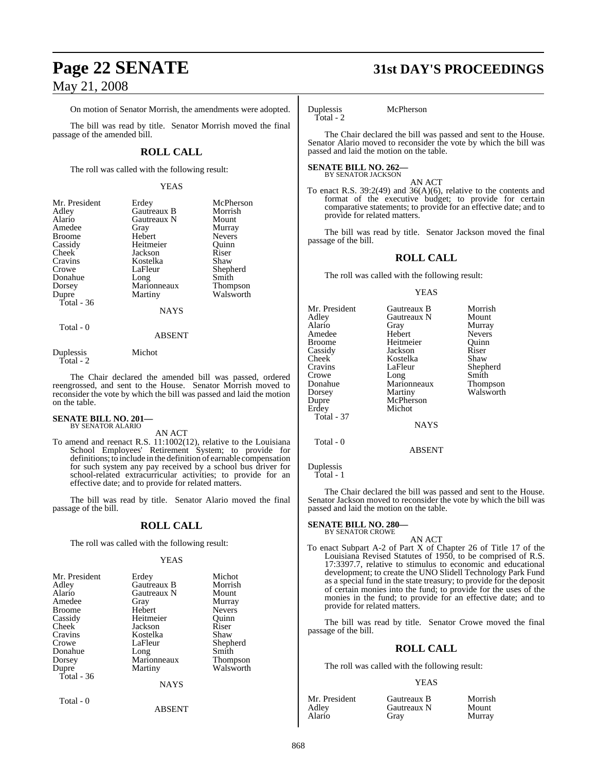On motion of Senator Morrish, the amendments were adopted.

The bill was read by title. Senator Morrish moved the final passage of the amended bill.

## ROLL CALL

The roll was called with the following result:

YEAS

| | | |
|---|---|---|
| Mr. President | Erdey | McPherson |
| Adley | Gautreaux B | Morrish |
| Alario | Gautreaux N | Mount |
| Amedee | Gray | Murray |
| Broome | Hebert | Nevers |
| Cassidy | Heitmeier | Quinn |
| Cheek | Jackson | Riser |
| Cravins | Kostelka | Shaw |
| Crowe | LaFleur | Shepherd |
| Donahue | Long | Smith |
| Dorsey | Marionneaux | Thompson |
| Dupre | Martiny | Walsworth |
| Total - 36 | | |

NAYS

Total - 0

ABSENT

| | |
|---|---|
| Duplessis | Michot |
| Total - 2 | |

The Chair declared the amended bill was passed, ordered reengrossed, and sent to the House. Senator Morrish moved to reconsider the vote by which the bill was passed and laid the motion on the table.

**SENATE BILL NO. 201—**
BY SENATOR ALARIO

AN ACT

To amend and reenact R.S. 11:1002(12), relative to the Louisiana School Employees' Retirement System; to provide for definitions; to include in the definition of earnable compensation for such system any pay received by a school bus driver for school-related extracurricular activities; to provide for an effective date; and to provide for related matters.

The bill was read by title. Senator Alario moved the final passage of the bill.

## ROLL CALL

The roll was called with the following result:

YEAS

| | | |
|---|---|---|
| Mr. President | Erdey | Michot |
| Adley | Gautreaux B | Morrish |
| Alario | Gautreaux N | Mount |
| Amedee | Gray | Murray |
| Broome | Hebert | Nevers |
| Cassidy | Heitmeier | Quinn |
| Cheek | Jackson | Riser |
| Cravins | Kostelka | Shaw |
| Crowe | LaFleur | Shepherd |
| Donahue | Long | Smith |
| Dorsey | Marionneaux | Thompson |
| Dupre | Martiny | Walsworth |
| Total - 36 | | |

NAYS

Total - 0

ABSENT

| | |
|---|---|
| Duplessis | McPherson |
| Total - 2 | |

The Chair declared the bill was passed and sent to the House. Senator Alario moved to reconsider the vote by which the bill was passed and laid the motion on the table.

**SENATE BILL NO. 262—**
BY SENATOR JACKSON

AN ACT

To enact R.S. 39:2(49) and 36(A)(6), relative to the contents and format of the executive budget; to provide for certain comparative statements; to provide for an effective date; and to provide for related matters.

The bill was read by title. Senator Jackson moved the final passage of the bill.

## ROLL CALL

The roll was called with the following result:

YEAS

| | | |
|---|---|---|
| Mr. President | Gautreaux B | Morrish |
| Adley | Gautreaux N | Mount |
| Alario | Gray | Murray |
| Amedee | Hebert | Nevers |
| Broome | Heitmeier | Quinn |
| Cassidy | Jackson | Riser |
| Cheek | Kostelka | Shaw |
| Cravins | LaFleur | Shepherd |
| Crowe | Long | Smith |
| Donahue | Marionneaux | Thompson |
| Dorsey | Martiny | Walsworth |
| Dupre | McPherson | |
| Erdey | Michot | |
| Total - 37 | | |

NAYS

Total - 0

ABSENT

Duplessis
Total - 1

The Chair declared the bill was passed and sent to the House. Senator Jackson moved to reconsider the vote by which the bill was passed and laid the motion on the table.

**SENATE BILL NO. 280—**
BY SENATOR CROWE

AN ACT

To enact Subpart A-2 of Part X of Chapter 26 of Title 17 of the Louisiana Revised Statutes of 1950, to be comprised of R.S. 17:3397.7, relative to stimulus to economic and educational development; to create the UNO Slidell Technology Park Fund as a special fund in the state treasury; to provide for the deposit of certain monies into the fund; to provide for the uses of the monies in the fund; to provide for an effective date; and to provide for related matters.

The bill was read by title. Senator Crowe moved the final passage of the bill.

## ROLL CALL

The roll was called with the following result:

YEAS

| | | |
|---|---|---|
| Mr. President | Gautreaux B | Morrish |
| Adley | Gautreaux N | Mount |
| Alario | Gray | Murray |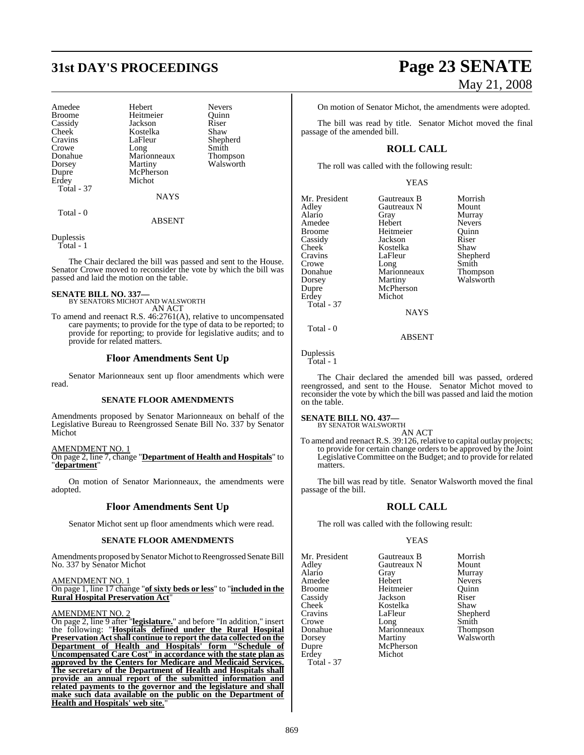| | | |
|---|---|---|
| Amedee | Hebert | Nevers |
| Broome | Heitmeier | Quinn |
| Cassidy | Jackson | Riser |
| Cheek | Kostelka | Shaw |
| Cravins | LaFleur | Shepherd |
| Crowe | Long | Smith |
| Donahue | Marionneaux | Thompson |
| Dorsey | Martiny | Walsworth |
| Dupre | McPherson | |
| Erdey | Michot | |
| Total - 37 | | |

NAYS

Total - 0

ABSENT

Duplessis
Total - 1

The Chair declared the bill was passed and sent to the House. Senator Crowe moved to reconsider the vote by which the bill was passed and laid the motion on the table.

**SENATE BILL NO. 337—**
BY SENATORS MICHOT AND WALSWORTH
AN ACT

To amend and reenact R.S. 46:2761(A), relative to uncompensated care payments; to provide for the type of data to be reported; to provide for reporting; to provide for legislative audits; and to provide for related matters.

## Floor Amendments Sent Up

Senator Marionneaux sent up floor amendments which were read.

### SENATE FLOOR AMENDMENTS

Amendments proposed by Senator Marionneaux on behalf of the Legislative Bureau to Reengrossed Senate Bill No. 337 by Senator Michot

AMENDMENT NO. 1
On page 2, line 7, change "**Department of Health and Hospitals**" to "**department**"

On motion of Senator Marionneaux, the amendments were adopted.

## Floor Amendments Sent Up

Senator Michot sent up floor amendments which were read.

### SENATE FLOOR AMENDMENTS

Amendments proposed by Senator Michot to Reengrossed Senate Bill No. 337 by Senator Michot

AMENDMENT NO. 1
On page 1, line 17 change "**of sixty beds or less**" to "**included in the Rural Hospital Preservation Act**"

AMENDMENT NO. 2
On page 2, line 9 after "**legislature.**" and before "In addition," insert the following: "**Hospitals defined under the Rural Hospital Preservation Act shall continue to report the data collected on the Department of Health and Hospitals' form "Schedule of Uncompensated Care Cost" in accordance with the state plan as approved by the Centers for Medicare and Medicaid Services. The secretary of the Department of Health and Hospitals shall provide an annual report of the submitted information and related payments to the governor and the legislature and shall make such data available on the public on the Department of Health and Hospitals' web site.**"

On motion of Senator Michot, the amendments were adopted.

The bill was read by title. Senator Michot moved the final passage of the amended bill.

## ROLL CALL

The roll was called with the following result:

YEAS

| | | |
|---|---|---|
| Mr. President | Gautreaux B | Morrish |
| Adley | Gautreaux N | Mount |
| Alario | Gray | Murray |
| Amedee | Hebert | Nevers |
| Broome | Heitmeier | Quinn |
| Cassidy | Jackson | Riser |
| Cheek | Kostelka | Shaw |
| Cravins | LaFleur | Shepherd |
| Crowe | Long | Smith |
| Donahue | Marionneaux | Thompson |
| Dorsey | Martiny | Walsworth |
| Dupre | McPherson | |
| Erdey | Michot | |
| Total - 37 | | |

NAYS

Total - 0

ABSENT

Duplessis
Total - 1

The Chair declared the amended bill was passed, ordered reengrossed, and sent to the House. Senator Michot moved to reconsider the vote by which the bill was passed and laid the motion on the table.

**SENATE BILL NO. 437—**
BY SENATOR WALSWORTH
AN ACT

To amend and reenact R.S. 39:126, relative to capital outlay projects; to provide for certain change orders to be approved by the Joint Legislative Committee on the Budget; and to provide for related matters.

The bill was read by title. Senator Walsworth moved the final passage of the bill.

## ROLL CALL

The roll was called with the following result:

YEAS

| | | |
|---|---|---|
| Mr. President | Gautreaux B | Morrish |
| Adley | Gautreaux N | Mount |
| Alario | Gray | Murray |
| Amedee | Hebert | Nevers |
| Broome | Heitmeier | Quinn |
| Cassidy | Jackson | Riser |
| Cheek | Kostelka | Shaw |
| Cravins | LaFleur | Shepherd |
| Crowe | Long | Smith |
| Donahue | Marionneaux | Thompson |
| Dorsey | Martiny | Walsworth |
| Dupre | McPherson | |
| Erdey | Michot | |
| Total - 37 | | |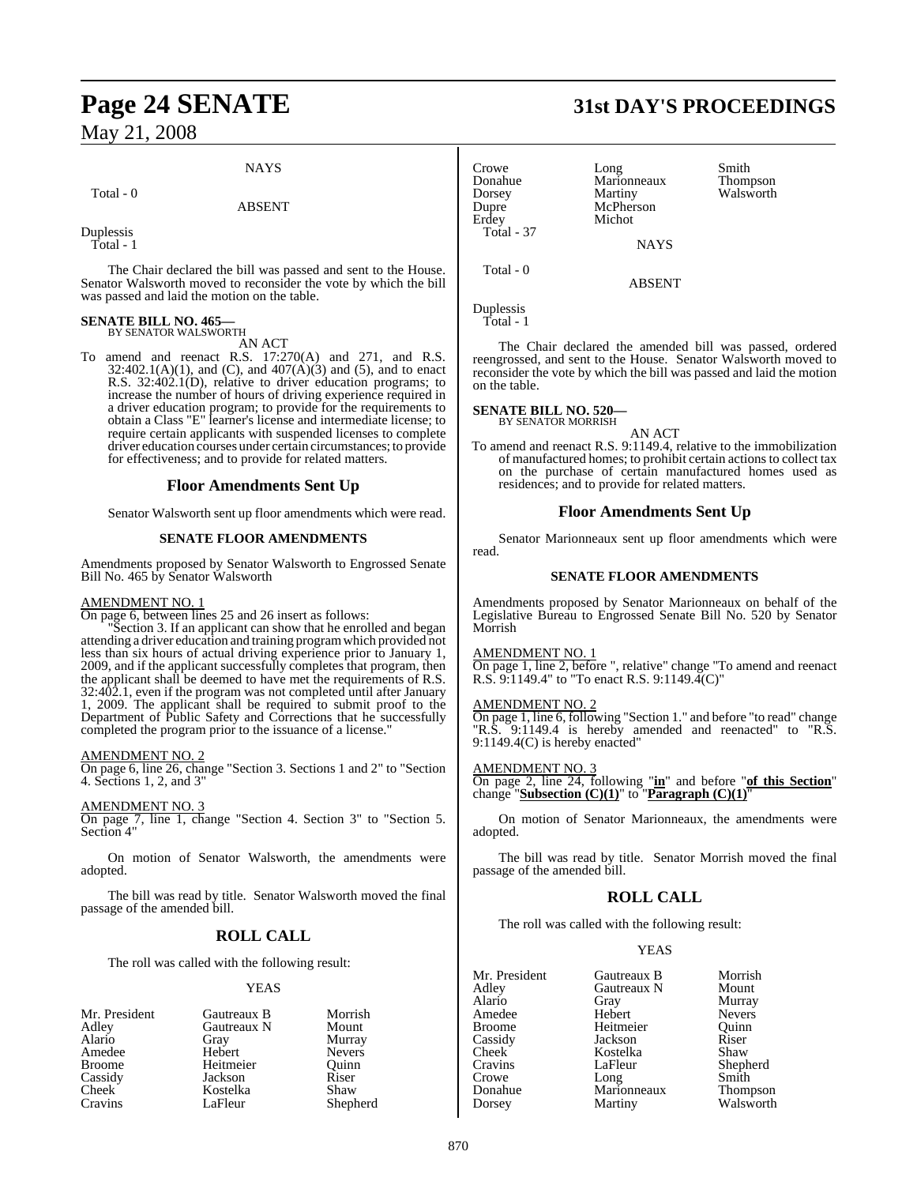NAYS

Total - 0

ABSENT

Duplessis
Total - 1

The Chair declared the bill was passed and sent to the House. Senator Walsworth moved to reconsider the vote by which the bill was passed and laid the motion on the table.

**SENATE BILL NO. 465—**
BY SENATOR WALSWORTH

AN ACT

To amend and reenact R.S. 17:270(A) and 271, and R.S. 32:402.1(A)(1), and (C), and 407(A)(3) and (5), and to enact R.S. 32:402.1(D), relative to driver education programs; to increase the number of hours of driving experience required in a driver education program; to provide for the requirements to obtain a Class "E" learner's license and intermediate license; to require certain applicants with suspended licenses to complete driver education courses under certain circumstances; to provide for effectiveness; and to provide for related matters.

## Floor Amendments Sent Up

Senator Walsworth sent up floor amendments which were read.

### SENATE FLOOR AMENDMENTS

Amendments proposed by Senator Walsworth to Engrossed Senate Bill No. 465 by Senator Walsworth

AMENDMENT NO. 1
On page 6, between lines 25 and 26 insert as follows:

"Section 3. If an applicant can show that he enrolled and began attending a driver education and training program which provided not less than six hours of actual driving experience prior to January 1, 2009, and if the applicant successfully completes that program, then the applicant shall be deemed to have met the requirements of R.S. 32:402.1, even if the program was not completed until after January 1, 2009. The applicant shall be required to submit proof to the Department of Public Safety and Corrections that he successfully completed the program prior to the issuance of a license."

AMENDMENT NO. 2
On page 6, line 26, change "Section 3. Sections 1 and 2" to "Section 4. Sections 1, 2, and 3"

AMENDMENT NO. 3
On page 7, line 1, change "Section 4. Section 3" to "Section 5. Section 4"

On motion of Senator Walsworth, the amendments were adopted.

The bill was read by title. Senator Walsworth moved the final passage of the amended bill.

## ROLL CALL

The roll was called with the following result:

YEAS

| | | |
|---|---|---|
| Mr. President | Gautreaux B | Morrish |
| Adley | Gautreaux N | Mount |
| Alario | Gray | Murray |
| Amedee | Hebert | Nevers |
| Broome | Heitmeier | Quinn |
| Cassidy | Jackson | Riser |
| Cheek | Kostelka | Shaw |
| Cravins | LaFleur | Shepherd |
| Crowe | Long | Smith |
| Donahue | Marionneaux | Thompson |
| Dorsey | Martiny | Walsworth |
| Dupre | McPherson | |
| Erdey | Michot | |

Total - 37

NAYS

Total - 0

ABSENT

Duplessis
Total - 1

The Chair declared the amended bill was passed, ordered reengrossed, and sent to the House. Senator Walsworth moved to reconsider the vote by which the bill was passed and laid the motion on the table.

**SENATE BILL NO. 520—**
BY SENATOR MORRISH

AN ACT

To amend and reenact R.S. 9:1149.4, relative to the immobilization of manufactured homes; to prohibit certain actions to collect tax on the purchase of certain manufactured homes used as residences; and to provide for related matters.

## Floor Amendments Sent Up

Senator Marionneaux sent up floor amendments which were read.

### SENATE FLOOR AMENDMENTS

Amendments proposed by Senator Marionneaux on behalf of the Legislative Bureau to Engrossed Senate Bill No. 520 by Senator Morrish

AMENDMENT NO. 1
On page 1, line 2, before ", relative" change "To amend and reenact R.S. 9:1149.4" to "To enact R.S. 9:1149.4(C)"

AMENDMENT NO. 2
On page 1, line 6, following "Section 1." and before "to read" change "R.S. 9:1149.4 is hereby amended and reenacted" to "R.S. 9:1149.4(C) is hereby enacted"

AMENDMENT NO. 3
On page 2, line 24, following "**in**" and before "**of this Section**" change "**Subsection (C)(1)**" to "**Paragraph (C)(1)**"

On motion of Senator Marionneaux, the amendments were adopted.

The bill was read by title. Senator Morrish moved the final passage of the amended bill.

## ROLL CALL

The roll was called with the following result:

YEAS

| | | |
|---|---|---|
| Mr. President | Gautreaux B | Morrish |
| Adley | Gautreaux N | Mount |
| Alario | Gray | Murray |
| Amedee | Hebert | Nevers |
| Broome | Heitmeier | Quinn |
| Cassidy | Jackson | Riser |
| Cheek | Kostelka | Shaw |
| Cravins | LaFleur | Shepherd |
| Crowe | Long | Smith |
| Donahue | Marionneaux | Thompson |
| Dorsey | Martiny | Walsworth |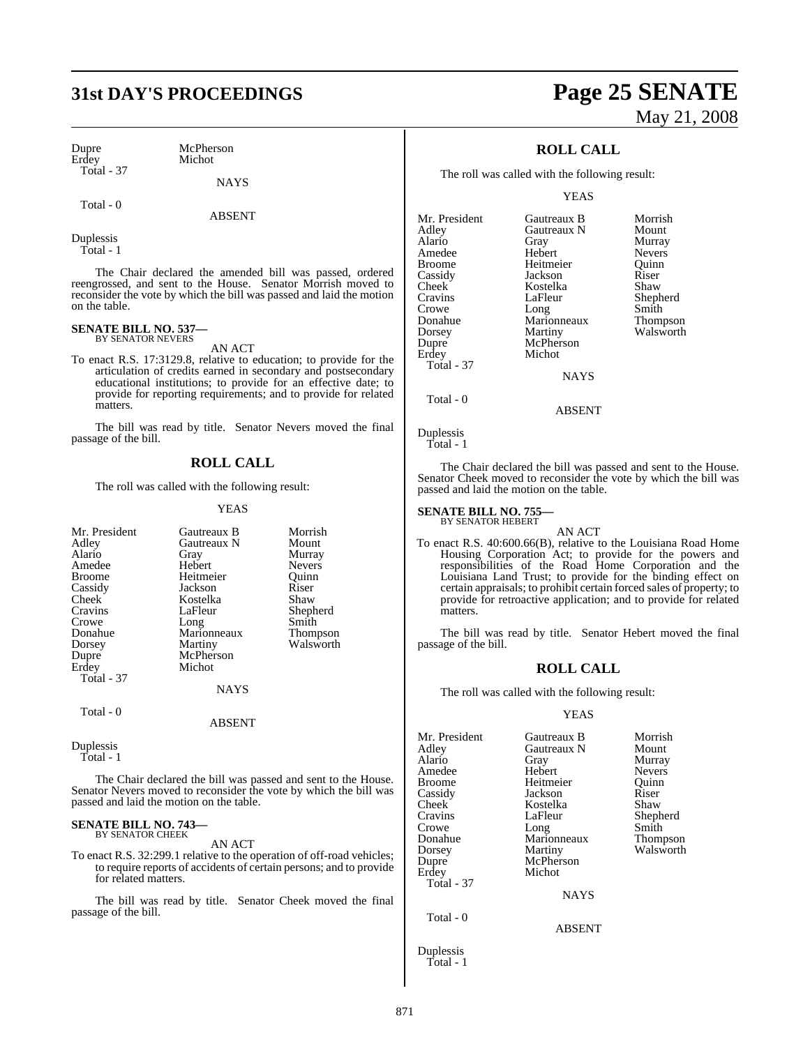| | |
|---|---|
| Dupre | McPherson |
| Erdey | Michot |
| Total - 37 | |

NAYS

Total - 0

ABSENT

Duplessis
Total - 1

The Chair declared the amended bill was passed, ordered reengrossed, and sent to the House. Senator Morrish moved to reconsider the vote by which the bill was passed and laid the motion on the table.

**SENATE BILL NO. 537—**
BY SENATOR NEVERS

AN ACT

To enact R.S. 17:3129.8, relative to education; to provide for the articulation of credits earned in secondary and postsecondary educational institutions; to provide for an effective date; to provide for reporting requirements; and to provide for related matters.

The bill was read by title. Senator Nevers moved the final passage of the bill.

## ROLL CALL

The roll was called with the following result:

YEAS

| | | |
|---|---|---|
| Mr. President | Gautreaux B | Morrish |
| Adley | Gautreaux N | Mount |
| Alario | Gray | Murray |
| Amedee | Hebert | Nevers |
| Broome | Heitmeier | Quinn |
| Cassidy | Jackson | Riser |
| Cheek | Kostelka | Shaw |
| Cravins | LaFleur | Shepherd |
| Crowe | Long | Smith |
| Donahue | Marionneaux | Thompson |
| Dorsey | Martiny | Walsworth |
| Dupre | McPherson | |
| Erdey | Michot | |
| Total - 37 | | |

NAYS

Total - 0

ABSENT

Duplessis
Total - 1

The Chair declared the bill was passed and sent to the House. Senator Nevers moved to reconsider the vote by which the bill was passed and laid the motion on the table.

**SENATE BILL NO. 743—**
BY SENATOR CHEEK

AN ACT

To enact R.S. 32:299.1 relative to the operation of off-road vehicles; to require reports of accidents of certain persons; and to provide for related matters.

The bill was read by title. Senator Cheek moved the final passage of the bill.

## ROLL CALL

The roll was called with the following result:

YEAS

| | | |
|---|---|---|
| Mr. President | Gautreaux B | Morrish |
| Adley | Gautreaux N | Mount |
| Alario | Gray | Murray |
| Amedee | Hebert | Nevers |
| Broome | Heitmeier | Quinn |
| Cassidy | Jackson | Riser |
| Cheek | Kostelka | Shaw |
| Cravins | LaFleur | Shepherd |
| Crowe | Long | Smith |
| Donahue | Marionneaux | Thompson |
| Dorsey | Martiny | Walsworth |
| Dupre | McPherson | |
| Erdey | Michot | |
| Total - 37 | | |

NAYS

Total - 0

ABSENT

Duplessis
Total - 1

The Chair declared the bill was passed and sent to the House. Senator Cheek moved to reconsider the vote by which the bill was passed and laid the motion on the table.

**SENATE BILL NO. 755—**
BY SENATOR HEBERT

AN ACT

To enact R.S. 40:600.66(B), relative to the Louisiana Road Home Housing Corporation Act; to provide for the powers and responsibilities of the Road Home Corporation and the Louisiana Land Trust; to provide for the binding effect on certain appraisals; to prohibit certain forced sales of property; to provide for retroactive application; and to provide for related matters.

The bill was read by title. Senator Hebert moved the final passage of the bill.

## ROLL CALL

The roll was called with the following result:

YEAS

| | | |
|---|---|---|
| Mr. President | Gautreaux B | Morrish |
| Adley | Gautreaux N | Mount |
| Alario | Gray | Murray |
| Amedee | Hebert | Nevers |
| Broome | Heitmeier | Quinn |
| Cassidy | Jackson | Riser |
| Cheek | Kostelka | Shaw |
| Cravins | LaFleur | Shepherd |
| Crowe | Long | Smith |
| Donahue | Marionneaux | Thompson |
| Dorsey | Martiny | Walsworth |
| Dupre | McPherson | |
| Erdey | Michot | |
| Total - 37 | | |

NAYS

Total - 0

ABSENT

Duplessis
Total - 1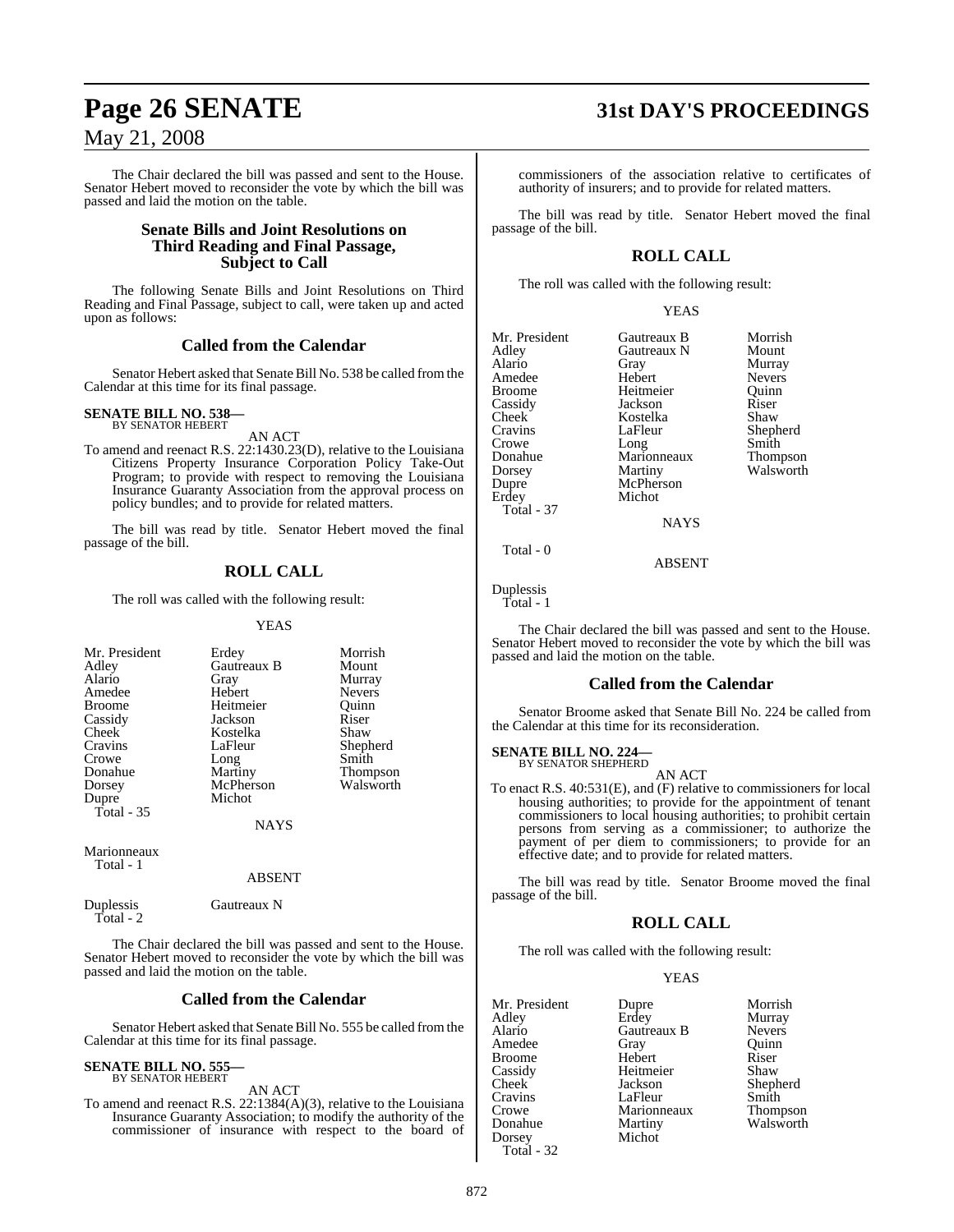The Chair declared the bill was passed and sent to the House. Senator Hebert moved to reconsider the vote by which the bill was passed and laid the motion on the table.

## Senate Bills and Joint Resolutions on Third Reading and Final Passage, Subject to Call

The following Senate Bills and Joint Resolutions on Third Reading and Final Passage, subject to call, were taken up and acted upon as follows:

### Called from the Calendar

Senator Hebert asked that Senate Bill No. 538 be called from the Calendar at this time for its final passage.

**SENATE BILL NO. 538—**
BY SENATOR HEBERT

AN ACT

To amend and reenact R.S. 22:1430.23(D), relative to the Louisiana Citizens Property Insurance Corporation Policy Take-Out Program; to provide with respect to removing the Louisiana Insurance Guaranty Association from the approval process on policy bundles; and to provide for related matters.

The bill was read by title. Senator Hebert moved the final passage of the bill.

### ROLL CALL

The roll was called with the following result:

YEAS

| | | |
|---|---|---|
| Mr. President | Erdey | Morrish |
| Adley | Gautreaux B | Mount |
| Alario | Gray | Murray |
| Amedee | Hebert | Nevers |
| Broome | Heitmeier | Quinn |
| Cassidy | Jackson | Riser |
| Cheek | Kostelka | Shaw |
| Cravins | LaFleur | Shepherd |
| Crowe | Long | Smith |
| Donahue | Martiny | Thompson |
| Dorsey | McPherson | Walsworth |
| Dupre | Michot | |

Total - 35

NAYS

Marionneaux
Total - 1

ABSENT

Duplessis        Gautreaux N
Total - 2

The Chair declared the bill was passed and sent to the House. Senator Hebert moved to reconsider the vote by which the bill was passed and laid the motion on the table.

### Called from the Calendar

Senator Hebert asked that Senate Bill No. 555 be called from the Calendar at this time for its final passage.

**SENATE BILL NO. 555—**
BY SENATOR HEBERT

AN ACT

To amend and reenact R.S. 22:1384(A)(3), relative to the Louisiana Insurance Guaranty Association; to modify the authority of the commissioner of insurance with respect to the board of commissioners of the association relative to certificates of authority of insurers; and to provide for related matters.

The bill was read by title. Senator Hebert moved the final passage of the bill.

### ROLL CALL

The roll was called with the following result:

YEAS

| | | |
|---|---|---|
| Mr. President | Gautreaux B | Morrish |
| Adley | Gautreaux N | Mount |
| Alario | Gray | Murray |
| Amedee | Hebert | Nevers |
| Broome | Heitmeier | Quinn |
| Cassidy | Jackson | Riser |
| Cheek | Kostelka | Shaw |
| Cravins | LaFleur | Shepherd |
| Crowe | Long | Smith |
| Donahue | Marionneaux | Thompson |
| Dorsey | Martiny | Walsworth |
| Dupre | McPherson | |
| Erdey | Michot | |

Total - 37

NAYS

Total - 0

ABSENT

Duplessis
Total - 1

The Chair declared the bill was passed and sent to the House. Senator Hebert moved to reconsider the vote by which the bill was passed and laid the motion on the table.

### Called from the Calendar

Senator Broome asked that Senate Bill No. 224 be called from the Calendar at this time for its reconsideration.

**SENATE BILL NO. 224—**
BY SENATOR SHEPHERD

AN ACT

To enact R.S. 40:531(E), and (F) relative to commissioners for local housing authorities; to provide for the appointment of tenant commissioners to local housing authorities; to prohibit certain persons from serving as a commissioner; to authorize the payment of per diem to commissioners; to provide for an effective date; and to provide for related matters.

The bill was read by title. Senator Broome moved the final passage of the bill.

### ROLL CALL

The roll was called with the following result:

YEAS

| | | |
|---|---|---|
| Mr. President | Dupre | Morrish |
| Adley | Erdey | Murray |
| Alario | Gautreaux B | Nevers |
| Amedee | Gray | Quinn |
| Broome | Hebert | Riser |
| Cassidy | Heitmeier | Shaw |
| Cheek | Jackson | Shepherd |
| Cravins | LaFleur | Smith |
| Crowe | Marionneaux | Thompson |
| Donahue | Martiny | Walsworth |
| Dorsey | Michot | |

Total - 32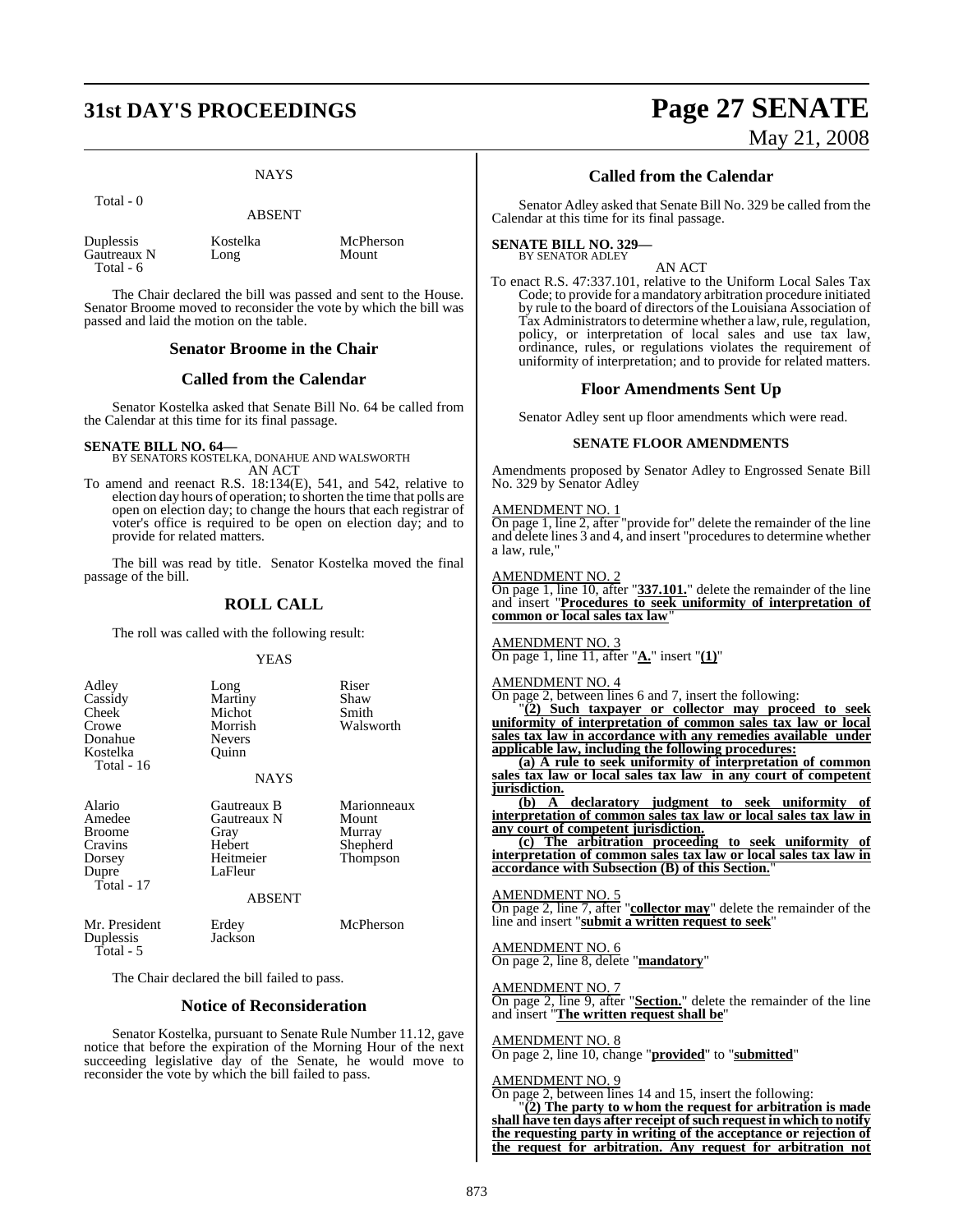NAYS

Total - 0

ABSENT

| | | |
|---|---|---|
| Duplessis | Kostelka | McPherson |
| Gautreaux N | Long | Mount |
| Total - 6 | | |

The Chair declared the bill was passed and sent to the House. Senator Broome moved to reconsider the vote by which the bill was passed and laid the motion on the table.

## Senator Broome in the Chair

## Called from the Calendar

Senator Kostelka asked that Senate Bill No. 64 be called from the Calendar at this time for its final passage.

**SENATE BILL NO. 64—**
BY SENATORS KOSTELKA, DONAHUE AND WALSWORTH
AN ACT

To amend and reenact R.S. 18:134(E), 541, and 542, relative to election day hours of operation; to shorten the time that polls are open on election day; to change the hours that each registrar of voter's office is required to be open on election day; and to provide for related matters.

The bill was read by title. Senator Kostelka moved the final passage of the bill.

## ROLL CALL

The roll was called with the following result:

YEAS

| | | |
|---|---|---|
| Adley | Long | Riser |
| Cassidy | Martiny | Shaw |
| Cheek | Michot | Smith |
| Crowe | Morrish | Walsworth |
| Donahue | Nevers | |
| Kostelka | Quinn | |
| Total - 16 | | |

NAYS

| | | |
|---|---|---|
| Alario | Gautreaux B | Marionneaux |
| Amedee | Gautreaux N | Mount |
| Broome | Gray | Murray |
| Cravins | Hebert | Shepherd |
| Dorsey | Heitmeier | Thompson |
| Dupre | LaFleur | |
| Total - 17 | | |

ABSENT

| | | |
|---|---|---|
| Mr. President | Erdey | McPherson |
| Duplessis | Jackson | |
| Total - 5 | | |

The Chair declared the bill failed to pass.

## Notice of Reconsideration

Senator Kostelka, pursuant to Senate Rule Number 11.12, gave notice that before the expiration of the Morning Hour of the next succeeding legislative day of the Senate, he would move to reconsider the vote by which the bill failed to pass.

## Called from the Calendar

Senator Adley asked that Senate Bill No. 329 be called from the Calendar at this time for its final passage.

**SENATE BILL NO. 329—**
BY SENATOR ADLEY
AN ACT

To enact R.S. 47:337.101, relative to the Uniform Local Sales Tax Code; to provide for a mandatory arbitration procedure initiated by rule to the board of directors of the Louisiana Association of Tax Administrators to determine whether a law, rule, regulation, policy, or interpretation of local sales and use tax law, ordinance, rules, or regulations violates the requirement of uniformity of interpretation; and to provide for related matters.

## Floor Amendments Sent Up

Senator Adley sent up floor amendments which were read.

### SENATE FLOOR AMENDMENTS

Amendments proposed by Senator Adley to Engrossed Senate Bill No. 329 by Senator Adley

AMENDMENT NO. 1
On page 1, line 2, after "provide for" delete the remainder of the line and delete lines 3 and 4, and insert "procedures to determine whether a law, rule,"

AMENDMENT NO. 2
On page 1, line 10, after "**337.101.**" delete the remainder of the line and insert "**Procedures to seek uniformity of interpretation of common or local sales tax law**"

AMENDMENT NO. 3
On page 1, line 11, after "**A.**" insert "**(1)**"

AMENDMENT NO. 4
On page 2, between lines 6 and 7, insert the following:

"**(2) Such taxpayer or collector may proceed to seek uniformity of interpretation of common sales tax law or local sales tax law in accordance with any remedies available under applicable law, including the following procedures:**

**(a) A rule to seek uniformity of interpretation of common sales tax law or local sales tax law in any court of competent jurisdiction.**

**(b) A declaratory judgment to seek uniformity of interpretation of common sales tax law or local sales tax law in any court of competent jurisdiction.**

**(c) The arbitration proceeding to seek uniformity of interpretation of common sales tax law or local sales tax law in accordance with Subsection (B) of this Section.**"

AMENDMENT NO. 5
On page 2, line 7, after "**collector may**" delete the remainder of the line and insert "**submit a written request to seek**"

AMENDMENT NO. 6
On page 2, line 8, delete "**mandatory**"

AMENDMENT NO. 7
On page 2, line 9, after "**Section.**" delete the remainder of the line and insert "**The written request shall be**"

AMENDMENT NO. 8
On page 2, line 10, change "**provided**" to "**submitted**"

AMENDMENT NO. 9
On page 2, between lines 14 and 15, insert the following:

"**(2) The party to whom the request for arbitration is made shall have ten days after receipt of such request in which to notify the requesting party in writing of the acceptance or rejection of the request for arbitration. Any request for arbitration not**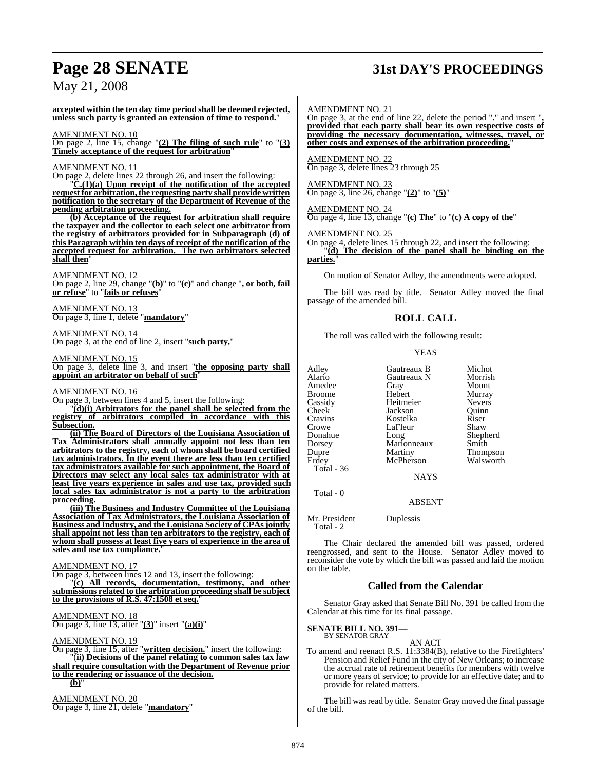**accepted within the ten day time period shall be deemed rejected, unless such party is granted an extension of time to respond.**"

AMENDMENT NO. 10
On page 2, line 15, change "**(2) The filing of such rule**" to "**(3) Timely acceptance of the request for arbitration**"

AMENDMENT NO. 11
On page 2, delete lines 22 through 26, and insert the following:

"**C.(1)(a) Upon receipt of the notification of the accepted request for arbitration, the requesting party shall provide written notification to the secretary of the Department of Revenue of the pending arbitration proceeding.**

**(b) Acceptance of the request for arbitration shall require the taxpayer and the collector to each select one arbitrator from the registry of arbitrators provided for in Subparagraph (d) of this Paragraph within ten days of receipt of the notification of the accepted request for arbitration. The two arbitrators selected shall then**"

AMENDMENT NO. 12
On page 2, line 29, change "**(b)**" to "**(c)**" and change "**, or both, fail or refuse**" to "**fails or refuses**"

AMENDMENT NO. 13
On page 3, line 1, delete "**mandatory**"

AMENDMENT NO. 14
On page 3, at the end of line 2, insert "**such party,**"

AMENDMENT NO. 15
On page 3, delete line 3, and insert "**the opposing party shall appoint an arbitrator on behalf of such**"

AMENDMENT NO. 16
On page 3, between lines 4 and 5, insert the following:

"**(d)(i) Arbitrators for the panel shall be selected from the registry of arbitrators compiled in accordance with this Subsection.**

**(ii) The Board of Directors of the Louisiana Association of Tax Administrators shall annually appoint not less than ten arbitrators to the registry, each of whom shall be board certified tax administrators. In the event there are less than ten certified tax administrators available for such appointment, the Board of Directors may select any local sales tax administrator with at least five years experience in sales and use tax, provided such local sales tax administrator is not a party to the arbitration proceeding.**

**(iii) The Business and Industry Committee of the Louisiana Association of Tax Administrators, the Louisiana Association of Business and Industry, and the Louisiana Society of CPAs jointly shall appoint not less than ten arbitrators to the registry, each of whom shall possess at least five years of experience in the area of sales and use tax compliance.**"

AMENDMENT NO. 17
On page 3, between lines 12 and 13, insert the following:

"**(c) All records, documentation, testimony, and other submissions related to the arbitration proceeding shall be subject to the provisions of R.S. 47:1508 et seq.**"

AMENDMENT NO. 18
On page 3, line 13, after "**(3)**" insert "**(a)(i)**"

AMENDMENT NO. 19
On page 3, line 15, after "**written decision.**" insert the following:

"**(ii) Decisions of the panel relating to common sales tax law shall require consultation with the Department of Revenue prior to the rendering or issuance of the decision.**

**(b)**"

AMENDMENT NO. 20
On page 3, line 21, delete "**mandatory**"

AMENDMENT NO. 21
On page 3, at the end of line 22, delete the period "**.**" and insert "**, provided that each party shall bear its own respective costs of providing the necessary documentation, witnesses, travel, or other costs and expenses of the arbitration proceeding.**"

AMENDMENT NO. 22
On page 3, delete lines 23 through 25

AMENDMENT NO. 23
On page 3, line 26, change "**(2)**" to "**(5)**"

AMENDMENT NO. 24
On page 4, line 13, change "**(c) The**" to "**(c) A copy of the**"

AMENDMENT NO. 25
On page 4, delete lines 15 through 22, and insert the following:

"**(d) The decision of the panel shall be binding on the parties.**"

On motion of Senator Adley, the amendments were adopted.

The bill was read by title. Senator Adley moved the final passage of the amended bill.

## ROLL CALL

The roll was called with the following result:

YEAS

| | | |
|---|---|---|
| Adley | Gautreaux B | Michot |
| Alario | Gautreaux N | Morrish |
| Amedee | Gray | Mount |
| Broome | Hebert | Murray |
| Cassidy | Heitmeier | Nevers |
| Cheek | Jackson | Quinn |
| Cravins | Kostelka | Riser |
| Crowe | LaFleur | Shaw |
| Donahue | Long | Shepherd |
| Dorsey | Marionneaux | Smith |
| Dupre | Martiny | Thompson |
| Erdey | McPherson | Walsworth |

Total - 36

NAYS

Total - 0

ABSENT

Mr. President Duplessis

Total - 2

The Chair declared the amended bill was passed, ordered reengrossed, and sent to the House. Senator Adley moved to reconsider the vote by which the bill was passed and laid the motion on the table.

## Called from the Calendar

Senator Gray asked that Senate Bill No. 391 be called from the Calendar at this time for its final passage.

**SENATE BILL NO. 391—**
BY SENATOR GRAY

AN ACT

To amend and reenact R.S. 11:3384(B), relative to the Firefighters' Pension and Relief Fund in the city of New Orleans; to increase the accrual rate of retirement benefits for members with twelve or more years of service; to provide for an effective date; and to provide for related matters.

The bill was read by title. Senator Gray moved the final passage of the bill.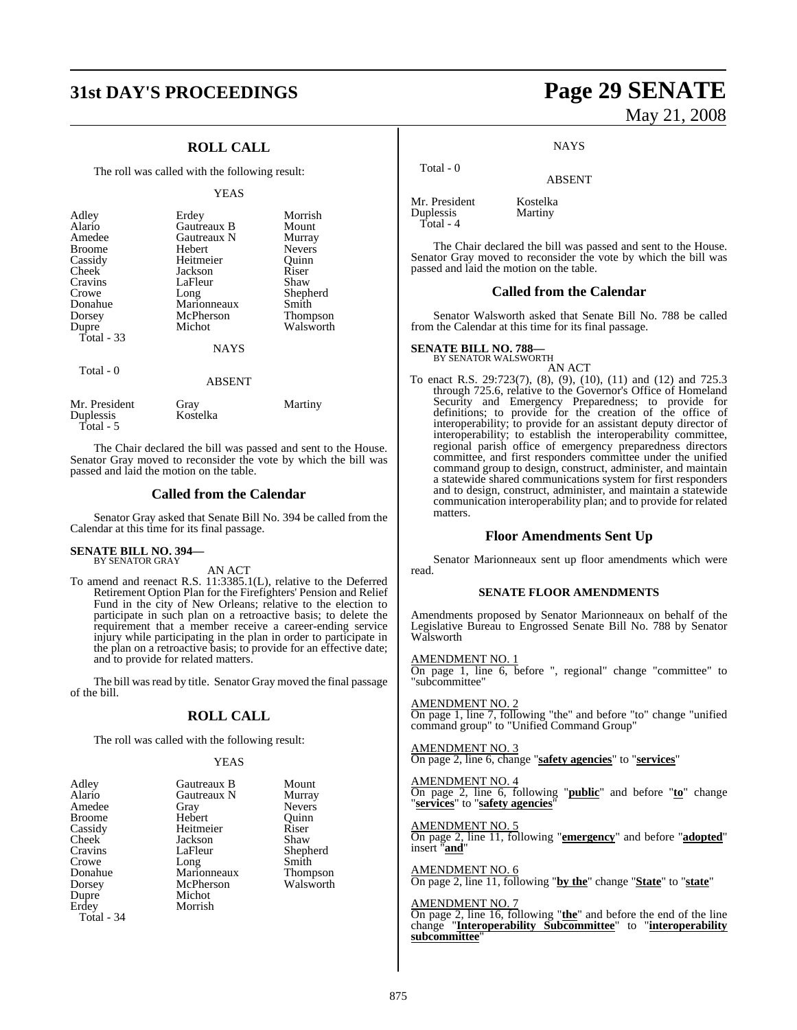## ROLL CALL

The roll was called with the following result:

YEAS

| | | |
|---|---|---|
| Adley | Erdey | Morrish |
| Alario | Gautreaux B | Mount |
| Amedee | Gautreaux N | Murray |
| Broome | Hebert | Nevers |
| Cassidy | Heitmeier | Quinn |
| Cheek | Jackson | Riser |
| Cravins | LaFleur | Shaw |
| Crowe | Long | Shepherd |
| Donahue | Marionneaux | Smith |
| Dorsey | McPherson | Thompson |
| Dupre | Michot | Walsworth |
| Total - 33 | | |

NAYS

Total - 0

ABSENT

| | | |
|---|---|---|
| Mr. President | Gray | Martiny |
| Duplessis | Kostelka | |
| Total - 5 | | |

The Chair declared the bill was passed and sent to the House. Senator Gray moved to reconsider the vote by which the bill was passed and laid the motion on the table.

## Called from the Calendar

Senator Gray asked that Senate Bill No. 394 be called from the Calendar at this time for its final passage.

**SENATE BILL NO. 394—**
BY SENATOR GRAY

AN ACT

To amend and reenact R.S. 11:3385.1(L), relative to the Deferred Retirement Option Plan for the Firefighters' Pension and Relief Fund in the city of New Orleans; relative to the election to participate in such plan on a retroactive basis; to delete the requirement that a member receive a career-ending service injury while participating in the plan in order to participate in the plan on a retroactive basis; to provide for an effective date; and to provide for related matters.

The bill was read by title. Senator Gray moved the final passage of the bill.

## ROLL CALL

The roll was called with the following result:

YEAS

| | | |
|---|---|---|
| Adley | Gautreaux B | Mount |
| Alario | Gautreaux N | Murray |
| Amedee | Gray | Nevers |
| Broome | Hebert | Quinn |
| Cassidy | Heitmeier | Riser |
| Cheek | Jackson | Shaw |
| Cravins | LaFleur | Shepherd |
| Crowe | Long | Smith |
| Donahue | Marionneaux | Thompson |
| Dorsey | McPherson | Walsworth |
| Dupre | Michot | |
| Erdey | Morrish | |
| Total - 34 | | |

NAYS

Total - 0

ABSENT

| | |
|---|---|
| Mr. President | Kostelka |
| Duplessis | Martiny |
| Total - 4 | |

The Chair declared the bill was passed and sent to the House. Senator Gray moved to reconsider the vote by which the bill was passed and laid the motion on the table.

## Called from the Calendar

Senator Walsworth asked that Senate Bill No. 788 be called from the Calendar at this time for its final passage.

**SENATE BILL NO. 788—**
BY SENATOR WALSWORTH

AN ACT

To enact R.S. 29:723(7), (8), (9), (10), (11) and (12) and 725.3 through 725.6, relative to the Governor's Office of Homeland Security and Emergency Preparedness; to provide for definitions; to provide for the creation of the office of interoperability; to provide for an assistant deputy director of interoperability; to establish the interoperability committee, regional parish office of emergency preparedness directors committee, and first responders committee under the unified command group to design, construct, administer, and maintain a statewide shared communications system for first responders and to design, construct, administer, and maintain a statewide communication interoperability plan; and to provide for related matters.

## Floor Amendments Sent Up

Senator Marionneaux sent up floor amendments which were read.

### SENATE FLOOR AMENDMENTS

Amendments proposed by Senator Marionneaux on behalf of the Legislative Bureau to Engrossed Senate Bill No. 788 by Senator Walsworth

AMENDMENT NO. 1
On page 1, line 6, before ", regional" change "committee" to "subcommittee"

AMENDMENT NO. 2
On page 1, line 7, following "the" and before "to" change "unified command group" to "Unified Command Group"

AMENDMENT NO. 3
On page 2, line 6, change "**safety agencies**" to "**services**"

AMENDMENT NO. 4
On page 2, line 6, following "**public**" and before "**to**" change "**services**" to "**safety agencies**"

AMENDMENT NO. 5
On page 2, line 11, following "**emergency**" and before "**adopted**" insert "**and**"

AMENDMENT NO. 6
On page 2, line 11, following "**by the**" change "**State**" to "**state**"

AMENDMENT NO. 7
On page 2, line 16, following "**the**" and before the end of the line change "**Interoperability Subcommittee**" to "**interoperability subcommittee**"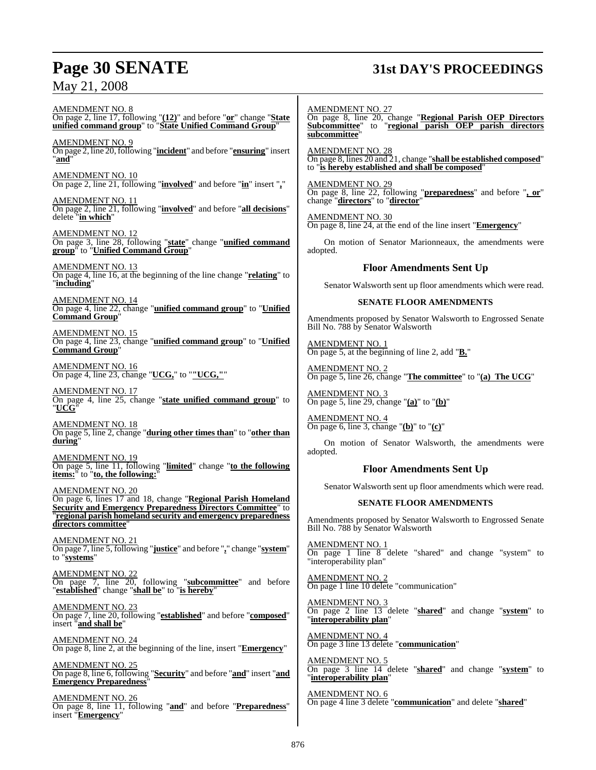AMENDMENT NO. 8
On page 2, line 17, following "**(12)**" and before "**or**" change "**State unified command group**" to "**State Unified Command Group**"

AMENDMENT NO. 9
On page 2, line 20, following "**incident**" and before "**ensuring**" insert "**and**"

AMENDMENT NO. 10
On page 2, line 21, following "**involved**" and before "**in**" insert "**,**"

AMENDMENT NO. 11
On page 2, line 21, following "**involved**" and before "**all decisions**" delete "**in which**"

AMENDMENT NO. 12
On page 3, line 28, following "**state**" change "**unified command group**" to "**Unified Command Group**"

AMENDMENT NO. 13
On page 4, line 16, at the beginning of the line change "**relating**" to "**including**"

AMENDMENT NO. 14
On page 4, line 22, change "**unified command group**" to "**Unified Command Group**"

AMENDMENT NO. 15
On page 4, line 23, change "**unified command group**" to "**Unified Command Group**"

AMENDMENT NO. 16
On page 4, line 23, change "**UCG,**" to "**"UCG,"**"

AMENDMENT NO. 17
On page 4, line 25, change "**state unified command group**" to "**UCG**"

AMENDMENT NO. 18
On page 5, line 2, change "**during other times than**" to "**other than during**"

AMENDMENT NO. 19
On page 5, line 11, following "**limited**" change "**to the following items:**" to "**to, the following:**"

AMENDMENT NO. 20
On page 6, lines 17 and 18, change "**Regional Parish Homeland Security and Emergency Preparedness Directors Committee**" to "**regional parish homeland security and emergency preparedness directors committee**"

AMENDMENT NO. 21
On page 7, line 5, following "**justice**" and before "**,**" change "**system**" to "**systems**"

AMENDMENT NO. 22
On page 7, line 20, following "**subcommittee**" and before "**established**" change "**shall be**" to "**is hereby**"

AMENDMENT NO. 23
On page 7, line 20, following "**established**" and before "**composed**" insert "**and shall be**"

AMENDMENT NO. 24
On page 8, line 2, at the beginning of the line, insert "**Emergency**"

AMENDMENT NO. 25
On page 8, line 6, following "**Security**" and before "**and**" insert "**and Emergency Preparedness**"

AMENDMENT NO. 26
On page 8, line 11, following "**and**" and before "**Preparedness**" insert "**Emergency**"

AMENDMENT NO. 27
On page 8, line 20, change "**Regional Parish OEP Directors Subcommittee**" to "**regional parish OEP parish directors subcommittee**"

AMENDMENT NO. 28
On page 8, lines 20 and 21, change "**shall be established composed**" to "**is hereby established and shall be composed**"

AMENDMENT NO. 29
On page 8, line 22, following "**preparedness**" and before "**, or**" change "**directors**" to "**director**"

AMENDMENT NO. 30
On page 8, line 24, at the end of the line insert "**Emergency**"

On motion of Senator Marionneaux, the amendments were adopted.

## Floor Amendments Sent Up

Senator Walsworth sent up floor amendments which were read.

### SENATE FLOOR AMENDMENTS

Amendments proposed by Senator Walsworth to Engrossed Senate Bill No. 788 by Senator Walsworth

AMENDMENT NO. 1
On page 5, at the beginning of line 2, add "**B.**"

AMENDMENT NO. 2
On page 5, line 26, change "**The committee**" to "**(a) The UCG**"

AMENDMENT NO. 3
On page 5, line 29, change "**(a)**" to "**(b)**"

AMENDMENT NO. 4
On page 6, line 3, change "**(b)**" to "**(c)**"

On motion of Senator Walsworth, the amendments were adopted.

## Floor Amendments Sent Up

Senator Walsworth sent up floor amendments which were read.

### SENATE FLOOR AMENDMENTS

Amendments proposed by Senator Walsworth to Engrossed Senate Bill No. 788 by Senator Walsworth

AMENDMENT NO. 1
On page 1 line 8 delete "shared" and change "system" to "interoperability plan"

AMENDMENT NO. 2
On page 1 line 10 delete "communication"

AMENDMENT NO. 3
On page 2 line 13 delete "**shared**" and change "**system**" to "**interoperability plan**"

AMENDMENT NO. 4
On page 3 line 13 delete "**communication**"

AMENDMENT NO. 5
On page 3 line 14 delete "**shared**" and change "**system**" to "**interoperability plan**"

AMENDMENT NO. 6
On page 4 line 3 delete "**communication**" and delete "**shared**"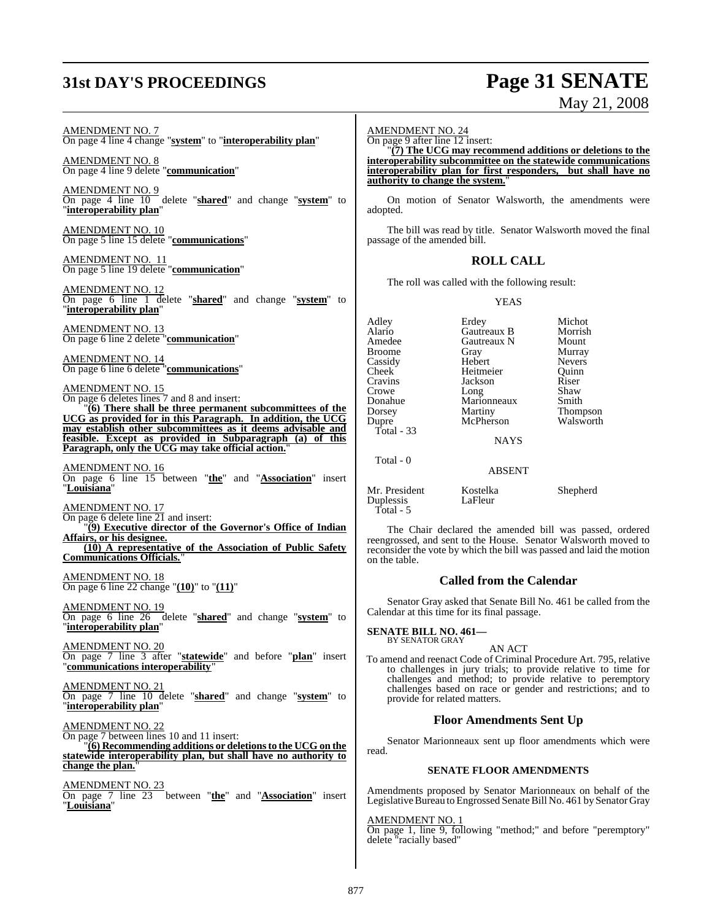AMENDMENT NO. 7
On page 4 line 4 change "**system**" to "**interoperability plan**"

AMENDMENT NO. 8
On page 4 line 9 delete "**communication**"

AMENDMENT NO. 9
On page 4 line 10 delete "**shared**" and change "**system**" to "**interoperability plan**"

AMENDMENT NO. 10
On page 5 line 15 delete "**communications**"

AMENDMENT NO. 11
On page 5 line 19 delete "**communication**"

AMENDMENT NO. 12
On page 6 line 1 delete "**shared**" and change "**system**" to "**interoperability plan**"

AMENDMENT NO. 13
On page 6 line 2 delete "**communication**"

AMENDMENT NO. 14
On page 6 line 6 delete "**communications**"

AMENDMENT NO. 15
On page 6 deletes lines 7 and 8 and insert:

"**(6) There shall be three permanent subcommittees of the UCG as provided for in this Paragraph. In addition, the UCG may establish other subcommittees as it deems advisable and feasible. Except as provided in Subparagraph (a) of this Paragraph, only the UCG may take official action.**"

AMENDMENT NO. 16
On page 6 line 15 between "**the**" and "**Association**" insert "**Louisiana**"

AMENDMENT NO. 17
On page 6 delete line 21 and insert:

"**(9) Executive director of the Governor's Office of Indian Affairs, or his designee.**

**(10) A representative of the Association of Public Safety Communications Officials.**"

AMENDMENT NO. 18
On page 6 line 22 change "**(10)**" to "**(11)**"

AMENDMENT NO. 19
On page 6 line 26 delete "**shared**" and change "**system**" to "**interoperability plan**"

AMENDMENT NO. 20
On page 7 line 3 after "**statewide**" and before "**plan**" insert "**communications interoperability**"

AMENDMENT NO. 21
On page 7 line 10 delete "**shared**" and change "**system**" to "**interoperability plan**"

AMENDMENT NO. 22
On page 7 between lines 10 and 11 insert:

"**(6) Recommending additions or deletions to the UCG on the statewide interoperability plan, but shall have no authority to change the plan.**"

AMENDMENT NO. 23
On page 7 line 23 between "**the**" and "**Association**" insert "**Louisiana**"

AMENDMENT NO. 24
On page 9 after line 12 insert:

"**(7) The UCG may recommend additions or deletions to the interoperability subcommittee on the statewide communications interoperability plan for first responders, but shall have no authority to change the system.**"

On motion of Senator Walsworth, the amendments were adopted.

The bill was read by title. Senator Walsworth moved the final passage of the amended bill.

## ROLL CALL

The roll was called with the following result:

YEAS

| | | |
|---|---|---|
| Adley | Erdey | Michot |
| Alario | Gautreaux B | Morrish |
| Amedee | Gautreaux N | Mount |
| Broome | Gray | Murray |
| Cassidy | Hebert | Nevers |
| Cheek | Heitmeier | Quinn |
| Cravins | Jackson | Riser |
| Crowe | Long | Shaw |
| Donahue | Marionneaux | Smith |
| Dorsey | Martiny | Thompson |
| Dupre | McPherson | Walsworth |

Total - 33

NAYS

Total - 0

ABSENT

| | | |
|---|---|---|
| Mr. President | Kostelka | Shepherd |
| Duplessis | LaFleur | |

Total - 5

The Chair declared the amended bill was passed, ordered reengrossed, and sent to the House. Senator Walsworth moved to reconsider the vote by which the bill was passed and laid the motion on the table.

## Called from the Calendar

Senator Gray asked that Senate Bill No. 461 be called from the Calendar at this time for its final passage.

**SENATE BILL NO. 461—**
BY SENATOR GRAY

AN ACT

To amend and reenact Code of Criminal Procedure Art. 795, relative to challenges in jury trials; to provide relative to time for challenges and method; to provide relative to peremptory challenges based on race or gender and restrictions; and to provide for related matters.

## Floor Amendments Sent Up

Senator Marionneaux sent up floor amendments which were read.

### SENATE FLOOR AMENDMENTS

Amendments proposed by Senator Marionneaux on behalf of the Legislative Bureau to Engrossed Senate Bill No. 461 by Senator Gray

AMENDMENT NO. 1
On page 1, line 9, following "method;" and before "peremptory" delete "racially based"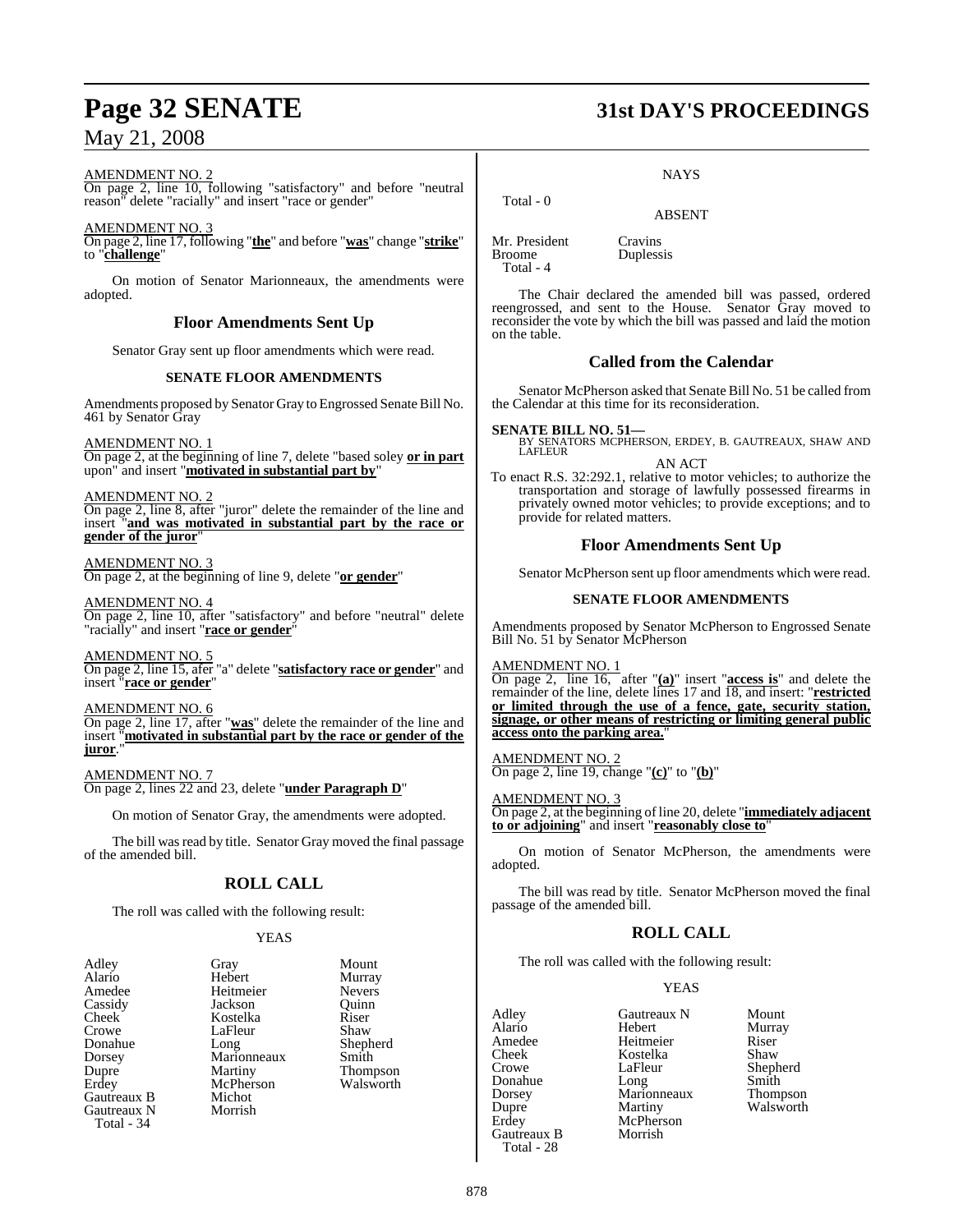AMENDMENT NO. 2

On page 2, line 10, following "satisfactory" and before "neutral reason" delete "racially" and insert "race or gender"

AMENDMENT NO. 3

On page 2, line 17, following "**the**" and before "**was**" change "**strike**" to "**challenge**"

On motion of Senator Marionneaux, the amendments were adopted.

## Floor Amendments Sent Up

Senator Gray sent up floor amendments which were read.

### SENATE FLOOR AMENDMENTS

Amendments proposed by Senator Gray to Engrossed Senate Bill No. 461 by Senator Gray

AMENDMENT NO. 1

On page 2, at the beginning of line 7, delete "based soley **or in part** upon" and insert "**motivated in substantial part by**"

AMENDMENT NO. 2

On page 2, line 8, after "juror" delete the remainder of the line and insert "**and was motivated in substantial part by the race or gender of the juror**"

AMENDMENT NO. 3

On page 2, at the beginning of line 9, delete "**or gender**"

AMENDMENT NO. 4

On page 2, line 10, after "satisfactory" and before "neutral" delete "racially" and insert "**race or gender**"

AMENDMENT NO. 5

On page 2, line 15, afer "a" delete "**satisfactory race or gender**" and insert "**race or gender**"

AMENDMENT NO. 6

On page 2, line 17, after "**was**" delete the remainder of the line and insert "**motivated in substantial part by the race or gender of the juror**."

AMENDMENT NO. 7

On page 2, lines 22 and 23, delete "**under Paragraph D**"

On motion of Senator Gray, the amendments were adopted.

The bill was read by title. Senator Gray moved the final passage of the amended bill.

## ROLL CALL

The roll was called with the following result:

YEAS

| | | |
|---|---|---|
| Adley | Gray | Mount |
| Alario | Hebert | Murray |
| Amedee | Heitmeier | Nevers |
| Cassidy | Jackson | Quinn |
| Cheek | Kostelka | Riser |
| Crowe | LaFleur | Shaw |
| Donahue | Long | Shepherd |
| Dorsey | Marionneaux | Smith |
| Dupre | Martiny | Thompson |
| Erdey | McPherson | Walsworth |
| Gautreaux B | Michot | |
| Gautreaux N | Morrish | |

Total - 34

NAYS

Total - 0

ABSENT

| | |
|---|---|
| Mr. President | Cravins |
| Broome | Duplessis |

Total - 4

The Chair declared the amended bill was passed, ordered reengrossed, and sent to the House. Senator Gray moved to reconsider the vote by which the bill was passed and laid the motion on the table.

## Called from the Calendar

Senator McPherson asked that Senate Bill No. 51 be called from the Calendar at this time for its reconsideration.

**SENATE BILL NO. 51—**
BY SENATORS MCPHERSON, ERDEY, B. GAUTREAUX, SHAW AND LAFLEUR

AN ACT

To enact R.S. 32:292.1, relative to motor vehicles; to authorize the transportation and storage of lawfully possessed firearms in privately owned motor vehicles; to provide exceptions; and to provide for related matters.

## Floor Amendments Sent Up

Senator McPherson sent up floor amendments which were read.

### SENATE FLOOR AMENDMENTS

Amendments proposed by Senator McPherson to Engrossed Senate Bill No. 51 by Senator McPherson

AMENDMENT NO. 1

On page 2, line 16, after "**(a)**" insert "**access is**" and delete the remainder of the line, delete lines 17 and 18, and insert: "**restricted or limited through the use of a fence, gate, security station, signage, or other means of restricting or limiting general public access onto the parking area.**"

AMENDMENT NO. 2

On page 2, line 19, change "**(c)**" to "**(b)**"

AMENDMENT NO. 3

On page 2, at the beginning of line 20, delete "**immediately adjacent to or adjoining**" and insert "**reasonably close to**"

On motion of Senator McPherson, the amendments were adopted.

The bill was read by title. Senator McPherson moved the final passage of the amended bill.

## ROLL CALL

The roll was called with the following result:

YEAS

| | | |
|---|---|---|
| Adley | Gautreaux N | Mount |
| Alario | Hebert | Murray |
| Amedee | Heitmeier | Riser |
| Cheek | Kostelka | Shaw |
| Crowe | LaFleur | Shepherd |
| Donahue | Long | Smith |
| Dorsey | Marionneaux | Thompson |
| Dupre | Martiny | Walsworth |
| Erdey | McPherson | |
| Gautreaux B | Morrish | |

Total - 28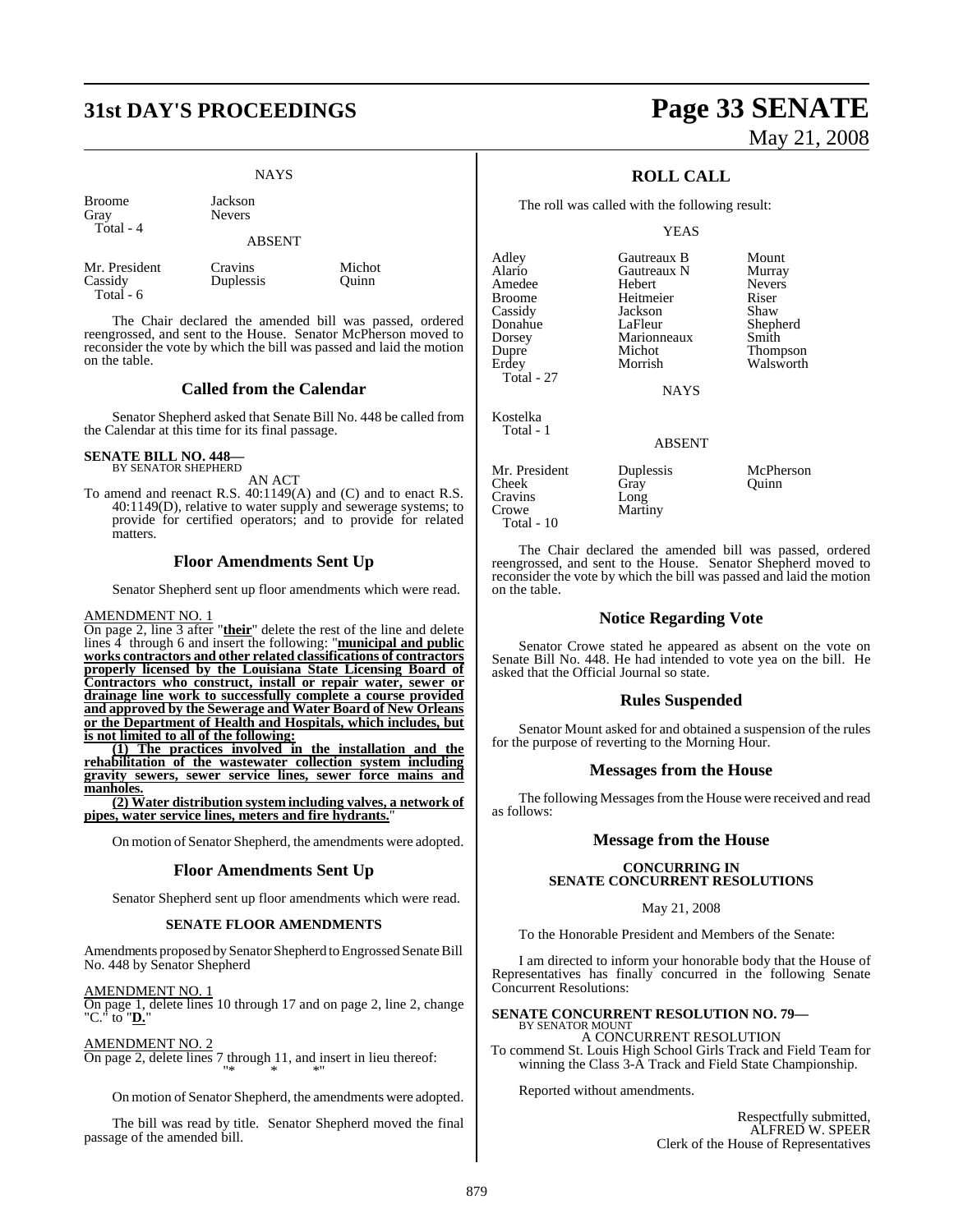NAYS

| | | |
|---|---|---|
| Broome | Jackson | |
| Gray | Nevers | |
| Total - 4 | | |

ABSENT

| | | |
|---|---|---|
| Mr. President | Cravins | Michot |
| Cassidy | Duplessis | Quinn |
| Total - 6 | | |

The Chair declared the amended bill was passed, ordered reengrossed, and sent to the House. Senator McPherson moved to reconsider the vote by which the bill was passed and laid the motion on the table.

## Called from the Calendar

Senator Shepherd asked that Senate Bill No. 448 be called from the Calendar at this time for its final passage.

**SENATE BILL NO. 448—**
BY SENATOR SHEPHERD

AN ACT

To amend and reenact R.S. 40:1149(A) and (C) and to enact R.S. 40:1149(D), relative to water supply and sewerage systems; to provide for certified operators; and to provide for related matters.

## Floor Amendments Sent Up

Senator Shepherd sent up floor amendments which were read.

AMENDMENT NO. 1
On page 2, line 3 after "**their**" delete the rest of the line and delete lines 4 through 6 and insert the following: "**municipal and public works contractors and other related classifications of contractors properly licensed by the Louisiana State Licensing Board of Contractors who construct, install or repair water, sewer or drainage line work to successfully complete a course provided and approved by the Sewerage and Water Board of New Orleans or the Department of Health and Hospitals, which includes, but is not limited to all of the following:**

**(1) The practices involved in the installation and the rehabilitation of the wastewater collection system including gravity sewers, sewer service lines, sewer force mains and manholes.**

**(2) Water distribution system including valves, a network of pipes, water service lines, meters and fire hydrants.**"

On motion of Senator Shepherd, the amendments were adopted.

## Floor Amendments Sent Up

Senator Shepherd sent up floor amendments which were read.

### SENATE FLOOR AMENDMENTS

Amendments proposed by Senator Shepherd to Engrossed Senate Bill No. 448 by Senator Shepherd

AMENDMENT NO. 1
On page 1, delete lines 10 through 17 and on page 2, line 2, change "C." to "**D.**"

AMENDMENT NO. 2
On page 2, delete lines 7 through 11, and insert in lieu thereof:
"* * *"

On motion of Senator Shepherd, the amendments were adopted.

The bill was read by title. Senator Shepherd moved the final passage of the amended bill.

## ROLL CALL

The roll was called with the following result:

YEAS

| | | |
|---|---|---|
| Adley | Gautreaux B | Mount |
| Alario | Gautreaux N | Murray |
| Amedee | Hebert | Nevers |
| Broome | Heitmeier | Riser |
| Cassidy | Jackson | Shaw |
| Donahue | LaFleur | Shepherd |
| Dorsey | Marionneaux | Smith |
| Dupre | Michot | Thompson |
| Erdey | Morrish | Walsworth |
| Total - 27 | | |

NAYS

| | | |
|---|---|---|
| Kostelka | | |
| Total - 1 | | |

ABSENT

| | | |
|---|---|---|
| Mr. President | Duplessis | McPherson |
| Cheek | Gray | Quinn |
| Cravins | Long | |
| Crowe | Martiny | |
| Total - 10 | | |

The Chair declared the amended bill was passed, ordered reengrossed, and sent to the House. Senator Shepherd moved to reconsider the vote by which the bill was passed and laid the motion on the table.

## Notice Regarding Vote

Senator Crowe stated he appeared as absent on the vote on Senate Bill No. 448. He had intended to vote yea on the bill. He asked that the Official Journal so state.

## Rules Suspended

Senator Mount asked for and obtained a suspension of the rules for the purpose of reverting to the Morning Hour.

## Messages from the House

The following Messages from the House were received and read as follows:

## Message from the House

### CONCURRING IN SENATE CONCURRENT RESOLUTIONS

May 21, 2008

To the Honorable President and Members of the Senate:

I am directed to inform your honorable body that the House of Representatives has finally concurred in the following Senate Concurrent Resolutions:

**SENATE CONCURRENT RESOLUTION NO. 79—**
BY SENATOR MOUNT

A CONCURRENT RESOLUTION

To commend St. Louis High School Girls Track and Field Team for winning the Class 3-A Track and Field State Championship.

Reported without amendments.

Respectfully submitted,
ALFRED W. SPEER
Clerk of the House of Representatives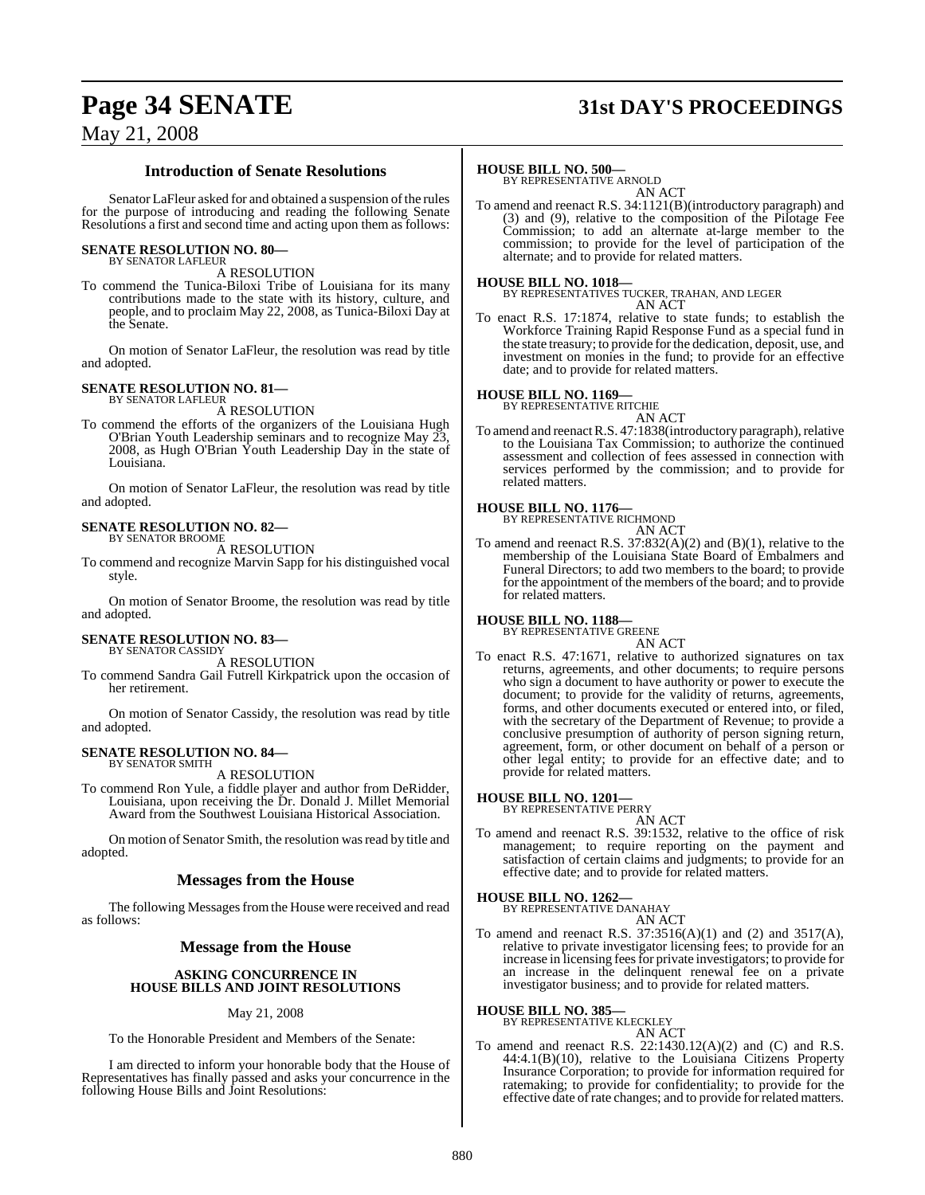## Introduction of Senate Resolutions

Senator LaFleur asked for and obtained a suspension of the rules for the purpose of introducing and reading the following Senate Resolutions a first and second time and acting upon them as follows:

**SENATE RESOLUTION NO. 80—**
BY SENATOR LAFLEUR

A RESOLUTION

To commend the Tunica-Biloxi Tribe of Louisiana for its many contributions made to the state with its history, culture, and people, and to proclaim May 22, 2008, as Tunica-Biloxi Day at the Senate.

On motion of Senator LaFleur, the resolution was read by title and adopted.

**SENATE RESOLUTION NO. 81—**
BY SENATOR LAFLEUR

A RESOLUTION

To commend the efforts of the organizers of the Louisiana Hugh O'Brian Youth Leadership seminars and to recognize May 23, 2008, as Hugh O'Brian Youth Leadership Day in the state of Louisiana.

On motion of Senator LaFleur, the resolution was read by title and adopted.

**SENATE RESOLUTION NO. 82—**
BY SENATOR BROOME

A RESOLUTION

To commend and recognize Marvin Sapp for his distinguished vocal style.

On motion of Senator Broome, the resolution was read by title and adopted.

**SENATE RESOLUTION NO. 83—**
BY SENATOR CASSIDY

A RESOLUTION

To commend Sandra Gail Futrell Kirkpatrick upon the occasion of her retirement.

On motion of Senator Cassidy, the resolution was read by title and adopted.

**SENATE RESOLUTION NO. 84—**
BY SENATOR SMITH

A RESOLUTION

To commend Ron Yule, a fiddle player and author from DeRidder, Louisiana, upon receiving the Dr. Donald J. Millet Memorial Award from the Southwest Louisiana Historical Association.

On motion of Senator Smith, the resolution was read by title and adopted.

## Messages from the House

The following Messages from the House were received and read as follows:

## Message from the House

**ASKING CONCURRENCE IN HOUSE BILLS AND JOINT RESOLUTIONS**

May 21, 2008

To the Honorable President and Members of the Senate:

I am directed to inform your honorable body that the House of Representatives has finally passed and asks your concurrence in the following House Bills and Joint Resolutions:

**HOUSE BILL NO. 500—**
BY REPRESENTATIVE ARNOLD

AN ACT

To amend and reenact R.S. 34:1121(B)(introductory paragraph) and (3) and (9), relative to the composition of the Pilotage Fee Commission; to add an alternate at-large member to the commission; to provide for the level of participation of the alternate; and to provide for related matters.

**HOUSE BILL NO. 1018—**
BY REPRESENTATIVES TUCKER, TRAHAN, AND LEGER

AN ACT

To enact R.S. 17:1874, relative to state funds; to establish the Workforce Training Rapid Response Fund as a special fund in the state treasury; to provide for the dedication, deposit, use, and investment on monies in the fund; to provide for an effective date; and to provide for related matters.

**HOUSE BILL NO. 1169—**
BY REPRESENTATIVE RITCHIE

AN ACT

To amend and reenact R.S. 47:1838(introductory paragraph), relative to the Louisiana Tax Commission; to authorize the continued assessment and collection of fees assessed in connection with services performed by the commission; and to provide for related matters.

**HOUSE BILL NO. 1176—**
BY REPRESENTATIVE RICHMOND

AN ACT

To amend and reenact R.S. 37:832(A)(2) and (B)(1), relative to the membership of the Louisiana State Board of Embalmers and Funeral Directors; to add two members to the board; to provide for the appointment of the members of the board; and to provide for related matters.

**HOUSE BILL NO. 1188—**
BY REPRESENTATIVE GREENE

AN ACT

To enact R.S. 47:1671, relative to authorized signatures on tax returns, agreements, and other documents; to require persons who sign a document to have authority or power to execute the document; to provide for the validity of returns, agreements, forms, and other documents executed or entered into, or filed, with the secretary of the Department of Revenue; to provide a conclusive presumption of authority of person signing return, agreement, form, or other document on behalf of a person or other legal entity; to provide for an effective date; and to provide for related matters.

**HOUSE BILL NO. 1201—**
BY REPRESENTATIVE PERRY

AN ACT

To amend and reenact R.S. 39:1532, relative to the office of risk management; to require reporting on the payment and satisfaction of certain claims and judgments; to provide for an effective date; and to provide for related matters.

**HOUSE BILL NO. 1262—**
BY REPRESENTATIVE DANAHAY

AN ACT

To amend and reenact R.S. 37:3516(A)(1) and (2) and 3517(A), relative to private investigator licensing fees; to provide for an increase in licensing fees for private investigators; to provide for an increase in the delinquent renewal fee on a private investigator business; and to provide for related matters.

**HOUSE BILL NO. 385—**
BY REPRESENTATIVE KLECKLEY

AN ACT

To amend and reenact R.S. 22:1430.12(A)(2) and (C) and R.S. 44:4.1(B)(10), relative to the Louisiana Citizens Property Insurance Corporation; to provide for information required for ratemaking; to provide for confidentiality; to provide for the effective date of rate changes; and to provide for related matters.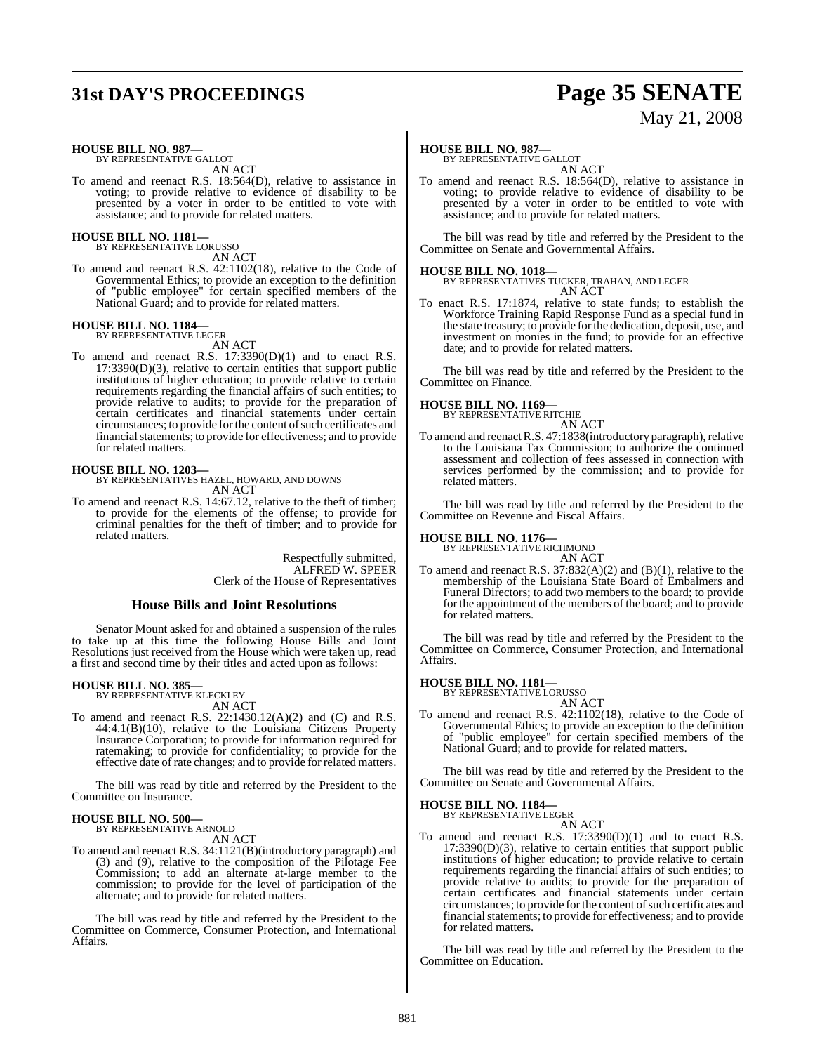**HOUSE BILL NO. 987—**
BY REPRESENTATIVE GALLOT
AN ACT

To amend and reenact R.S. 18:564(D), relative to assistance in voting; to provide relative to evidence of disability to be presented by a voter in order to be entitled to vote with assistance; and to provide for related matters.

**HOUSE BILL NO. 1181—**
BY REPRESENTATIVE LORUSSO
AN ACT

To amend and reenact R.S. 42:1102(18), relative to the Code of Governmental Ethics; to provide an exception to the definition of "public employee" for certain specified members of the National Guard; and to provide for related matters.

**HOUSE BILL NO. 1184—**
BY REPRESENTATIVE LEGER
AN ACT

To amend and reenact R.S. 17:3390(D)(1) and to enact R.S. 17:3390(D)(3), relative to certain entities that support public institutions of higher education; to provide relative to certain requirements regarding the financial affairs of such entities; to provide relative to audits; to provide for the preparation of certain certificates and financial statements under certain circumstances; to provide for the content of such certificates and financial statements; to provide for effectiveness; and to provide for related matters.

**HOUSE BILL NO. 1203—**
BY REPRESENTATIVES HAZEL, HOWARD, AND DOWNS
AN ACT

To amend and reenact R.S. 14:67.12, relative to the theft of timber; to provide for the elements of the offense; to provide for criminal penalties for the theft of timber; and to provide for related matters.

Respectfully submitted,
ALFRED W. SPEER
Clerk of the House of Representatives

## House Bills and Joint Resolutions

Senator Mount asked for and obtained a suspension of the rules to take up at this time the following House Bills and Joint Resolutions just received from the House which were taken up, read a first and second time by their titles and acted upon as follows:

**HOUSE BILL NO. 385—**
BY REPRESENTATIVE KLECKLEY
AN ACT

To amend and reenact R.S. 22:1430.12(A)(2) and (C) and R.S. 44:4.1(B)(10), relative to the Louisiana Citizens Property Insurance Corporation; to provide for information required for ratemaking; to provide for confidentiality; to provide for the effective date of rate changes; and to provide for related matters.

The bill was read by title and referred by the President to the Committee on Insurance.

**HOUSE BILL NO. 500—**
BY REPRESENTATIVE ARNOLD
AN ACT

To amend and reenact R.S. 34:1121(B)(introductory paragraph) and (3) and (9), relative to the composition of the Pilotage Fee Commission; to add an alternate at-large member to the commission; to provide for the level of participation of the alternate; and to provide for related matters.

The bill was read by title and referred by the President to the Committee on Commerce, Consumer Protection, and International Affairs.

**HOUSE BILL NO. 987—**
BY REPRESENTATIVE GALLOT
AN ACT

To amend and reenact R.S. 18:564(D), relative to assistance in voting; to provide relative to evidence of disability to be presented by a voter in order to be entitled to vote with assistance; and to provide for related matters.

The bill was read by title and referred by the President to the Committee on Senate and Governmental Affairs.

**HOUSE BILL NO. 1018—**
BY REPRESENTATIVES TUCKER, TRAHAN, AND LEGER
AN ACT

To enact R.S. 17:1874, relative to state funds; to establish the Workforce Training Rapid Response Fund as a special fund in the state treasury; to provide for the dedication, deposit, use, and investment on monies in the fund; to provide for an effective date; and to provide for related matters.

The bill was read by title and referred by the President to the Committee on Finance.

**HOUSE BILL NO. 1169—**
BY REPRESENTATIVE RITCHIE
AN ACT

To amend and reenact R.S. 47:1838(introductory paragraph), relative to the Louisiana Tax Commission; to authorize the continued assessment and collection of fees assessed in connection with services performed by the commission; and to provide for related matters.

The bill was read by title and referred by the President to the Committee on Revenue and Fiscal Affairs.

**HOUSE BILL NO. 1176—**
BY REPRESENTATIVE RICHMOND
AN ACT

To amend and reenact R.S. 37:832(A)(2) and (B)(1), relative to the membership of the Louisiana State Board of Embalmers and Funeral Directors; to add two members to the board; to provide for the appointment of the members of the board; and to provide for related matters.

The bill was read by title and referred by the President to the Committee on Commerce, Consumer Protection, and International Affairs.

**HOUSE BILL NO. 1181—**
BY REPRESENTATIVE LORUSSO
AN ACT

To amend and reenact R.S. 42:1102(18), relative to the Code of Governmental Ethics; to provide an exception to the definition of "public employee" for certain specified members of the National Guard; and to provide for related matters.

The bill was read by title and referred by the President to the Committee on Senate and Governmental Affairs.

**HOUSE BILL NO. 1184—**
BY REPRESENTATIVE LEGER
AN ACT

To amend and reenact R.S. 17:3390(D)(1) and to enact R.S. 17:3390(D)(3), relative to certain entities that support public institutions of higher education; to provide relative to certain requirements regarding the financial affairs of such entities; to provide relative to audits; to provide for the preparation of certain certificates and financial statements under certain circumstances; to provide for the content of such certificates and financial statements; to provide for effectiveness; and to provide for related matters.

The bill was read by title and referred by the President to the Committee on Education.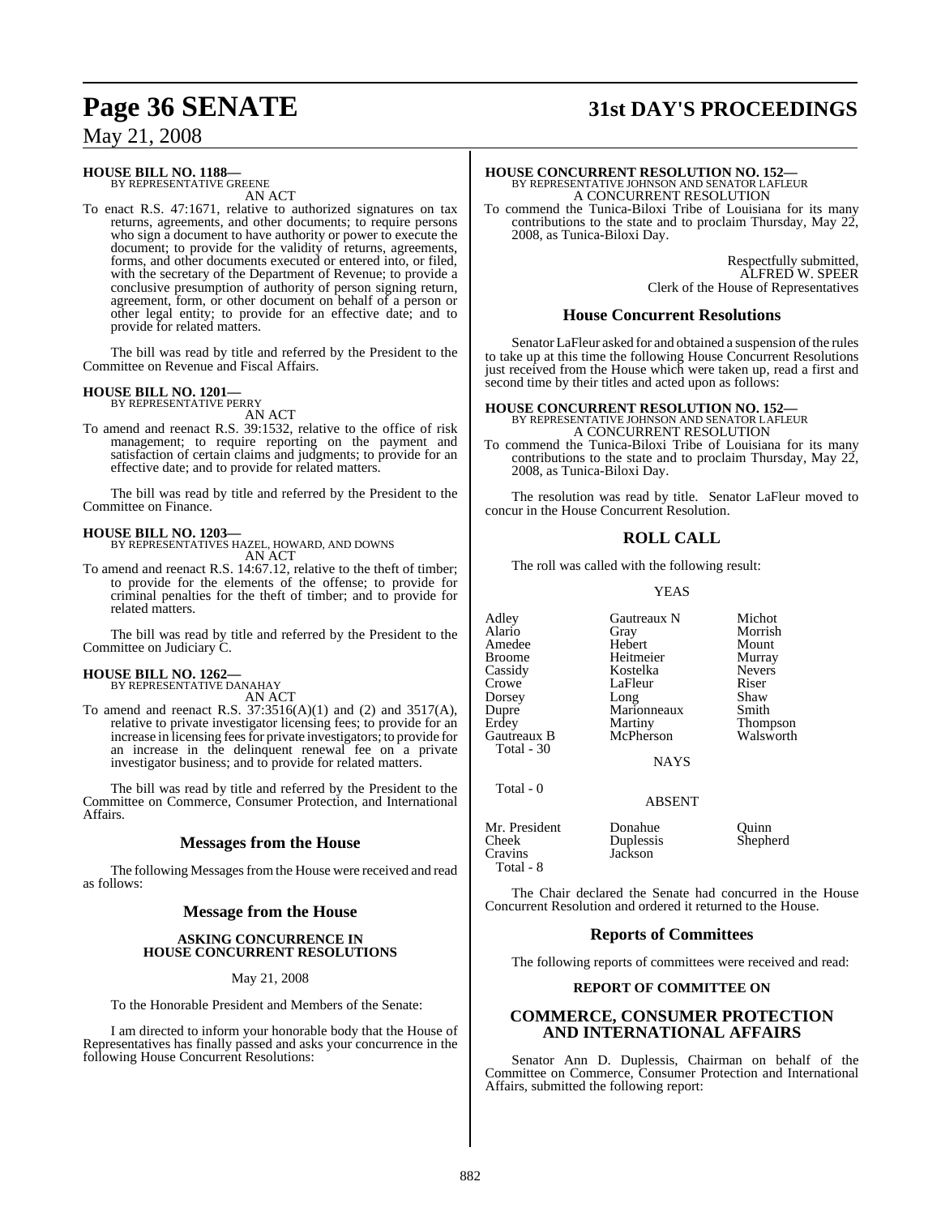**HOUSE BILL NO. 1188—**
BY REPRESENTATIVE GREENE
AN ACT

To enact R.S. 47:1671, relative to authorized signatures on tax returns, agreements, and other documents; to require persons who sign a document to have authority or power to execute the document; to provide for the validity of returns, agreements, forms, and other documents executed or entered into, or filed, with the secretary of the Department of Revenue; to provide a conclusive presumption of authority of person signing return, agreement, form, or other document on behalf of a person or other legal entity; to provide for an effective date; and to provide for related matters.

The bill was read by title and referred by the President to the Committee on Revenue and Fiscal Affairs.

**HOUSE BILL NO. 1201—**
BY REPRESENTATIVE PERRY
AN ACT

To amend and reenact R.S. 39:1532, relative to the office of risk management; to require reporting on the payment and satisfaction of certain claims and judgments; to provide for an effective date; and to provide for related matters.

The bill was read by title and referred by the President to the Committee on Finance.

**HOUSE BILL NO. 1203—**
BY REPRESENTATIVES HAZEL, HOWARD, AND DOWNS
AN ACT

To amend and reenact R.S. 14:67.12, relative to the theft of timber; to provide for the elements of the offense; to provide for criminal penalties for the theft of timber; and to provide for related matters.

The bill was read by title and referred by the President to the Committee on Judiciary C.

**HOUSE BILL NO. 1262—**
BY REPRESENTATIVE DANAHAY
AN ACT

To amend and reenact R.S. 37:3516(A)(1) and (2) and 3517(A), relative to private investigator licensing fees; to provide for an increase in licensing fees for private investigators; to provide for an increase in the delinquent renewal fee on a private investigator business; and to provide for related matters.

The bill was read by title and referred by the President to the Committee on Commerce, Consumer Protection, and International Affairs.

## Messages from the House

The following Messages from the House were received and read as follows:

## Message from the House

### ASKING CONCURRENCE IN HOUSE CONCURRENT RESOLUTIONS

May 21, 2008

To the Honorable President and Members of the Senate:

I am directed to inform your honorable body that the House of Representatives has finally passed and asks your concurrence in the following House Concurrent Resolutions:

**HOUSE CONCURRENT RESOLUTION NO. 152—**
BY REPRESENTATIVE JOHNSON AND SENATOR LAFLEUR
A CONCURRENT RESOLUTION

To commend the Tunica-Biloxi Tribe of Louisiana for its many contributions to the state and to proclaim Thursday, May 22, 2008, as Tunica-Biloxi Day.

Respectfully submitted,
ALFRED W. SPEER
Clerk of the House of Representatives

## House Concurrent Resolutions

Senator LaFleur asked for and obtained a suspension of the rules to take up at this time the following House Concurrent Resolutions just received from the House which were taken up, read a first and second time by their titles and acted upon as follows:

**HOUSE CONCURRENT RESOLUTION NO. 152—**
BY REPRESENTATIVE JOHNSON AND SENATOR LAFLEUR
A CONCURRENT RESOLUTION

To commend the Tunica-Biloxi Tribe of Louisiana for its many contributions to the state and to proclaim Thursday, May 22, 2008, as Tunica-Biloxi Day.

The resolution was read by title. Senator LaFleur moved to concur in the House Concurrent Resolution.

## ROLL CALL

The roll was called with the following result:

YEAS

| | | |
|---|---|---|
| Adley | Gautreaux N | Michot |
| Alario | Gray | Morrish |
| Amedee | Hebert | Mount |
| Broome | Heitmeier | Murray |
| Cassidy | Kostelka | Nevers |
| Crowe | LaFleur | Riser |
| Dorsey | Long | Shaw |
| Dupre | Marionneaux | Smith |
| Erdey | Martiny | Thompson |
| Gautreaux B | McPherson | Walsworth |

Total - 30

NAYS

Total - 0

ABSENT

| | | |
|---|---|---|
| Mr. President | Donahue | Quinn |
| Cheek | Duplessis | Shepherd |
| Cravins | Jackson | |

Total - 8

The Chair declared the Senate had concurred in the House Concurrent Resolution and ordered it returned to the House.

## Reports of Committees

The following reports of committees were received and read:

### REPORT OF COMMITTEE ON

## COMMERCE, CONSUMER PROTECTION AND INTERNATIONAL AFFAIRS

Senator Ann D. Duplessis, Chairman on behalf of the Committee on Commerce, Consumer Protection and International Affairs, submitted the following report: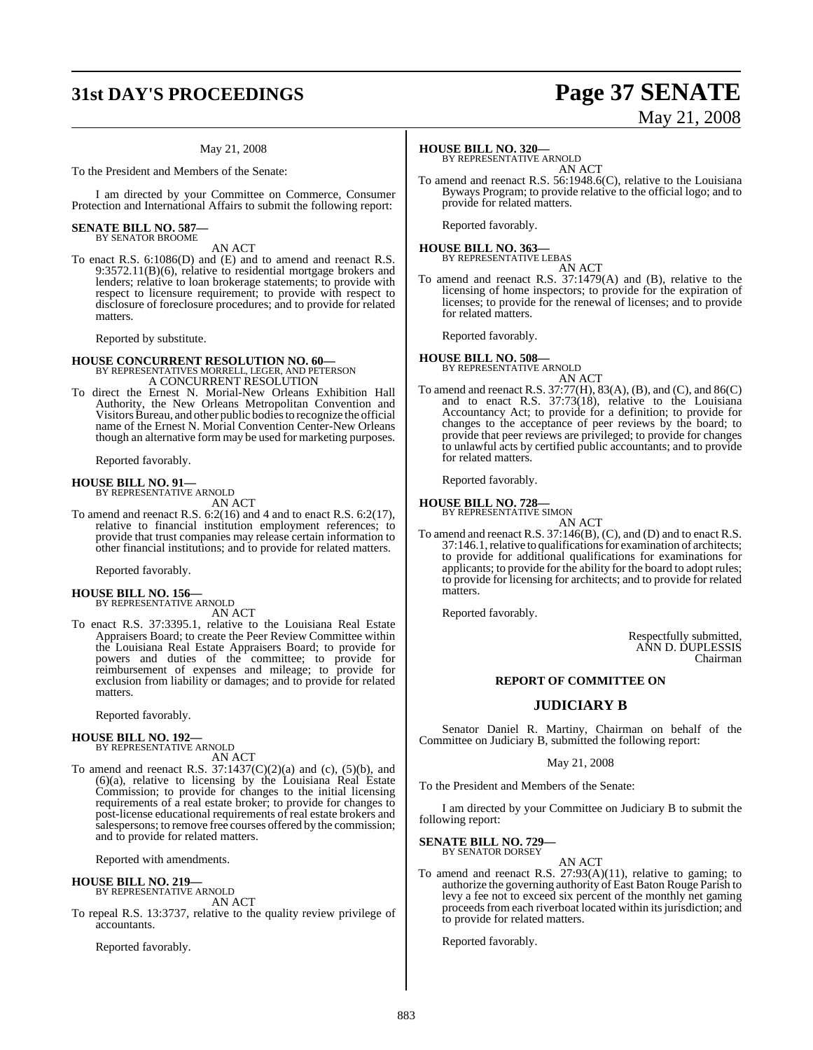May 21, 2008

To the President and Members of the Senate:

I am directed by your Committee on Commerce, Consumer Protection and International Affairs to submit the following report:

**SENATE BILL NO. 587—**
BY SENATOR BROOME

AN ACT

To enact R.S. 6:1086(D) and (E) and to amend and reenact R.S. 9:3572.11(B)(6), relative to residential mortgage brokers and lenders; relative to loan brokerage statements; to provide with respect to licensure requirement; to provide with respect to disclosure of foreclosure procedures; and to provide for related matters.

Reported by substitute.

**HOUSE CONCURRENT RESOLUTION NO. 60—**
BY REPRESENTATIVES MORRELL, LEGER, AND PETERSON

A CONCURRENT RESOLUTION

To direct the Ernest N. Morial-New Orleans Exhibition Hall Authority, the New Orleans Metropolitan Convention and Visitors Bureau, and other public bodies to recognize the official name of the Ernest N. Morial Convention Center-New Orleans though an alternative form may be used for marketing purposes.

Reported favorably.

**HOUSE BILL NO. 91—**
BY REPRESENTATIVE ARNOLD

AN ACT

To amend and reenact R.S. 6:2(16) and 4 and to enact R.S. 6:2(17), relative to financial institution employment references; to provide that trust companies may release certain information to other financial institutions; and to provide for related matters.

Reported favorably.

**HOUSE BILL NO. 156—**
BY REPRESENTATIVE ARNOLD

AN ACT

To enact R.S. 37:3395.1, relative to the Louisiana Real Estate Appraisers Board; to create the Peer Review Committee within the Louisiana Real Estate Appraisers Board; to provide for powers and duties of the committee; to provide for reimbursement of expenses and mileage; to provide for exclusion from liability or damages; and to provide for related matters.

Reported favorably.

**HOUSE BILL NO. 192—**
BY REPRESENTATIVE ARNOLD

AN ACT

To amend and reenact R.S. 37:1437(C)(2)(a) and (c), (5)(b), and (6)(a), relative to licensing by the Louisiana Real Estate Commission; to provide for changes to the initial licensing requirements of a real estate broker; to provide for changes to post-license educational requirements of real estate brokers and salespersons; to remove free courses offered by the commission; and to provide for related matters.

Reported with amendments.

**HOUSE BILL NO. 219—**
BY REPRESENTATIVE ARNOLD

AN ACT

To repeal R.S. 13:3737, relative to the quality review privilege of accountants.

Reported favorably.

**HOUSE BILL NO. 320—**
BY REPRESENTATIVE ARNOLD

AN ACT

To amend and reenact R.S. 56:1948.6(C), relative to the Louisiana Byways Program; to provide relative to the official logo; and to provide for related matters.

Reported favorably.

**HOUSE BILL NO. 363—**
BY REPRESENTATIVE LEBAS

AN ACT

To amend and reenact R.S. 37:1479(A) and (B), relative to the licensing of home inspectors; to provide for the expiration of licenses; to provide for the renewal of licenses; and to provide for related matters.

Reported favorably.

**HOUSE BILL NO. 508—**
BY REPRESENTATIVE ARNOLD

AN ACT

To amend and reenact R.S. 37:77(H), 83(A), (B), and (C), and 86(C) and to enact R.S. 37:73(18), relative to the Louisiana Accountancy Act; to provide for a definition; to provide for changes to the acceptance of peer reviews by the board; to provide that peer reviews are privileged; to provide for changes to unlawful acts by certified public accountants; and to provide for related matters.

Reported favorably.

**HOUSE BILL NO. 728—**
BY REPRESENTATIVE SIMON

AN ACT

To amend and reenact R.S. 37:146(B), (C), and (D) and to enact R.S. 37:146.1, relative to qualifications for examination of architects; to provide for additional qualifications for examinations for applicants; to provide for the ability for the board to adopt rules; to provide for licensing for architects; and to provide for related matters.

Reported favorably.

Respectfully submitted,
ANN D. DUPLESSIS
Chairman

## REPORT OF COMMITTEE ON

## JUDICIARY B

Senator Daniel R. Martiny, Chairman on behalf of the Committee on Judiciary B, submitted the following report:

May 21, 2008

To the President and Members of the Senate:

I am directed by your Committee on Judiciary B to submit the following report:

**SENATE BILL NO. 729—**
BY SENATOR DORSEY

AN ACT

To amend and reenact R.S. 27:93(A)(11), relative to gaming; to authorize the governing authority of East Baton Rouge Parish to levy a fee not to exceed six percent of the monthly net gaming proceeds from each riverboat located within its jurisdiction; and to provide for related matters.

Reported favorably.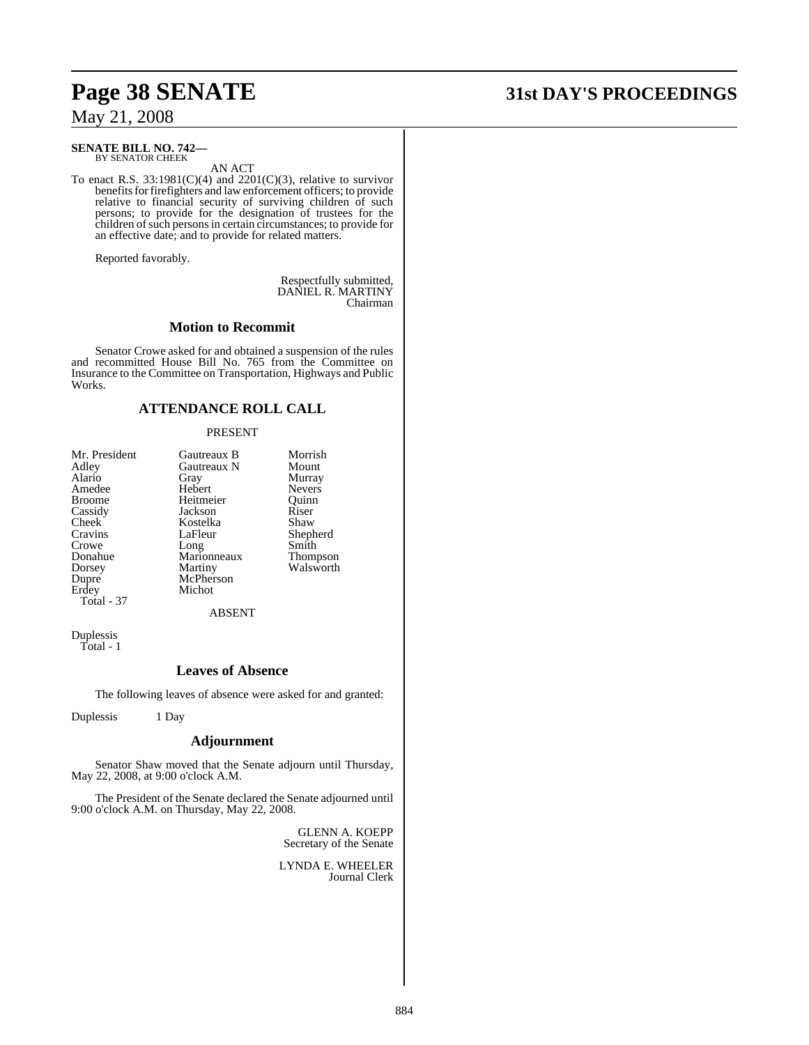**SENATE BILL NO. 742—**
BY SENATOR CHEEK

AN ACT

To enact R.S. 33:1981(C)(4) and 2201(C)(3), relative to survivor benefits for firefighters and law enforcement officers; to provide relative to financial security of surviving children of such persons; to provide for the designation of trustees for the children of such persons in certain circumstances; to provide for an effective date; and to provide for related matters.

Reported favorably.

Respectfully submitted,
DANIEL R. MARTINY
Chairman

## Motion to Recommit

Senator Crowe asked for and obtained a suspension of the rules and recommitted House Bill No. 765 from the Committee on Insurance to the Committee on Transportation, Highways and Public Works.

## ATTENDANCE ROLL CALL

PRESENT

| | | |
|---|---|---|
| Mr. President | Gautreaux B | Morrish |
| Adley | Gautreaux N | Mount |
| Alario | Gray | Murray |
| Amedee | Hebert | Nevers |
| Broome | Heitmeier | Quinn |
| Cassidy | Jackson | Riser |
| Cheek | Kostelka | Shaw |
| Cravins | LaFleur | Shepherd |
| Crowe | Long | Smith |
| Donahue | Marionneaux | Thompson |
| Dorsey | Martiny | Walsworth |
| Dupre | McPherson | |
| Erdey | Michot | |

Total - 37

ABSENT

Duplessis
Total - 1

## Leaves of Absence

The following leaves of absence were asked for and granted:

Duplessis 1 Day

## Adjournment

Senator Shaw moved that the Senate adjourn until Thursday, May 22, 2008, at 9:00 o'clock A.M.

The President of the Senate declared the Senate adjourned until 9:00 o'clock A.M. on Thursday, May 22, 2008.

GLENN A. KOEPP
Secretary of the Senate

LYNDA E. WHEELER
Journal Clerk